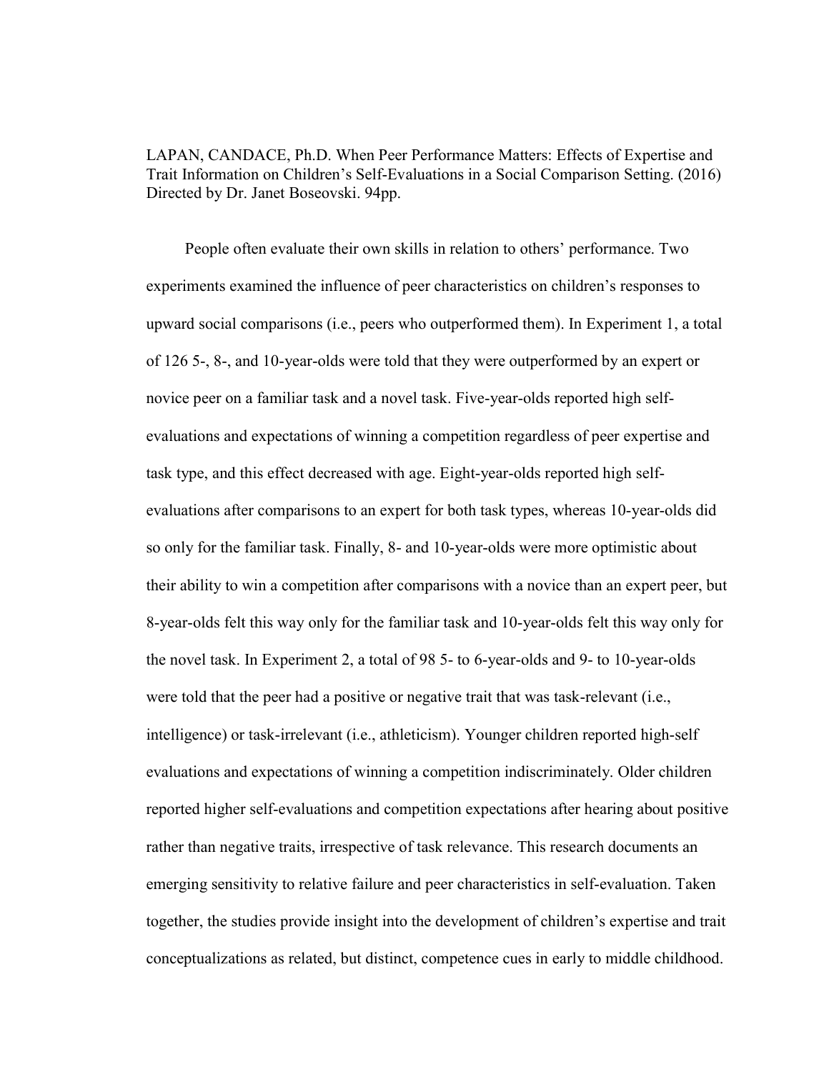LAPAN, CANDACE, Ph.D. When Peer Performance Matters: Effects of Expertise and Trait Information on Children's Self-Evaluations in a Social Comparison Setting. (2016) Directed by Dr. Janet Boseovski. 94pp.

People often evaluate their own skills in relation to others' performance. Two experiments examined the influence of peer characteristics on children's responses to upward social comparisons (i.e., peers who outperformed them). In Experiment 1, a total of 126 5-, 8-, and 10-year-olds were told that they were outperformed by an expert or novice peer on a familiar task and a novel task. Five-year-olds reported high self-evaluations and expectations of winning a competition regardless of peer expertise and task type, and this effect decreased with age. Eight-year-olds reported high self-evaluations after comparisons to an expert for both task types, whereas 10-year-olds did so only for the familiar task. Finally, 8- and 10-year-olds were more optimistic about their ability to win a competition after comparisons with a novice than an expert peer, but 8-year-olds felt this way only for the familiar task and 10-year-olds felt this way only for the novel task. In Experiment 2, a total of 98 5- to 6-year-olds and 9- to 10-year-olds were told that the peer had a positive or negative trait that was task-relevant (i.e., intelligence) or task-irrelevant (i.e., athleticism). Younger children reported high-self evaluations and expectations of winning a competition indiscriminately. Older children reported higher self-evaluations and competition expectations after hearing about positive rather than negative traits, irrespective of task relevance. This research documents an emerging sensitivity to relative failure and peer characteristics in self-evaluation. Taken together, the studies provide insight into the development of children's expertise and trait conceptualizations as related, but distinct, competence cues in early to middle childhood.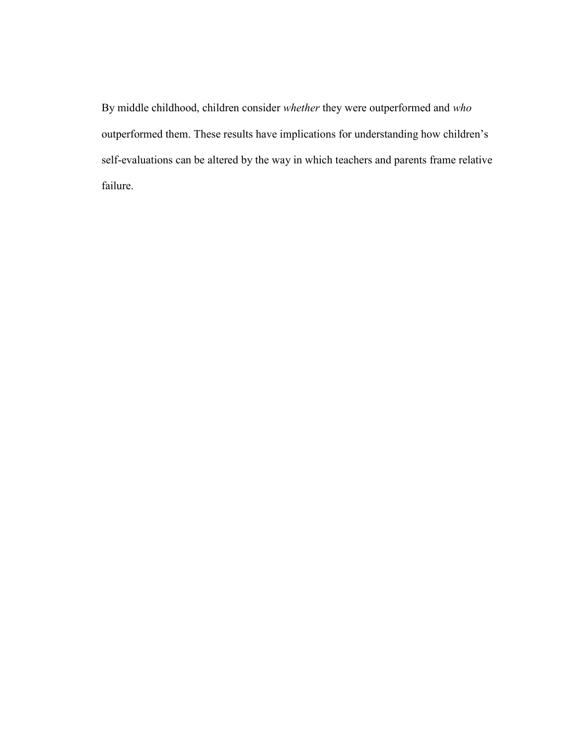By middle childhood, children consider *whether* they were outperformed and *who* outperformed them. These results have implications for understanding how children's self-evaluations can be altered by the way in which teachers and parents frame relative failure.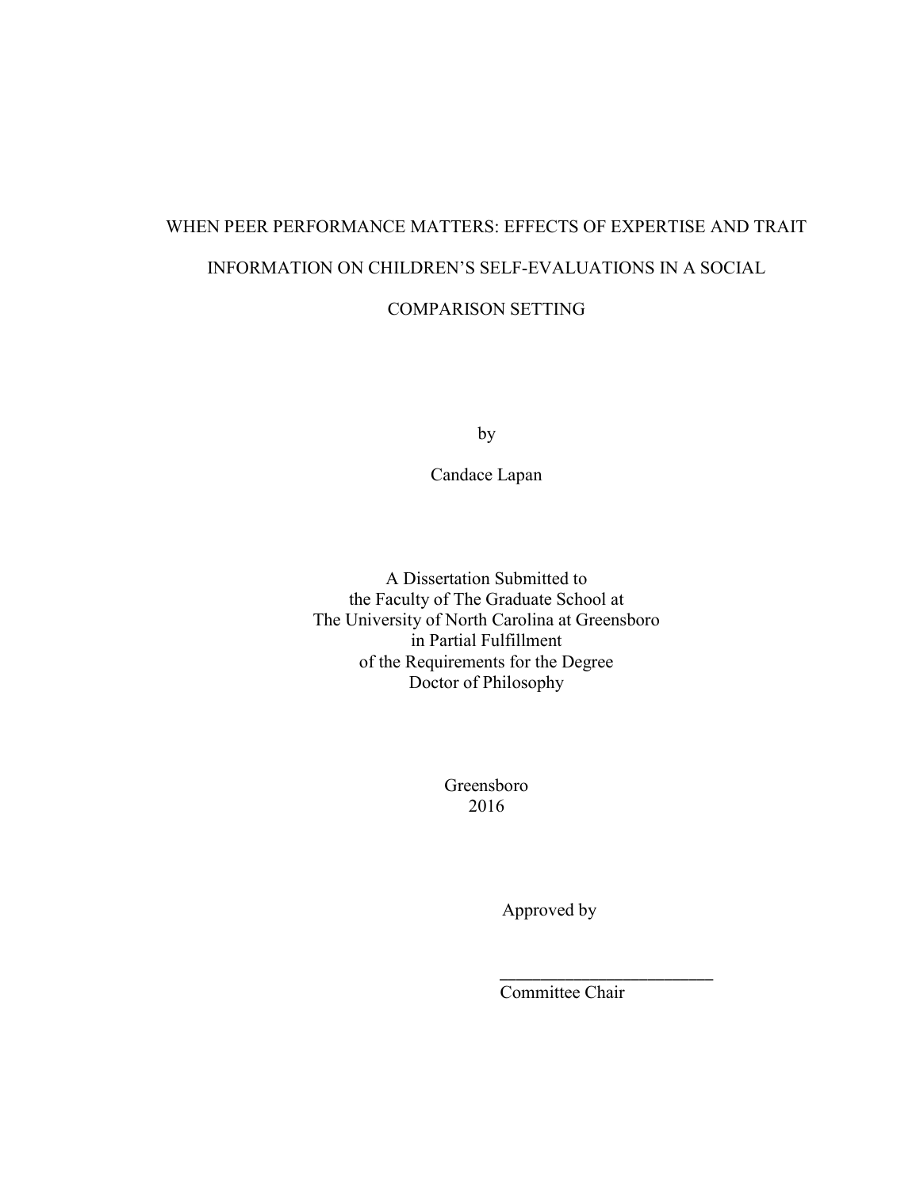# WHEN PEER PERFORMANCE MATTERS: EFFECTS OF EXPERTISE AND TRAIT INFORMATION ON CHILDREN'S SELF-EVALUATIONS IN A SOCIAL COMPARISON SETTING

by

Candace Lapan

A Dissertation Submitted to
the Faculty of The Graduate School at
The University of North Carolina at Greensboro
in Partial Fulfillment
of the Requirements for the Degree
Doctor of Philosophy

Greensboro
2016

Approved by

_________________________
Committee Chair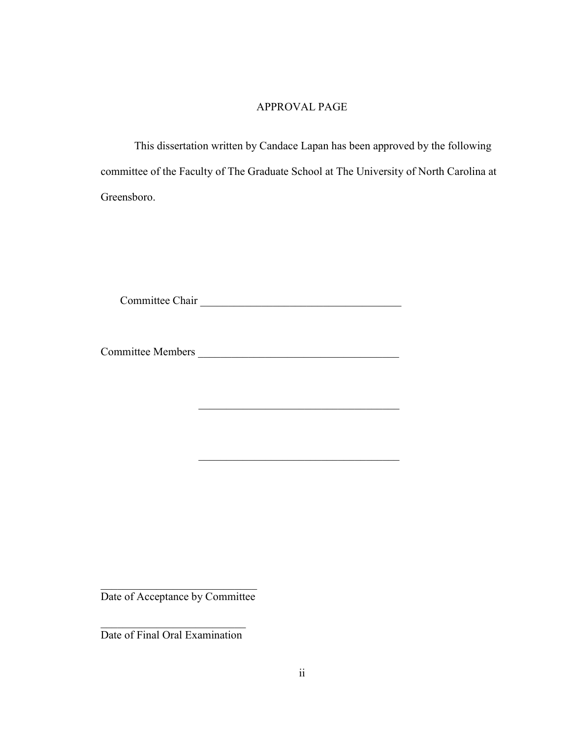# APPROVAL PAGE

This dissertation written by Candace Lapan has been approved by the following committee of the Faculty of The Graduate School at The University of North Carolina at Greensboro.

Committee Chair ____________________________________

Committee Members ____________________________________

____________________________________

____________________________________

____________________________
Date of Acceptance by Committee

__________________________
Date of Final Oral Examination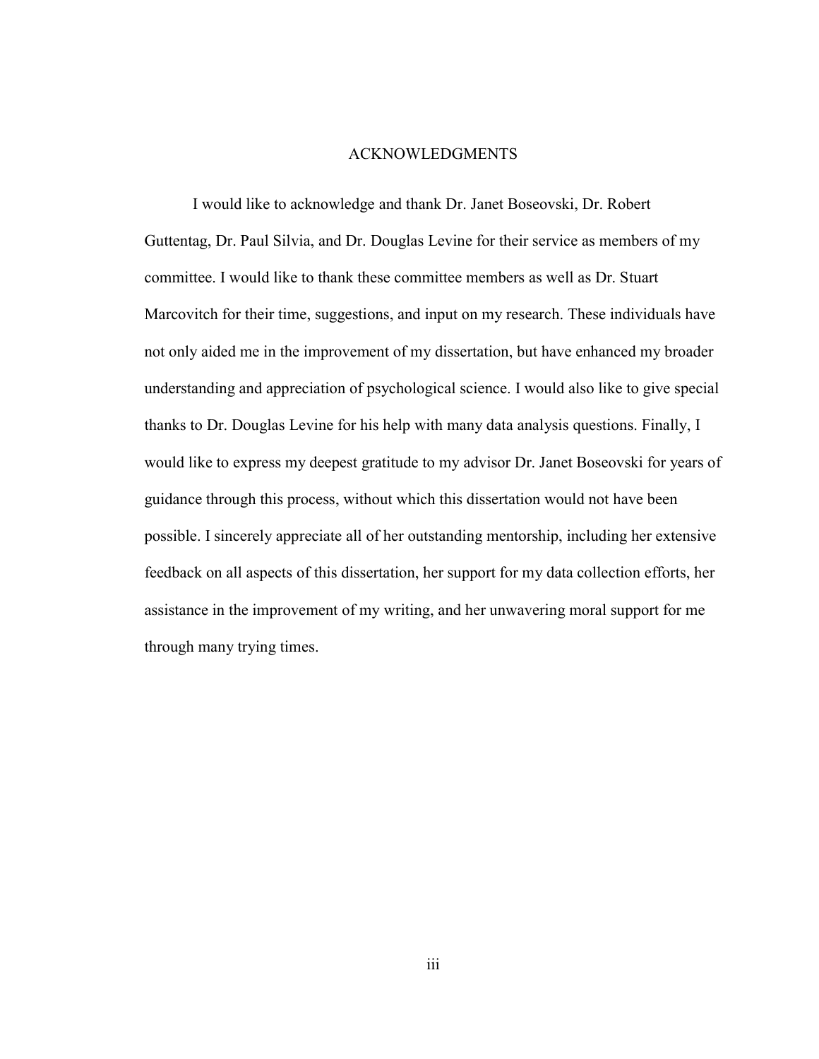# ACKNOWLEDGMENTS

I would like to acknowledge and thank Dr. Janet Boseovski, Dr. Robert Guttentag, Dr. Paul Silvia, and Dr. Douglas Levine for their service as members of my committee. I would like to thank these committee members as well as Dr. Stuart Marcovitch for their time, suggestions, and input on my research. These individuals have not only aided me in the improvement of my dissertation, but have enhanced my broader understanding and appreciation of psychological science. I would also like to give special thanks to Dr. Douglas Levine for his help with many data analysis questions. Finally, I would like to express my deepest gratitude to my advisor Dr. Janet Boseovski for years of guidance through this process, without which this dissertation would not have been possible. I sincerely appreciate all of her outstanding mentorship, including her extensive feedback on all aspects of this dissertation, her support for my data collection efforts, her assistance in the improvement of my writing, and her unwavering moral support for me through many trying times.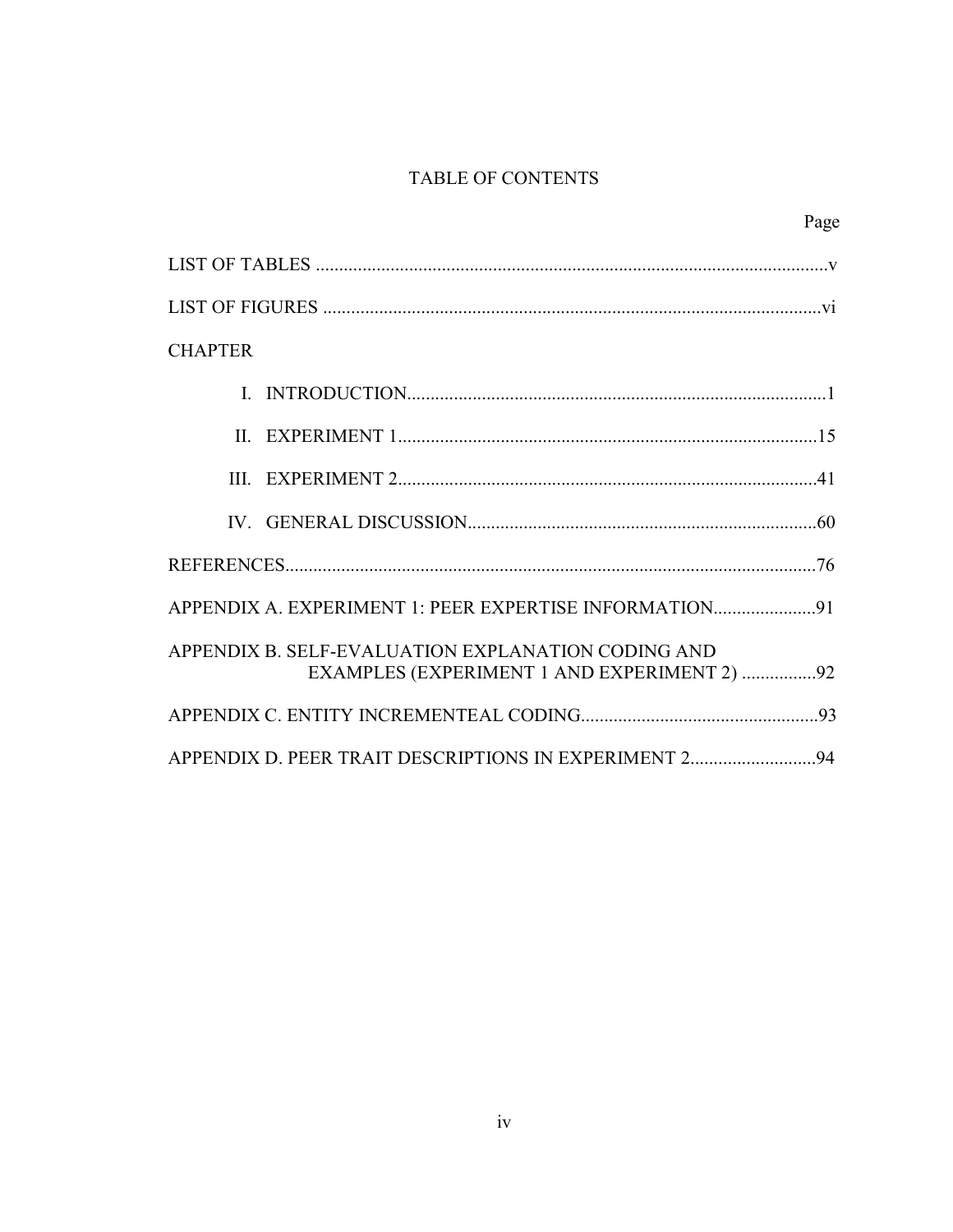# TABLE OF CONTENTS

| | Page |
|---|---|
| LIST OF TABLES | v |
| LIST OF FIGURES | vi |
| CHAPTER | |
| I. INTRODUCTION | 1 |
| II. EXPERIMENT 1 | 15 |
| III. EXPERIMENT 2 | 41 |
| IV. GENERAL DISCUSSION | 60 |
| REFERENCES | 76 |
| APPENDIX A. EXPERIMENT 1: PEER EXPERTISE INFORMATION | 91 |
| APPENDIX B. SELF-EVALUATION EXPLANATION CODING AND EXAMPLES (EXPERIMENT 1 AND EXPERIMENT 2) | 92 |
| APPENDIX C. ENTITY INCREMENTEAL CODING | 93 |
| APPENDIX D. PEER TRAIT DESCRIPTIONS IN EXPERIMENT 2 | 94 |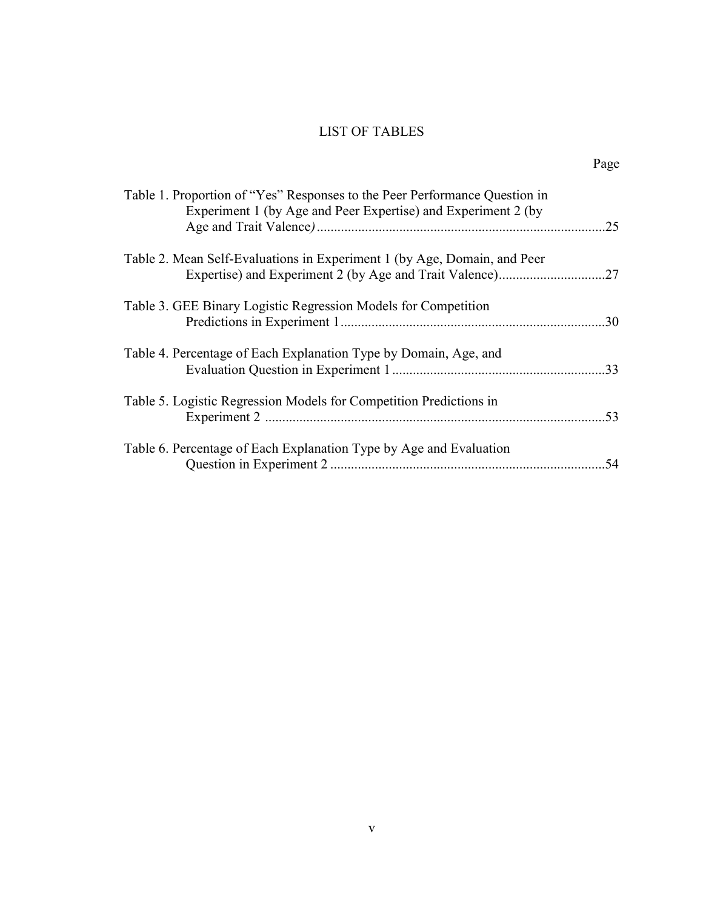# LIST OF TABLES

Page

Table 1. Proportion of "Yes" Responses to the Peer Performance Question in Experiment 1 (by Age and Peer Expertise) and Experiment 2 (by Age and Trait Valence) .....25

Table 2. Mean Self-Evaluations in Experiment 1 (by Age, Domain, and Peer Expertise) and Experiment 2 (by Age and Trait Valence) .....27

Table 3. GEE Binary Logistic Regression Models for Competition Predictions in Experiment 1 .....30

Table 4. Percentage of Each Explanation Type by Domain, Age, and Evaluation Question in Experiment 1 .....33

Table 5. Logistic Regression Models for Competition Predictions in Experiment 2 .....53

Table 6. Percentage of Each Explanation Type by Age and Evaluation Question in Experiment 2 .....54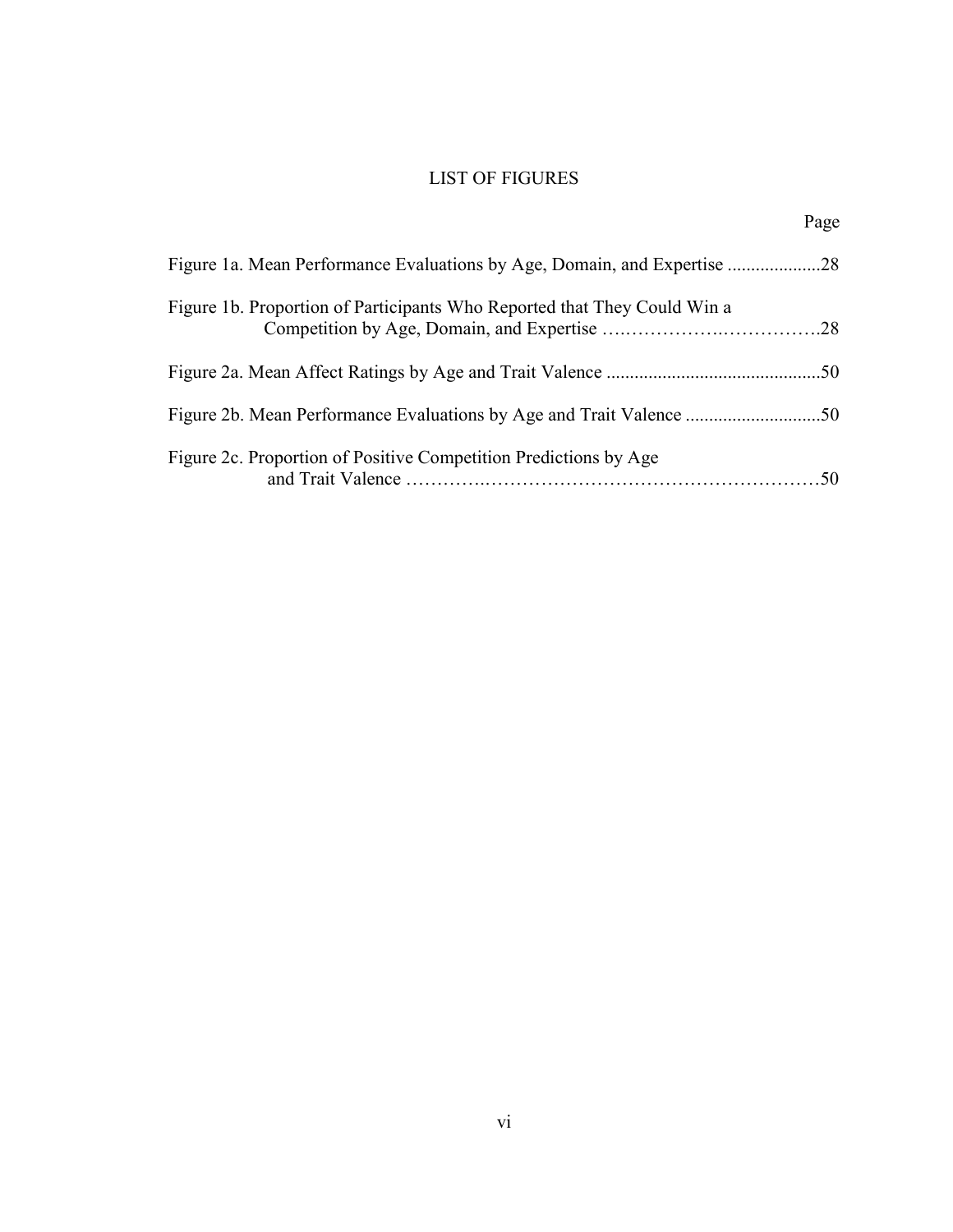# LIST OF FIGURES

Page

Figure 1a. Mean Performance Evaluations by Age, Domain, and Expertise ....................28

Figure 1b. Proportion of Participants Who Reported that They Could Win a Competition by Age, Domain, and Expertise ……………….……………28

Figure 2a. Mean Affect Ratings by Age and Trait Valence .............................................50

Figure 2b. Mean Performance Evaluations by Age and Trait Valence ............................50

Figure 2c. Proportion of Positive Competition Predictions by Age and Trait Valence …………..…………………………………………………50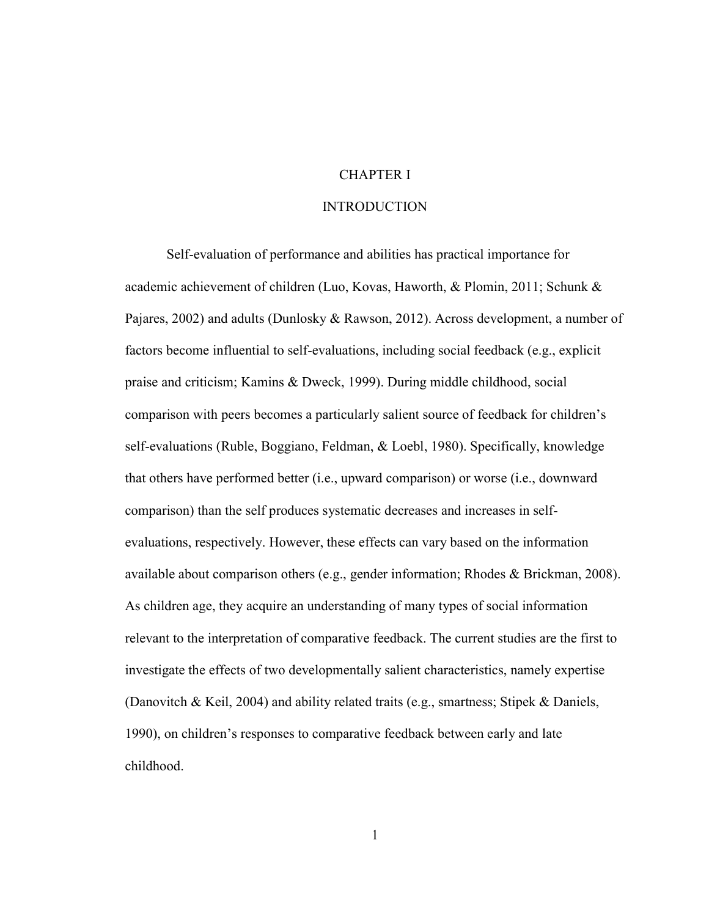# CHAPTER I

## INTRODUCTION

Self-evaluation of performance and abilities has practical importance for academic achievement of children (Luo, Kovas, Haworth, & Plomin, 2011; Schunk & Pajares, 2002) and adults (Dunlosky & Rawson, 2012). Across development, a number of factors become influential to self-evaluations, including social feedback (e.g., explicit praise and criticism; Kamins & Dweck, 1999). During middle childhood, social comparison with peers becomes a particularly salient source of feedback for children's self-evaluations (Ruble, Boggiano, Feldman, & Loebl, 1980). Specifically, knowledge that others have performed better (i.e., upward comparison) or worse (i.e., downward comparison) than the self produces systematic decreases and increases in self-evaluations, respectively. However, these effects can vary based on the information available about comparison others (e.g., gender information; Rhodes & Brickman, 2008). As children age, they acquire an understanding of many types of social information relevant to the interpretation of comparative feedback. The current studies are the first to investigate the effects of two developmentally salient characteristics, namely expertise (Danovitch & Keil, 2004) and ability related traits (e.g., smartness; Stipek & Daniels, 1990), on children's responses to comparative feedback between early and late childhood.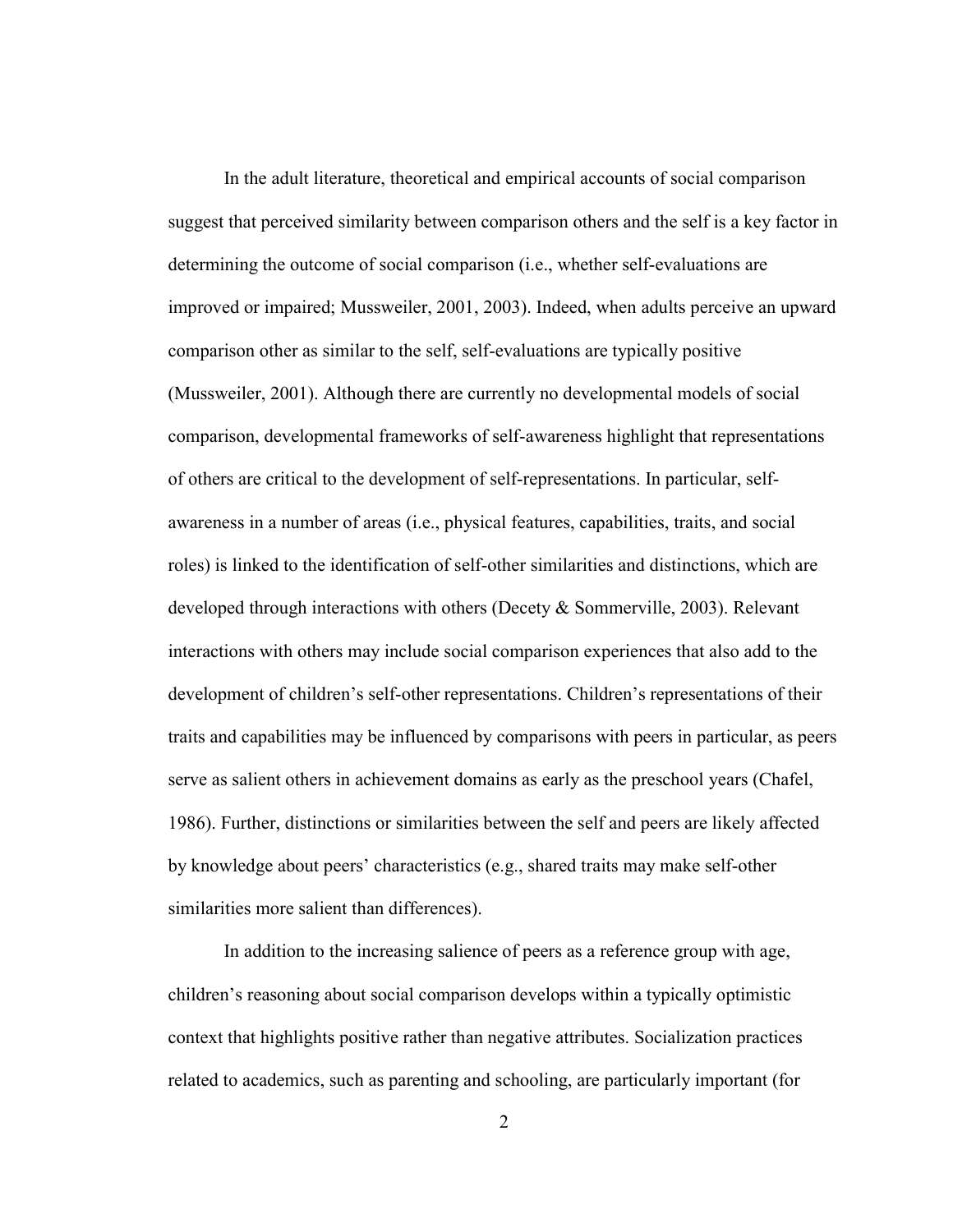In the adult literature, theoretical and empirical accounts of social comparison suggest that perceived similarity between comparison others and the self is a key factor in determining the outcome of social comparison (i.e., whether self-evaluations are improved or impaired; Mussweiler, 2001, 2003). Indeed, when adults perceive an upward comparison other as similar to the self, self-evaluations are typically positive (Mussweiler, 2001). Although there are currently no developmental models of social comparison, developmental frameworks of self-awareness highlight that representations of others are critical to the development of self-representations. In particular, self-awareness in a number of areas (i.e., physical features, capabilities, traits, and social roles) is linked to the identification of self-other similarities and distinctions, which are developed through interactions with others (Decety & Sommerville, 2003). Relevant interactions with others may include social comparison experiences that also add to the development of children's self-other representations. Children's representations of their traits and capabilities may be influenced by comparisons with peers in particular, as peers serve as salient others in achievement domains as early as the preschool years (Chafel, 1986). Further, distinctions or similarities between the self and peers are likely affected by knowledge about peers' characteristics (e.g., shared traits may make self-other similarities more salient than differences).

In addition to the increasing salience of peers as a reference group with age, children's reasoning about social comparison develops within a typically optimistic context that highlights positive rather than negative attributes. Socialization practices related to academics, such as parenting and schooling, are particularly important (for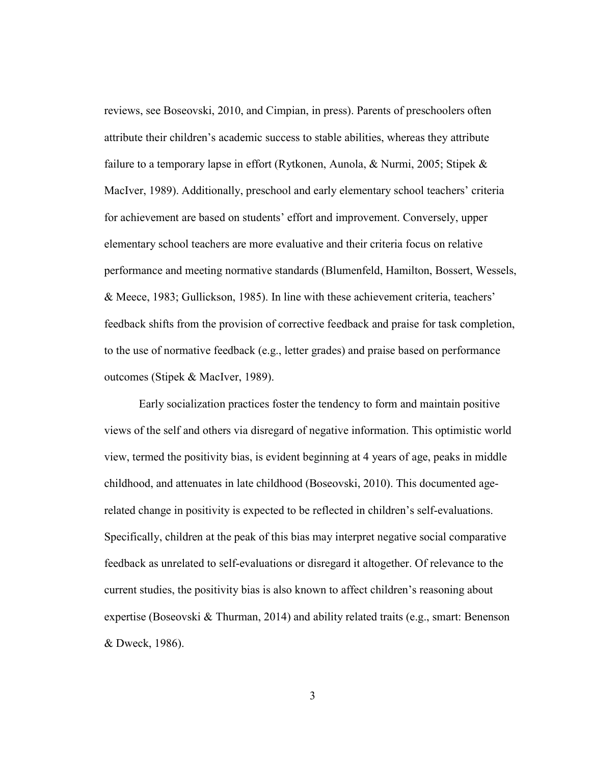reviews, see Boseovski, 2010, and Cimpian, in press). Parents of preschoolers often attribute their children's academic success to stable abilities, whereas they attribute failure to a temporary lapse in effort (Rytkonen, Aunola, & Nurmi, 2005; Stipek & MacIver, 1989). Additionally, preschool and early elementary school teachers' criteria for achievement are based on students' effort and improvement. Conversely, upper elementary school teachers are more evaluative and their criteria focus on relative performance and meeting normative standards (Blumenfeld, Hamilton, Bossert, Wessels, & Meece, 1983; Gullickson, 1985). In line with these achievement criteria, teachers' feedback shifts from the provision of corrective feedback and praise for task completion, to the use of normative feedback (e.g., letter grades) and praise based on performance outcomes (Stipek & MacIver, 1989).

Early socialization practices foster the tendency to form and maintain positive views of the self and others via disregard of negative information. This optimistic world view, termed the positivity bias, is evident beginning at 4 years of age, peaks in middle childhood, and attenuates in late childhood (Boseovski, 2010). This documented age-related change in positivity is expected to be reflected in children's self-evaluations. Specifically, children at the peak of this bias may interpret negative social comparative feedback as unrelated to self-evaluations or disregard it altogether. Of relevance to the current studies, the positivity bias is also known to affect children's reasoning about expertise (Boseovski & Thurman, 2014) and ability related traits (e.g., smart: Benenson & Dweck, 1986).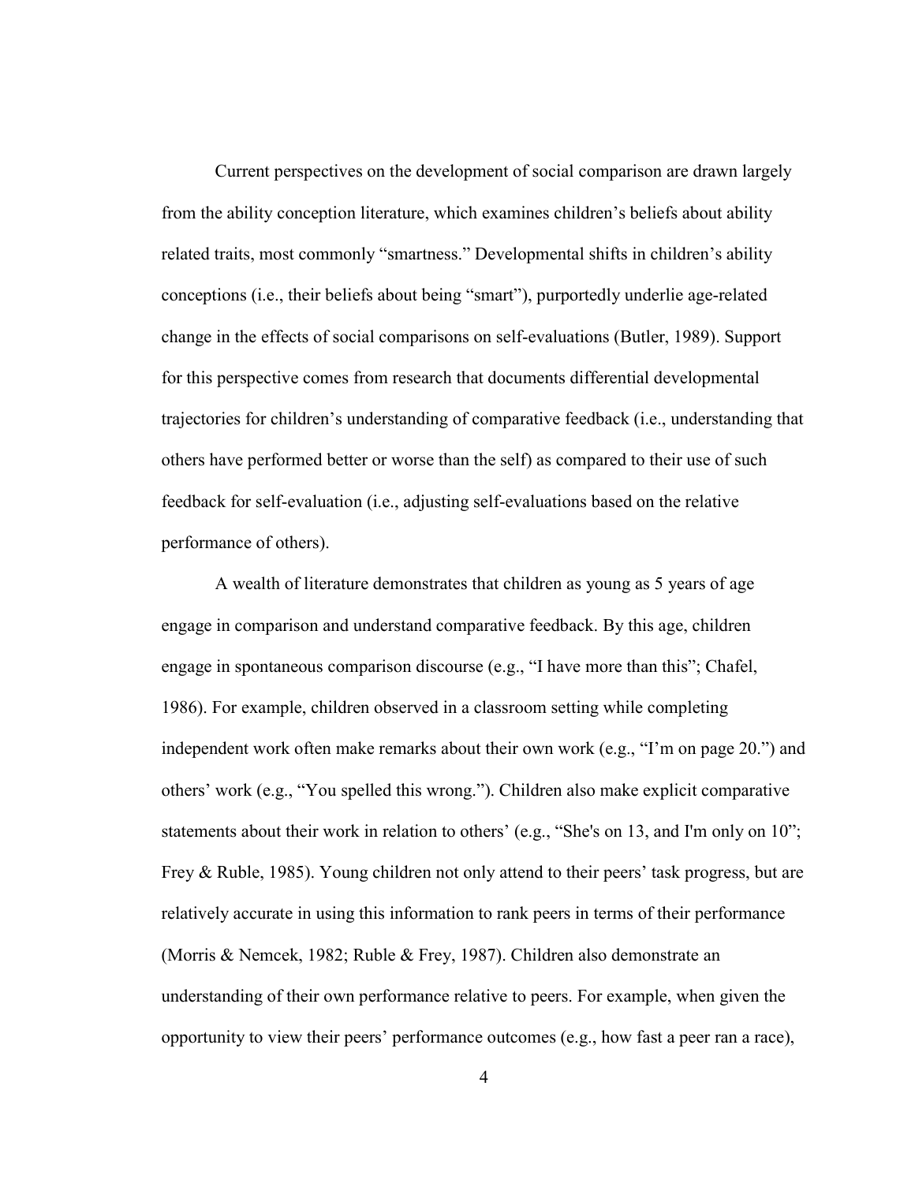Current perspectives on the development of social comparison are drawn largely from the ability conception literature, which examines children's beliefs about ability related traits, most commonly "smartness." Developmental shifts in children's ability conceptions (i.e., their beliefs about being "smart"), purportedly underlie age-related change in the effects of social comparisons on self-evaluations (Butler, 1989). Support for this perspective comes from research that documents differential developmental trajectories for children's understanding of comparative feedback (i.e., understanding that others have performed better or worse than the self) as compared to their use of such feedback for self-evaluation (i.e., adjusting self-evaluations based on the relative performance of others).

A wealth of literature demonstrates that children as young as 5 years of age engage in comparison and understand comparative feedback. By this age, children engage in spontaneous comparison discourse (e.g., "I have more than this"; Chafel, 1986). For example, children observed in a classroom setting while completing independent work often make remarks about their own work (e.g., "I'm on page 20.") and others' work (e.g., "You spelled this wrong."). Children also make explicit comparative statements about their work in relation to others' (e.g., "She's on 13, and I'm only on 10"; Frey & Ruble, 1985). Young children not only attend to their peers' task progress, but are relatively accurate in using this information to rank peers in terms of their performance (Morris & Nemcek, 1982; Ruble & Frey, 1987). Children also demonstrate an understanding of their own performance relative to peers. For example, when given the opportunity to view their peers' performance outcomes (e.g., how fast a peer ran a race),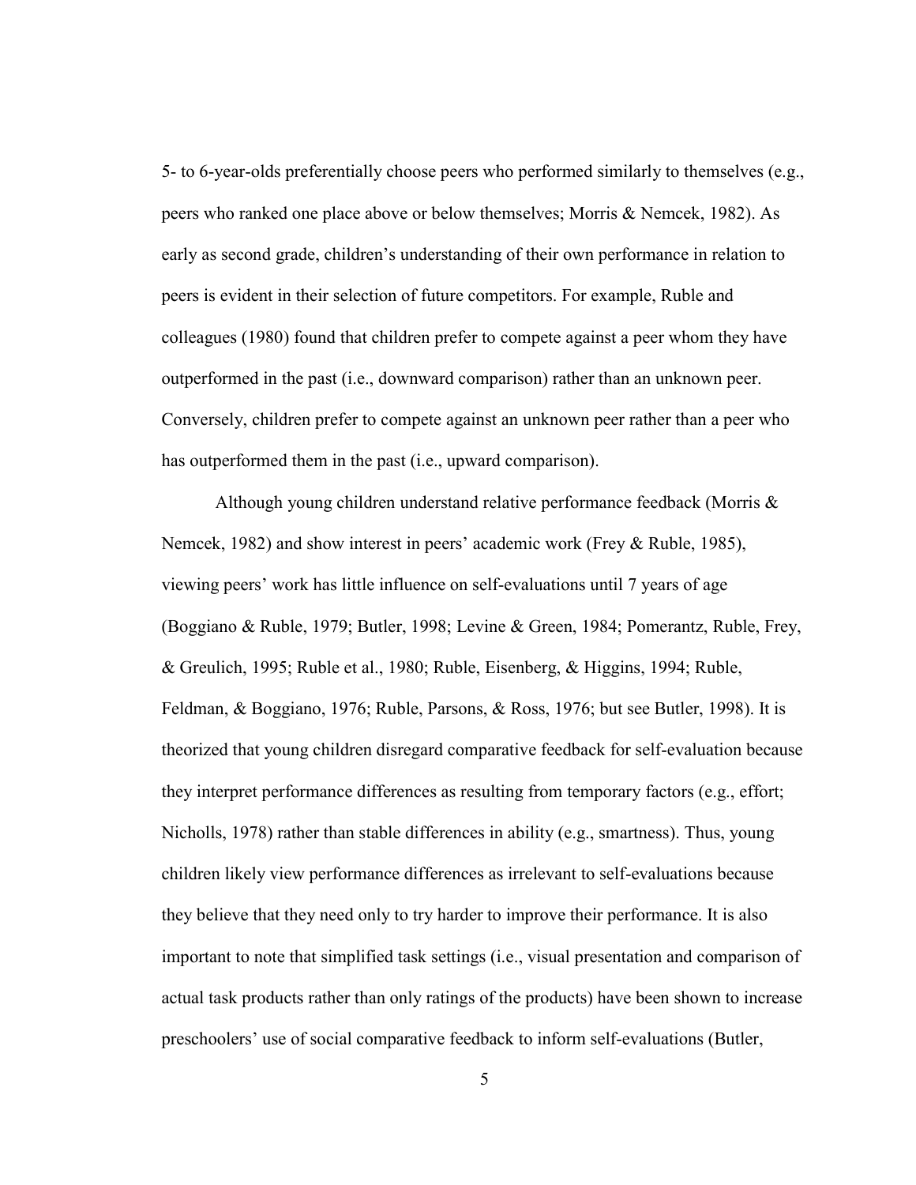5- to 6-year-olds preferentially choose peers who performed similarly to themselves (e.g., peers who ranked one place above or below themselves; Morris & Nemcek, 1982). As early as second grade, children's understanding of their own performance in relation to peers is evident in their selection of future competitors. For example, Ruble and colleagues (1980) found that children prefer to compete against a peer whom they have outperformed in the past (i.e., downward comparison) rather than an unknown peer. Conversely, children prefer to compete against an unknown peer rather than a peer who has outperformed them in the past (i.e., upward comparison).

Although young children understand relative performance feedback (Morris & Nemcek, 1982) and show interest in peers' academic work (Frey & Ruble, 1985), viewing peers' work has little influence on self-evaluations until 7 years of age (Boggiano & Ruble, 1979; Butler, 1998; Levine & Green, 1984; Pomerantz, Ruble, Frey, & Greulich, 1995; Ruble et al., 1980; Ruble, Eisenberg, & Higgins, 1994; Ruble, Feldman, & Boggiano, 1976; Ruble, Parsons, & Ross, 1976; but see Butler, 1998). It is theorized that young children disregard comparative feedback for self-evaluation because they interpret performance differences as resulting from temporary factors (e.g., effort; Nicholls, 1978) rather than stable differences in ability (e.g., smartness). Thus, young children likely view performance differences as irrelevant to self-evaluations because they believe that they need only to try harder to improve their performance. It is also important to note that simplified task settings (i.e., visual presentation and comparison of actual task products rather than only ratings of the products) have been shown to increase preschoolers' use of social comparative feedback to inform self-evaluations (Butler,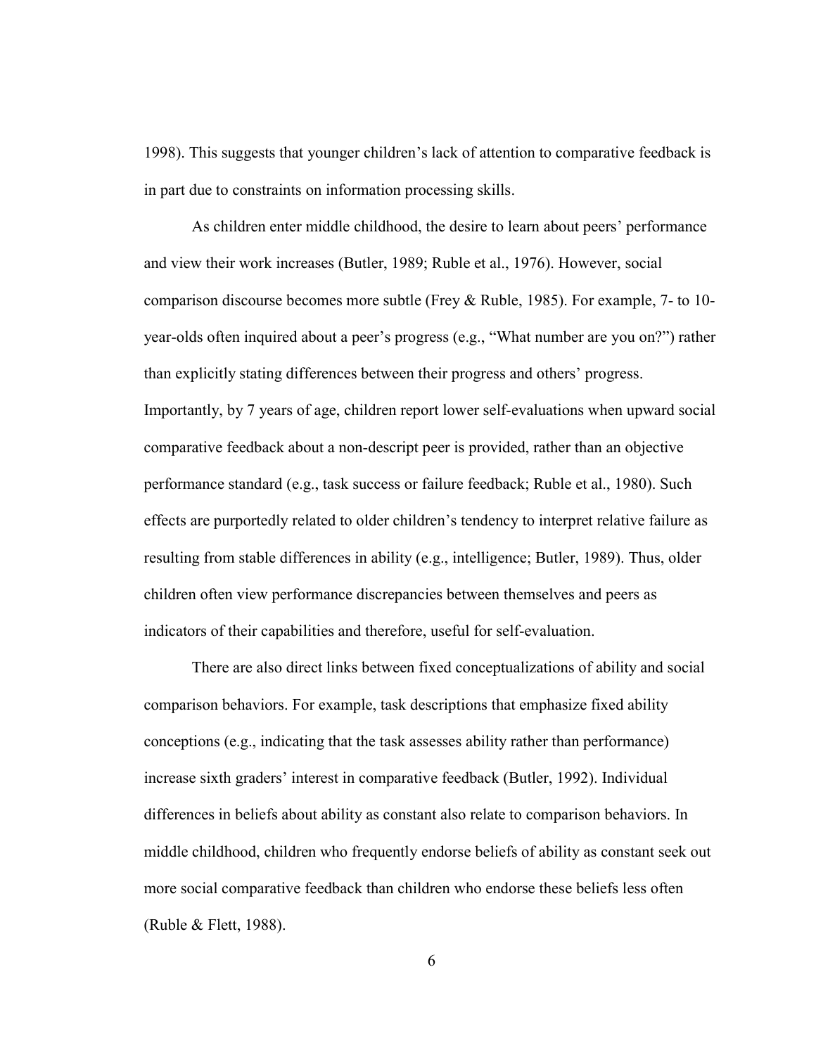1998). This suggests that younger children's lack of attention to comparative feedback is in part due to constraints on information processing skills.

As children enter middle childhood, the desire to learn about peers' performance and view their work increases (Butler, 1989; Ruble et al., 1976). However, social comparison discourse becomes more subtle (Frey & Ruble, 1985). For example, 7- to 10-year-olds often inquired about a peer's progress (e.g., "What number are you on?") rather than explicitly stating differences between their progress and others' progress. Importantly, by 7 years of age, children report lower self-evaluations when upward social comparative feedback about a non-descript peer is provided, rather than an objective performance standard (e.g., task success or failure feedback; Ruble et al., 1980). Such effects are purportedly related to older children's tendency to interpret relative failure as resulting from stable differences in ability (e.g., intelligence; Butler, 1989). Thus, older children often view performance discrepancies between themselves and peers as indicators of their capabilities and therefore, useful for self-evaluation.

There are also direct links between fixed conceptualizations of ability and social comparison behaviors. For example, task descriptions that emphasize fixed ability conceptions (e.g., indicating that the task assesses ability rather than performance) increase sixth graders' interest in comparative feedback (Butler, 1992). Individual differences in beliefs about ability as constant also relate to comparison behaviors. In middle childhood, children who frequently endorse beliefs of ability as constant seek out more social comparative feedback than children who endorse these beliefs less often (Ruble & Flett, 1988).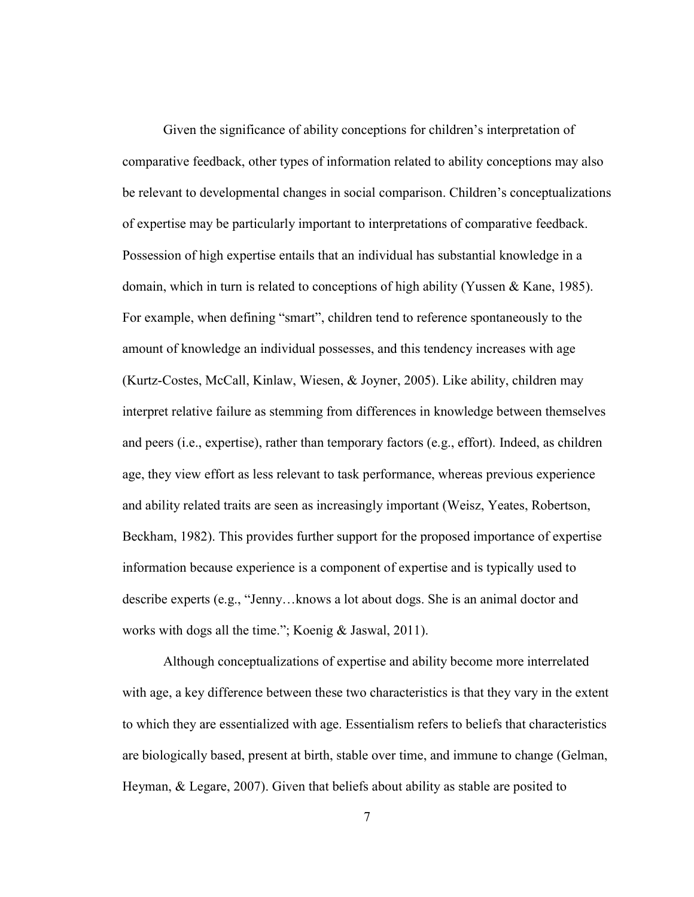Given the significance of ability conceptions for children's interpretation of comparative feedback, other types of information related to ability conceptions may also be relevant to developmental changes in social comparison. Children's conceptualizations of expertise may be particularly important to interpretations of comparative feedback. Possession of high expertise entails that an individual has substantial knowledge in a domain, which in turn is related to conceptions of high ability (Yussen & Kane, 1985). For example, when defining "smart", children tend to reference spontaneously to the amount of knowledge an individual possesses, and this tendency increases with age (Kurtz-Costes, McCall, Kinlaw, Wiesen, & Joyner, 2005). Like ability, children may interpret relative failure as stemming from differences in knowledge between themselves and peers (i.e., expertise), rather than temporary factors (e.g., effort). Indeed, as children age, they view effort as less relevant to task performance, whereas previous experience and ability related traits are seen as increasingly important (Weisz, Yeates, Robertson, Beckham, 1982). This provides further support for the proposed importance of expertise information because experience is a component of expertise and is typically used to describe experts (e.g., "Jenny…knows a lot about dogs. She is an animal doctor and works with dogs all the time."; Koenig & Jaswal, 2011).

Although conceptualizations of expertise and ability become more interrelated with age, a key difference between these two characteristics is that they vary in the extent to which they are essentialized with age. Essentialism refers to beliefs that characteristics are biologically based, present at birth, stable over time, and immune to change (Gelman, Heyman, & Legare, 2007). Given that beliefs about ability as stable are posited to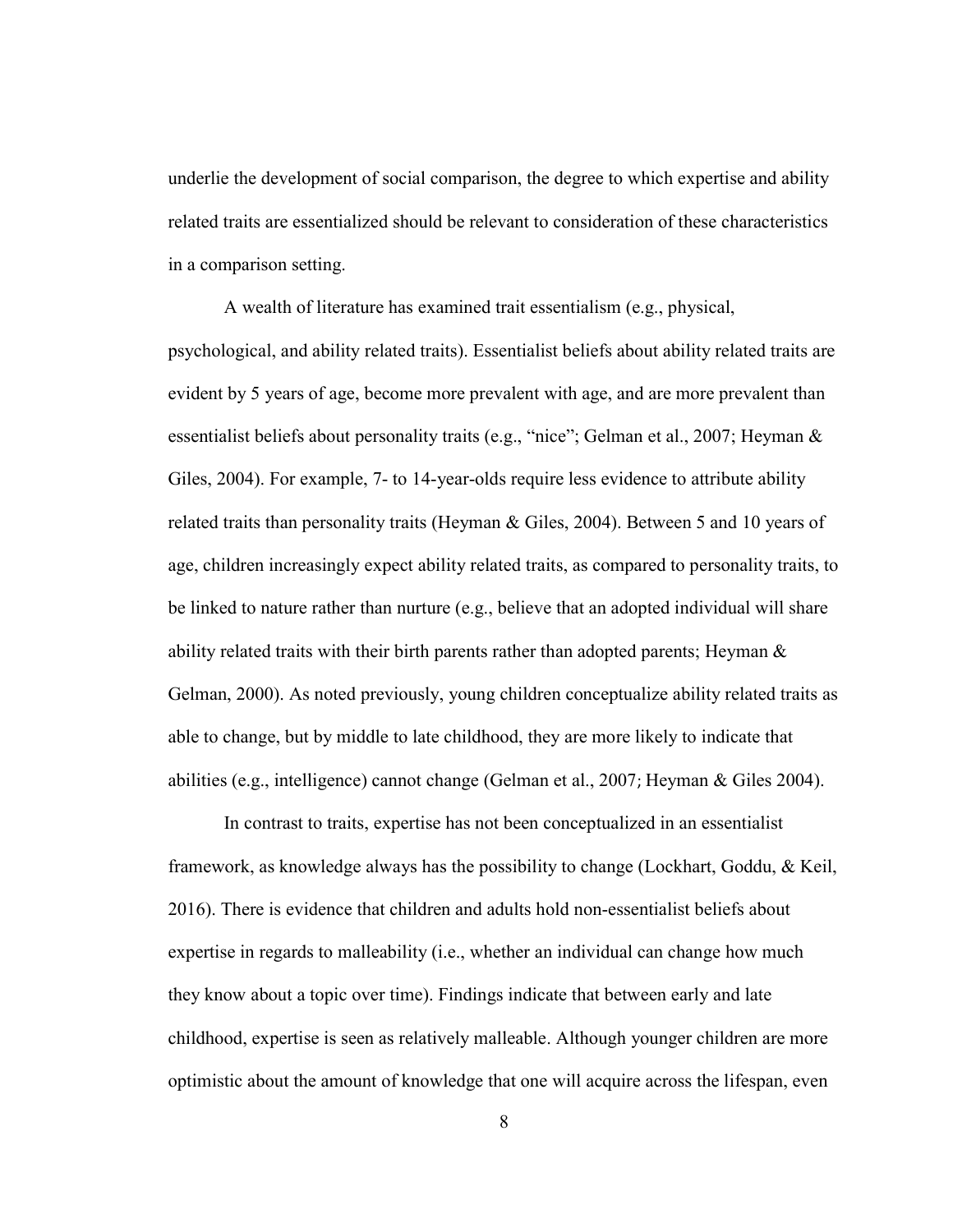underlie the development of social comparison, the degree to which expertise and ability related traits are essentialized should be relevant to consideration of these characteristics in a comparison setting.

A wealth of literature has examined trait essentialism (e.g., physical, psychological, and ability related traits). Essentialist beliefs about ability related traits are evident by 5 years of age, become more prevalent with age, and are more prevalent than essentialist beliefs about personality traits (e.g., "nice"; Gelman et al., 2007; Heyman & Giles, 2004). For example, 7- to 14-year-olds require less evidence to attribute ability related traits than personality traits (Heyman & Giles, 2004). Between 5 and 10 years of age, children increasingly expect ability related traits, as compared to personality traits, to be linked to nature rather than nurture (e.g., believe that an adopted individual will share ability related traits with their birth parents rather than adopted parents; Heyman & Gelman, 2000). As noted previously, young children conceptualize ability related traits as able to change, but by middle to late childhood, they are more likely to indicate that abilities (e.g., intelligence) cannot change (Gelman et al., 2007; Heyman & Giles 2004).

In contrast to traits, expertise has not been conceptualized in an essentialist framework, as knowledge always has the possibility to change (Lockhart, Goddu, & Keil, 2016). There is evidence that children and adults hold non-essentialist beliefs about expertise in regards to malleability (i.e., whether an individual can change how much they know about a topic over time). Findings indicate that between early and late childhood, expertise is seen as relatively malleable. Although younger children are more optimistic about the amount of knowledge that one will acquire across the lifespan, even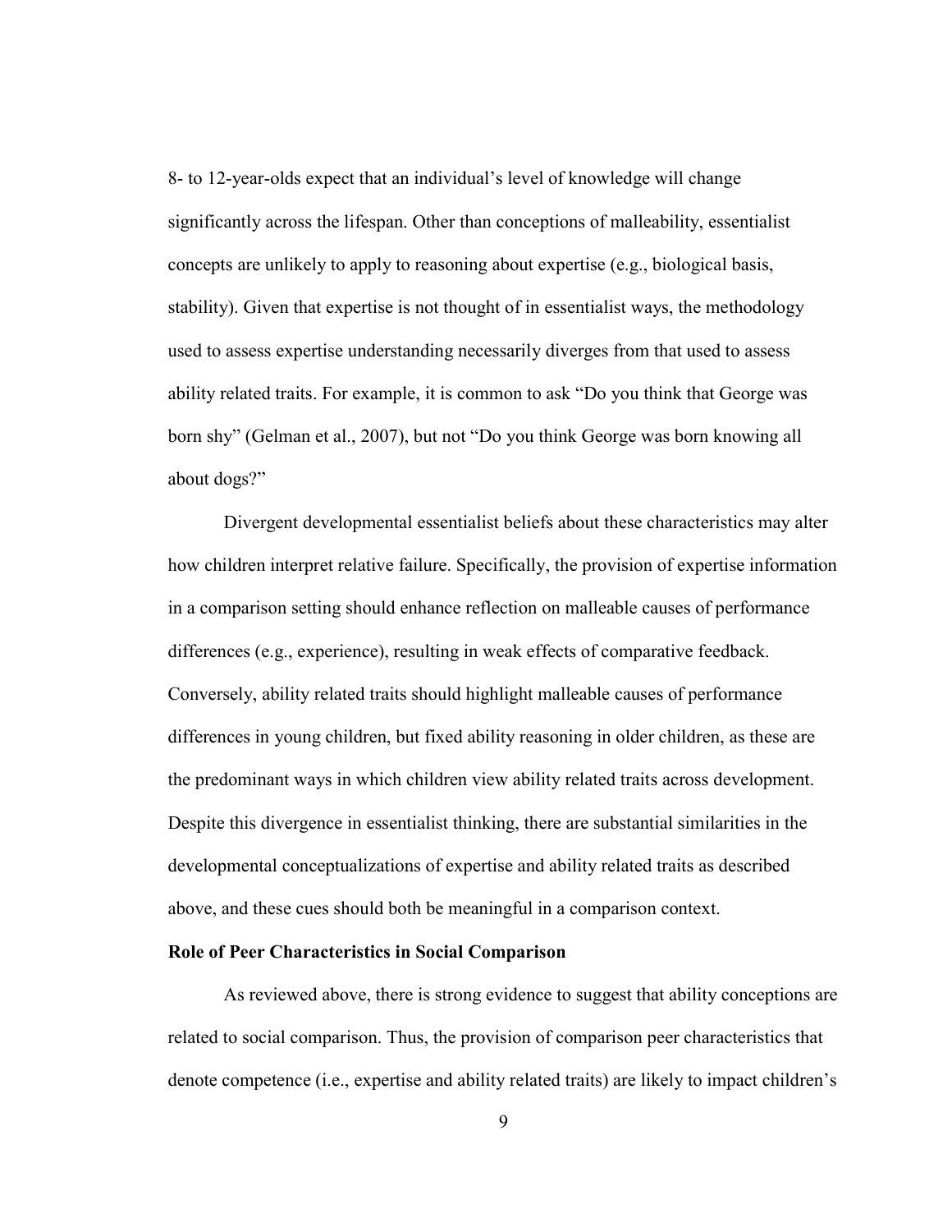8- to 12-year-olds expect that an individual's level of knowledge will change significantly across the lifespan. Other than conceptions of malleability, essentialist concepts are unlikely to apply to reasoning about expertise (e.g., biological basis, stability). Given that expertise is not thought of in essentialist ways, the methodology used to assess expertise understanding necessarily diverges from that used to assess ability related traits. For example, it is common to ask "Do you think that George was born shy" (Gelman et al., 2007), but not "Do you think George was born knowing all about dogs?"

Divergent developmental essentialist beliefs about these characteristics may alter how children interpret relative failure. Specifically, the provision of expertise information in a comparison setting should enhance reflection on malleable causes of performance differences (e.g., experience), resulting in weak effects of comparative feedback. Conversely, ability related traits should highlight malleable causes of performance differences in young children, but fixed ability reasoning in older children, as these are the predominant ways in which children view ability related traits across development. Despite this divergence in essentialist thinking, there are substantial similarities in the developmental conceptualizations of expertise and ability related traits as described above, and these cues should both be meaningful in a comparison context.

**Role of Peer Characteristics in Social Comparison**

As reviewed above, there is strong evidence to suggest that ability conceptions are related to social comparison. Thus, the provision of comparison peer characteristics that denote competence (i.e., expertise and ability related traits) are likely to impact children's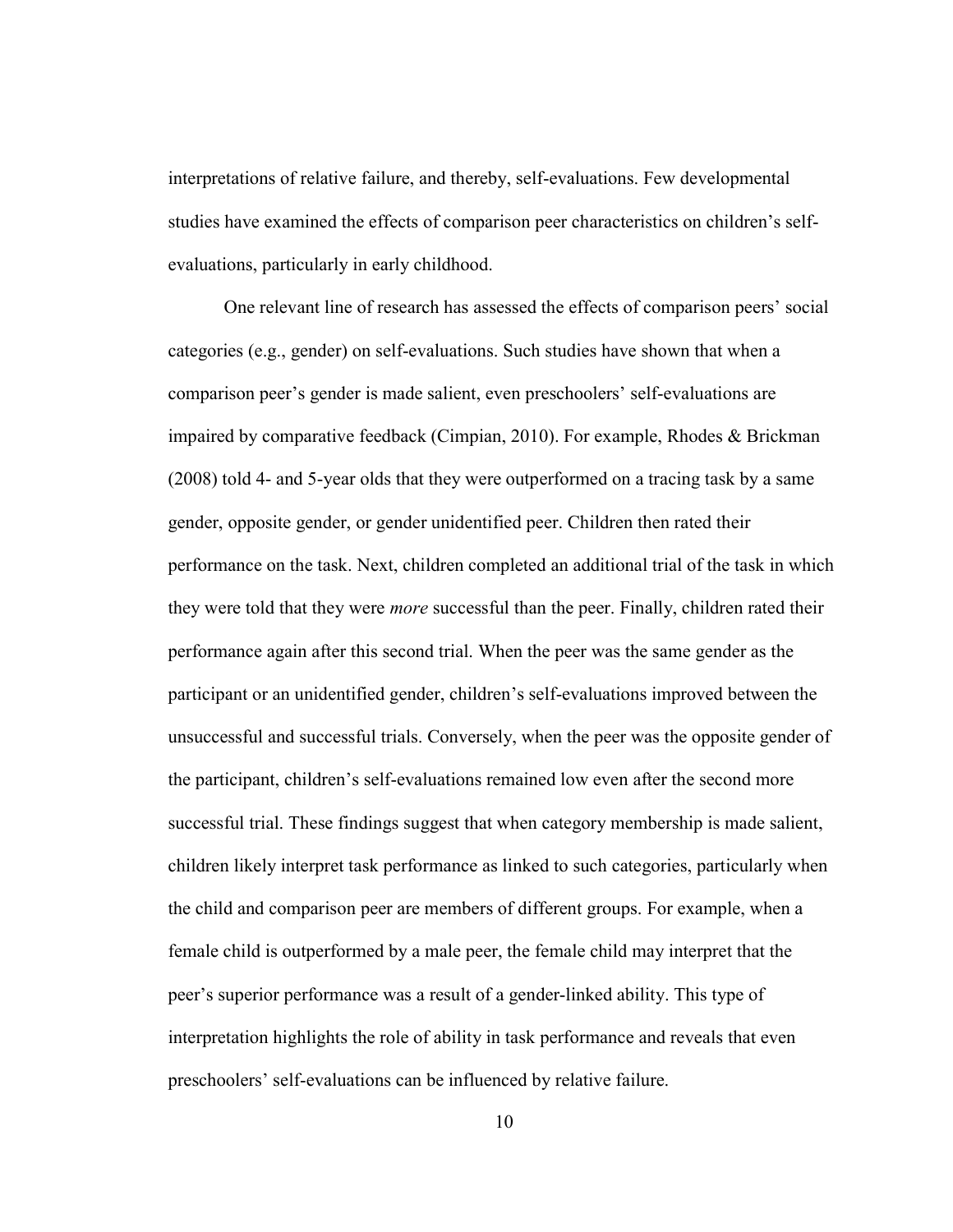interpretations of relative failure, and thereby, self-evaluations. Few developmental studies have examined the effects of comparison peer characteristics on children's self-evaluations, particularly in early childhood.

One relevant line of research has assessed the effects of comparison peers' social categories (e.g., gender) on self-evaluations. Such studies have shown that when a comparison peer's gender is made salient, even preschoolers' self-evaluations are impaired by comparative feedback (Cimpian, 2010). For example, Rhodes & Brickman (2008) told 4- and 5-year olds that they were outperformed on a tracing task by a same gender, opposite gender, or gender unidentified peer. Children then rated their performance on the task. Next, children completed an additional trial of the task in which they were told that they were *more* successful than the peer. Finally, children rated their performance again after this second trial. When the peer was the same gender as the participant or an unidentified gender, children's self-evaluations improved between the unsuccessful and successful trials. Conversely, when the peer was the opposite gender of the participant, children's self-evaluations remained low even after the second more successful trial. These findings suggest that when category membership is made salient, children likely interpret task performance as linked to such categories, particularly when the child and comparison peer are members of different groups. For example, when a female child is outperformed by a male peer, the female child may interpret that the peer's superior performance was a result of a gender-linked ability. This type of interpretation highlights the role of ability in task performance and reveals that even preschoolers' self-evaluations can be influenced by relative failure.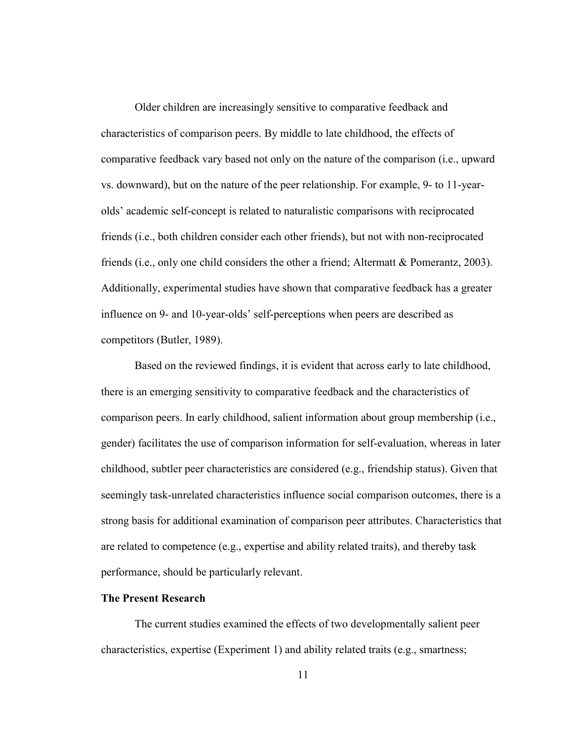Older children are increasingly sensitive to comparative feedback and characteristics of comparison peers. By middle to late childhood, the effects of comparative feedback vary based not only on the nature of the comparison (i.e., upward vs. downward), but on the nature of the peer relationship. For example, 9- to 11-year-olds' academic self-concept is related to naturalistic comparisons with reciprocated friends (i.e., both children consider each other friends), but not with non-reciprocated friends (i.e., only one child considers the other a friend; Altermatt & Pomerantz, 2003). Additionally, experimental studies have shown that comparative feedback has a greater influence on 9- and 10-year-olds' self-perceptions when peers are described as competitors (Butler, 1989).

Based on the reviewed findings, it is evident that across early to late childhood, there is an emerging sensitivity to comparative feedback and the characteristics of comparison peers. In early childhood, salient information about group membership (i.e., gender) facilitates the use of comparison information for self-evaluation, whereas in later childhood, subtler peer characteristics are considered (e.g., friendship status). Given that seemingly task-unrelated characteristics influence social comparison outcomes, there is a strong basis for additional examination of comparison peer attributes. Characteristics that are related to competence (e.g., expertise and ability related traits), and thereby task performance, should be particularly relevant.

## The Present Research

The current studies examined the effects of two developmentally salient peer characteristics, expertise (Experiment 1) and ability related traits (e.g., smartness;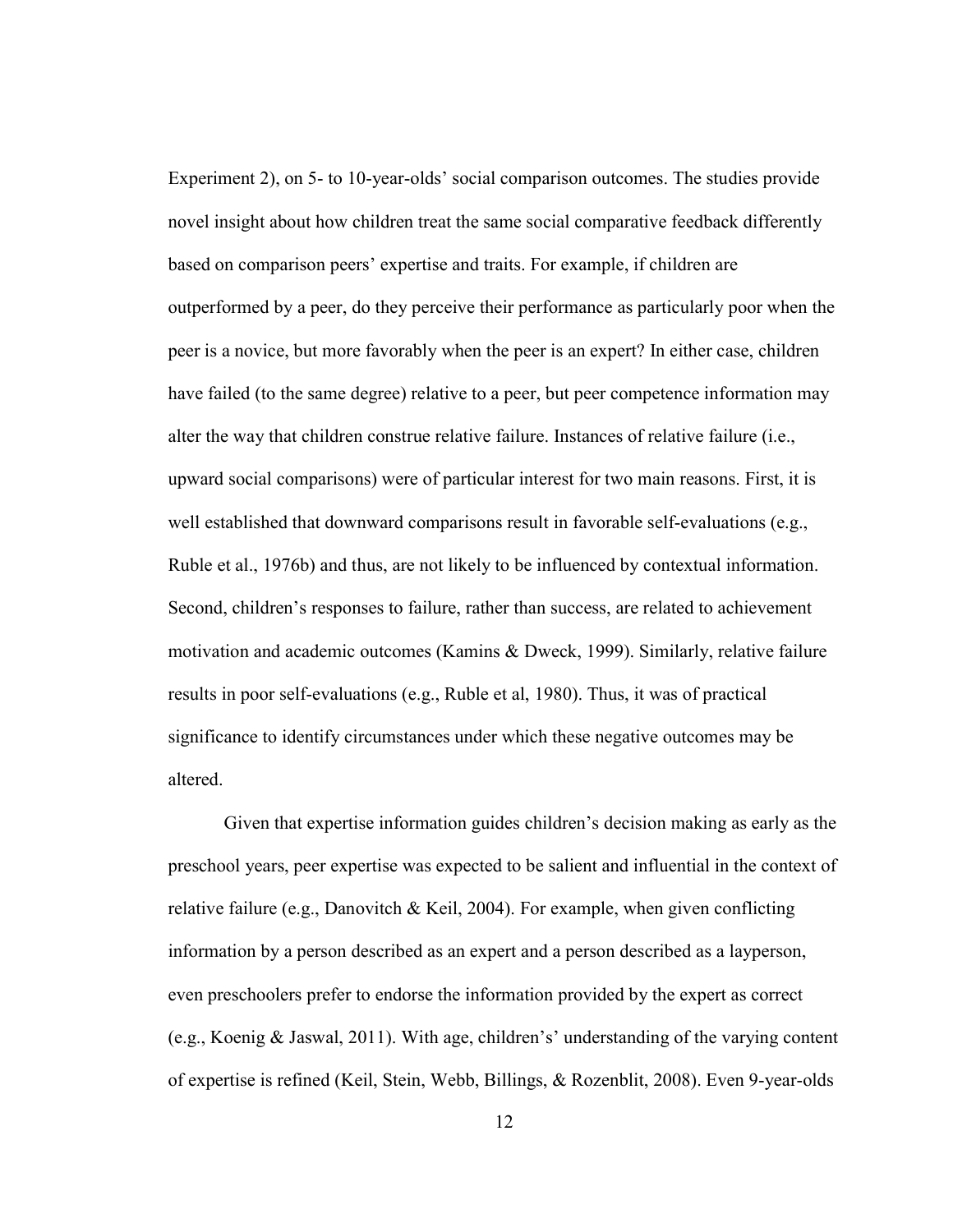Experiment 2), on 5- to 10-year-olds' social comparison outcomes. The studies provide novel insight about how children treat the same social comparative feedback differently based on comparison peers' expertise and traits. For example, if children are outperformed by a peer, do they perceive their performance as particularly poor when the peer is a novice, but more favorably when the peer is an expert? In either case, children have failed (to the same degree) relative to a peer, but peer competence information may alter the way that children construe relative failure. Instances of relative failure (i.e., upward social comparisons) were of particular interest for two main reasons. First, it is well established that downward comparisons result in favorable self-evaluations (e.g., Ruble et al., 1976b) and thus, are not likely to be influenced by contextual information. Second, children's responses to failure, rather than success, are related to achievement motivation and academic outcomes (Kamins & Dweck, 1999). Similarly, relative failure results in poor self-evaluations (e.g., Ruble et al, 1980). Thus, it was of practical significance to identify circumstances under which these negative outcomes may be altered.

Given that expertise information guides children's decision making as early as the preschool years, peer expertise was expected to be salient and influential in the context of relative failure (e.g., Danovitch & Keil, 2004). For example, when given conflicting information by a person described as an expert and a person described as a layperson, even preschoolers prefer to endorse the information provided by the expert as correct (e.g., Koenig & Jaswal, 2011). With age, children's' understanding of the varying content of expertise is refined (Keil, Stein, Webb, Billings, & Rozenblit, 2008). Even 9-year-olds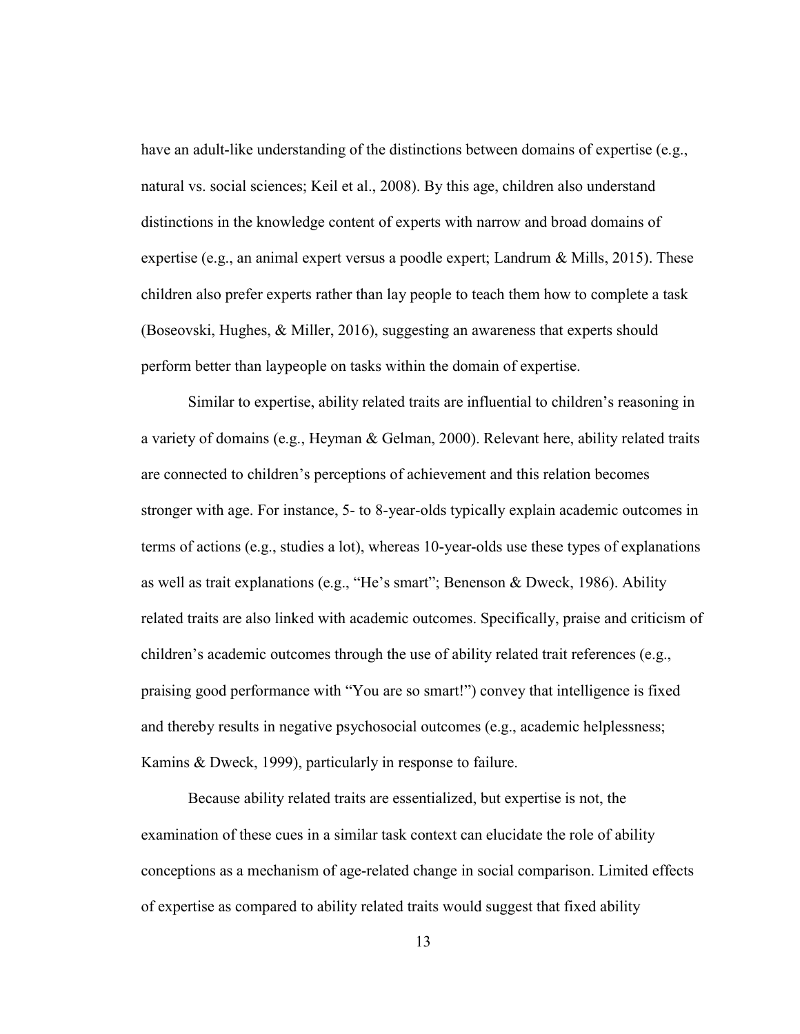have an adult-like understanding of the distinctions between domains of expertise (e.g., natural vs. social sciences; Keil et al., 2008). By this age, children also understand distinctions in the knowledge content of experts with narrow and broad domains of expertise (e.g., an animal expert versus a poodle expert; Landrum & Mills, 2015). These children also prefer experts rather than lay people to teach them how to complete a task (Boseovski, Hughes, & Miller, 2016), suggesting an awareness that experts should perform better than laypeople on tasks within the domain of expertise.

Similar to expertise, ability related traits are influential to children's reasoning in a variety of domains (e.g., Heyman & Gelman, 2000). Relevant here, ability related traits are connected to children's perceptions of achievement and this relation becomes stronger with age. For instance, 5- to 8-year-olds typically explain academic outcomes in terms of actions (e.g., studies a lot), whereas 10-year-olds use these types of explanations as well as trait explanations (e.g., "He's smart"; Benenson & Dweck, 1986). Ability related traits are also linked with academic outcomes. Specifically, praise and criticism of children's academic outcomes through the use of ability related trait references (e.g., praising good performance with "You are so smart!") convey that intelligence is fixed and thereby results in negative psychosocial outcomes (e.g., academic helplessness; Kamins & Dweck, 1999), particularly in response to failure.

Because ability related traits are essentialized, but expertise is not, the examination of these cues in a similar task context can elucidate the role of ability conceptions as a mechanism of age-related change in social comparison. Limited effects of expertise as compared to ability related traits would suggest that fixed ability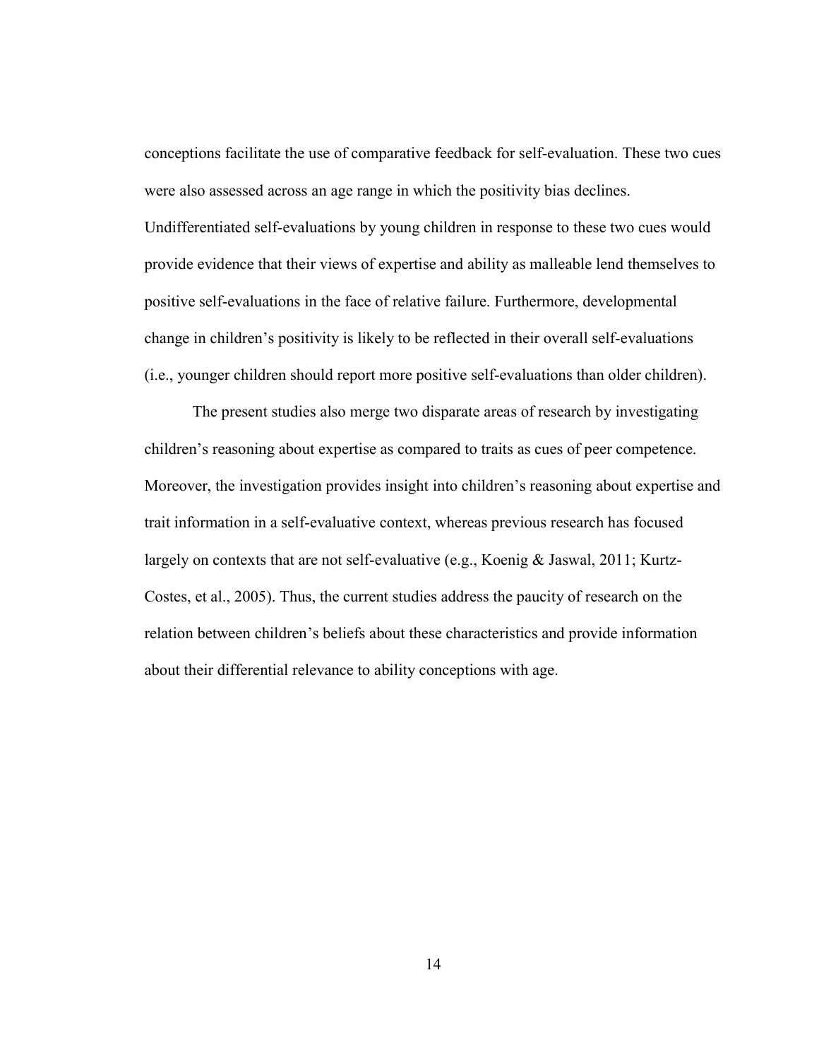conceptions facilitate the use of comparative feedback for self-evaluation. These two cues were also assessed across an age range in which the positivity bias declines. Undifferentiated self-evaluations by young children in response to these two cues would provide evidence that their views of expertise and ability as malleable lend themselves to positive self-evaluations in the face of relative failure. Furthermore, developmental change in children's positivity is likely to be reflected in their overall self-evaluations (i.e., younger children should report more positive self-evaluations than older children).

The present studies also merge two disparate areas of research by investigating children's reasoning about expertise as compared to traits as cues of peer competence. Moreover, the investigation provides insight into children's reasoning about expertise and trait information in a self-evaluative context, whereas previous research has focused largely on contexts that are not self-evaluative (e.g., Koenig & Jaswal, 2011; Kurtz-Costes, et al., 2005). Thus, the current studies address the paucity of research on the relation between children's beliefs about these characteristics and provide information about their differential relevance to ability conceptions with age.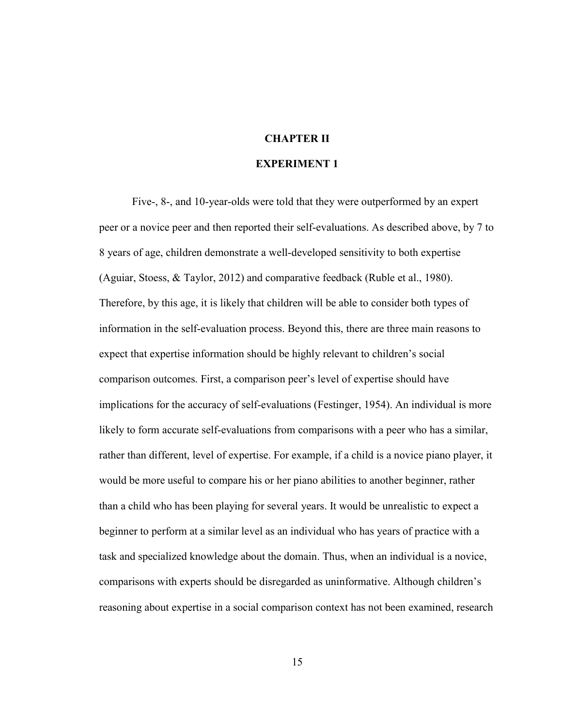# CHAPTER II

## EXPERIMENT 1

Five-, 8-, and 10-year-olds were told that they were outperformed by an expert peer or a novice peer and then reported their self-evaluations. As described above, by 7 to 8 years of age, children demonstrate a well-developed sensitivity to both expertise (Aguiar, Stoess, & Taylor, 2012) and comparative feedback (Ruble et al., 1980). Therefore, by this age, it is likely that children will be able to consider both types of information in the self-evaluation process. Beyond this, there are three main reasons to expect that expertise information should be highly relevant to children's social comparison outcomes. First, a comparison peer's level of expertise should have implications for the accuracy of self-evaluations (Festinger, 1954). An individual is more likely to form accurate self-evaluations from comparisons with a peer who has a similar, rather than different, level of expertise. For example, if a child is a novice piano player, it would be more useful to compare his or her piano abilities to another beginner, rather than a child who has been playing for several years. It would be unrealistic to expect a beginner to perform at a similar level as an individual who has years of practice with a task and specialized knowledge about the domain. Thus, when an individual is a novice, comparisons with experts should be disregarded as uninformative. Although children's reasoning about expertise in a social comparison context has not been examined, research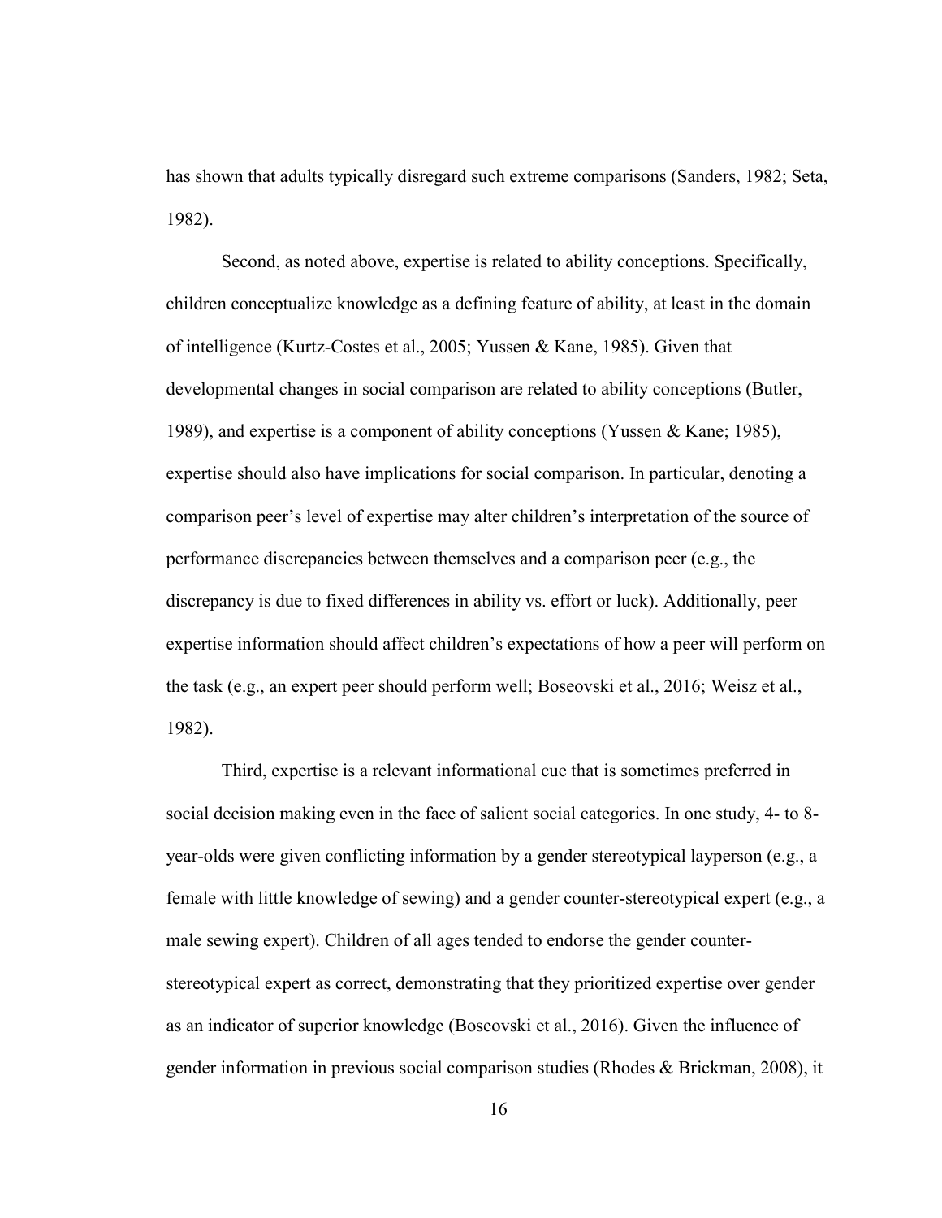has shown that adults typically disregard such extreme comparisons (Sanders, 1982; Seta, 1982).

Second, as noted above, expertise is related to ability conceptions. Specifically, children conceptualize knowledge as a defining feature of ability, at least in the domain of intelligence (Kurtz-Costes et al., 2005; Yussen & Kane, 1985). Given that developmental changes in social comparison are related to ability conceptions (Butler, 1989), and expertise is a component of ability conceptions (Yussen & Kane; 1985), expertise should also have implications for social comparison. In particular, denoting a comparison peer's level of expertise may alter children's interpretation of the source of performance discrepancies between themselves and a comparison peer (e.g., the discrepancy is due to fixed differences in ability vs. effort or luck). Additionally, peer expertise information should affect children's expectations of how a peer will perform on the task (e.g., an expert peer should perform well; Boseovski et al., 2016; Weisz et al., 1982).

Third, expertise is a relevant informational cue that is sometimes preferred in social decision making even in the face of salient social categories. In one study, 4- to 8-year-olds were given conflicting information by a gender stereotypical layperson (e.g., a female with little knowledge of sewing) and a gender counter-stereotypical expert (e.g., a male sewing expert). Children of all ages tended to endorse the gender counter-stereotypical expert as correct, demonstrating that they prioritized expertise over gender as an indicator of superior knowledge (Boseovski et al., 2016). Given the influence of gender information in previous social comparison studies (Rhodes & Brickman, 2008), it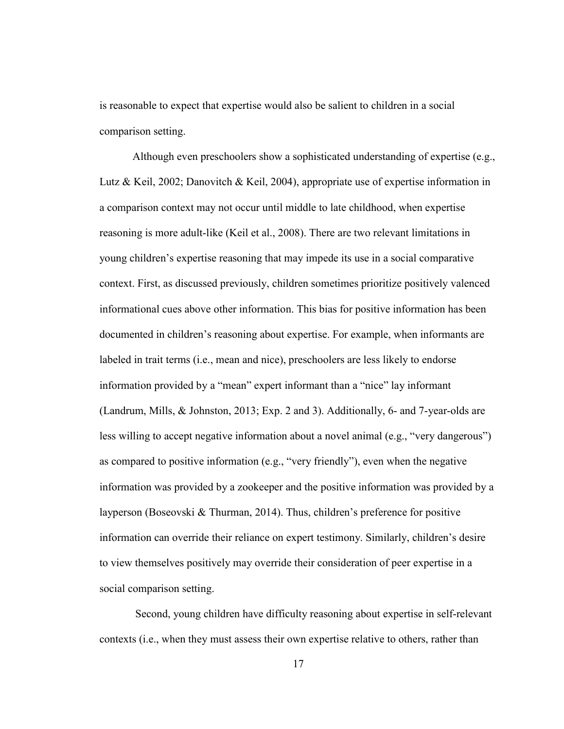is reasonable to expect that expertise would also be salient to children in a social comparison setting.

Although even preschoolers show a sophisticated understanding of expertise (e.g., Lutz & Keil, 2002; Danovitch & Keil, 2004), appropriate use of expertise information in a comparison context may not occur until middle to late childhood, when expertise reasoning is more adult-like (Keil et al., 2008). There are two relevant limitations in young children's expertise reasoning that may impede its use in a social comparative context. First, as discussed previously, children sometimes prioritize positively valenced informational cues above other information. This bias for positive information has been documented in children's reasoning about expertise. For example, when informants are labeled in trait terms (i.e., mean and nice), preschoolers are less likely to endorse information provided by a "mean" expert informant than a "nice" lay informant (Landrum, Mills, & Johnston, 2013; Exp. 2 and 3). Additionally, 6- and 7-year-olds are less willing to accept negative information about a novel animal (e.g., "very dangerous") as compared to positive information (e.g., "very friendly"), even when the negative information was provided by a zookeeper and the positive information was provided by a layperson (Boseovski & Thurman, 2014). Thus, children's preference for positive information can override their reliance on expert testimony. Similarly, children's desire to view themselves positively may override their consideration of peer expertise in a social comparison setting.

Second, young children have difficulty reasoning about expertise in self-relevant contexts (i.e., when they must assess their own expertise relative to others, rather than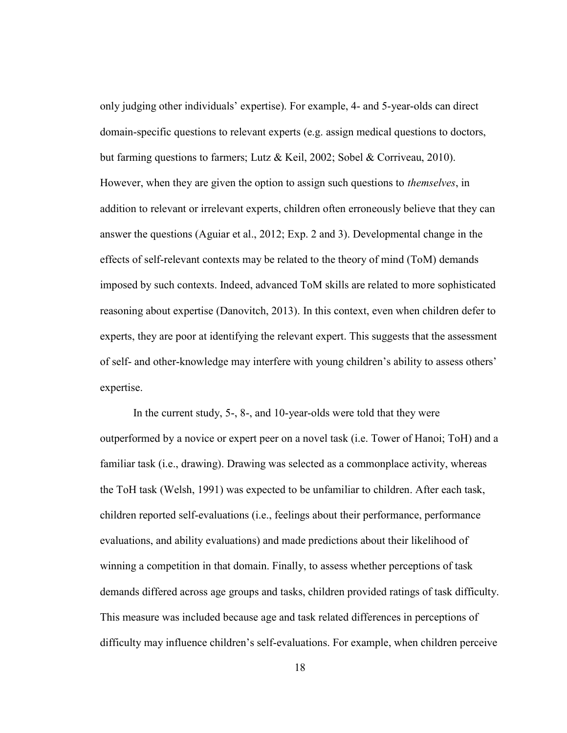only judging other individuals' expertise). For example, 4- and 5-year-olds can direct domain-specific questions to relevant experts (e.g. assign medical questions to doctors, but farming questions to farmers; Lutz & Keil, 2002; Sobel & Corriveau, 2010). However, when they are given the option to assign such questions to *themselves*, in addition to relevant or irrelevant experts, children often erroneously believe that they can answer the questions (Aguiar et al., 2012; Exp. 2 and 3). Developmental change in the effects of self-relevant contexts may be related to the theory of mind (ToM) demands imposed by such contexts. Indeed, advanced ToM skills are related to more sophisticated reasoning about expertise (Danovitch, 2013). In this context, even when children defer to experts, they are poor at identifying the relevant expert. This suggests that the assessment of self- and other-knowledge may interfere with young children's ability to assess others' expertise.

In the current study, 5-, 8-, and 10-year-olds were told that they were outperformed by a novice or expert peer on a novel task (i.e. Tower of Hanoi; ToH) and a familiar task (i.e., drawing). Drawing was selected as a commonplace activity, whereas the ToH task (Welsh, 1991) was expected to be unfamiliar to children. After each task, children reported self-evaluations (i.e., feelings about their performance, performance evaluations, and ability evaluations) and made predictions about their likelihood of winning a competition in that domain. Finally, to assess whether perceptions of task demands differed across age groups and tasks, children provided ratings of task difficulty. This measure was included because age and task related differences in perceptions of difficulty may influence children's self-evaluations. For example, when children perceive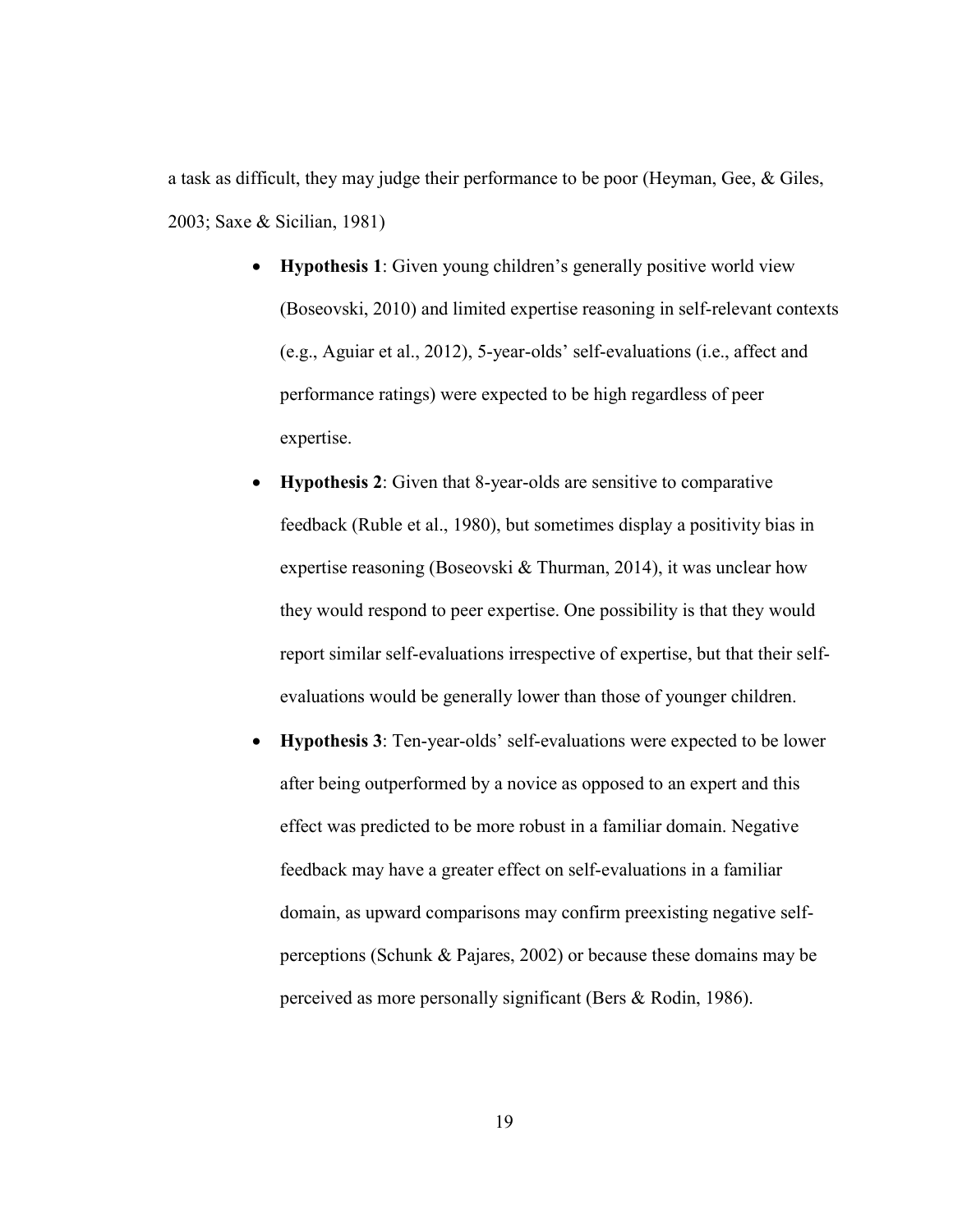a task as difficult, they may judge their performance to be poor (Heyman, Gee, & Giles, 2003; Saxe & Sicilian, 1981)

- **Hypothesis 1**: Given young children's generally positive world view (Boseovski, 2010) and limited expertise reasoning in self-relevant contexts (e.g., Aguiar et al., 2012), 5-year-olds' self-evaluations (i.e., affect and performance ratings) were expected to be high regardless of peer expertise.
- **Hypothesis 2**: Given that 8-year-olds are sensitive to comparative feedback (Ruble et al., 1980), but sometimes display a positivity bias in expertise reasoning (Boseovski & Thurman, 2014), it was unclear how they would respond to peer expertise. One possibility is that they would report similar self-evaluations irrespective of expertise, but that their self-evaluations would be generally lower than those of younger children.
- **Hypothesis 3**: Ten-year-olds' self-evaluations were expected to be lower after being outperformed by a novice as opposed to an expert and this effect was predicted to be more robust in a familiar domain. Negative feedback may have a greater effect on self-evaluations in a familiar domain, as upward comparisons may confirm preexisting negative self-perceptions (Schunk & Pajares, 2002) or because these domains may be perceived as more personally significant (Bers & Rodin, 1986).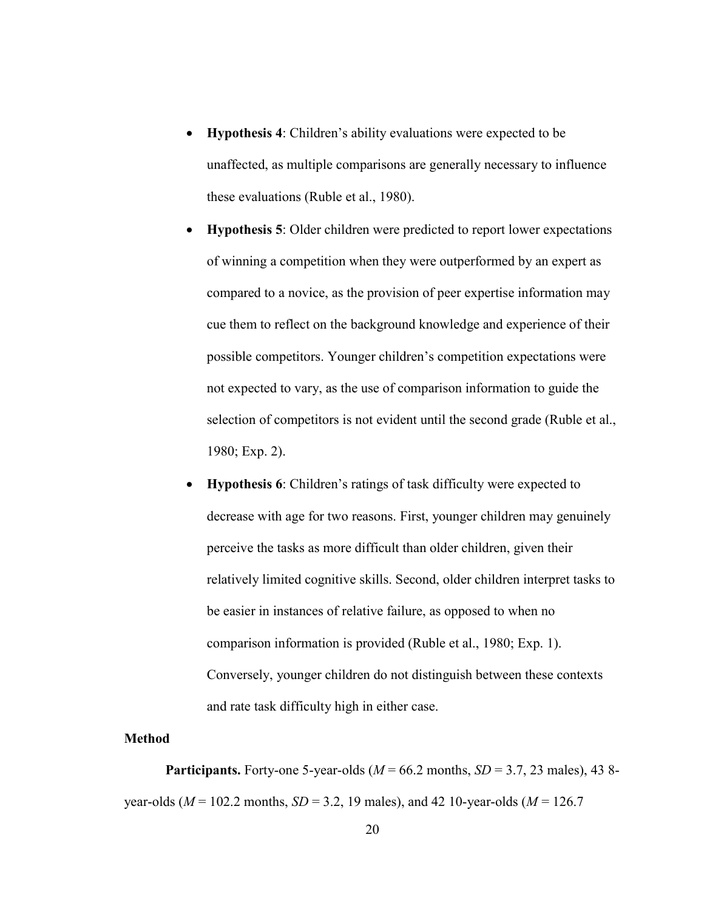- **Hypothesis 4**: Children's ability evaluations were expected to be unaffected, as multiple comparisons are generally necessary to influence these evaluations (Ruble et al., 1980).
- **Hypothesis 5**: Older children were predicted to report lower expectations of winning a competition when they were outperformed by an expert as compared to a novice, as the provision of peer expertise information may cue them to reflect on the background knowledge and experience of their possible competitors. Younger children's competition expectations were not expected to vary, as the use of comparison information to guide the selection of competitors is not evident until the second grade (Ruble et al., 1980; Exp. 2).
- **Hypothesis 6**: Children's ratings of task difficulty were expected to decrease with age for two reasons. First, younger children may genuinely perceive the tasks as more difficult than older children, given their relatively limited cognitive skills. Second, older children interpret tasks to be easier in instances of relative failure, as opposed to when no comparison information is provided (Ruble et al., 1980; Exp. 1). Conversely, younger children do not distinguish between these contexts and rate task difficulty high in either case.

**Method**

**Participants.** Forty-one 5-year-olds (*M* = 66.2 months, *SD* = 3.7, 23 males), 43 8-year-olds (*M* = 102.2 months, *SD* = 3.2, 19 males), and 42 10-year-olds (*M* = 126.7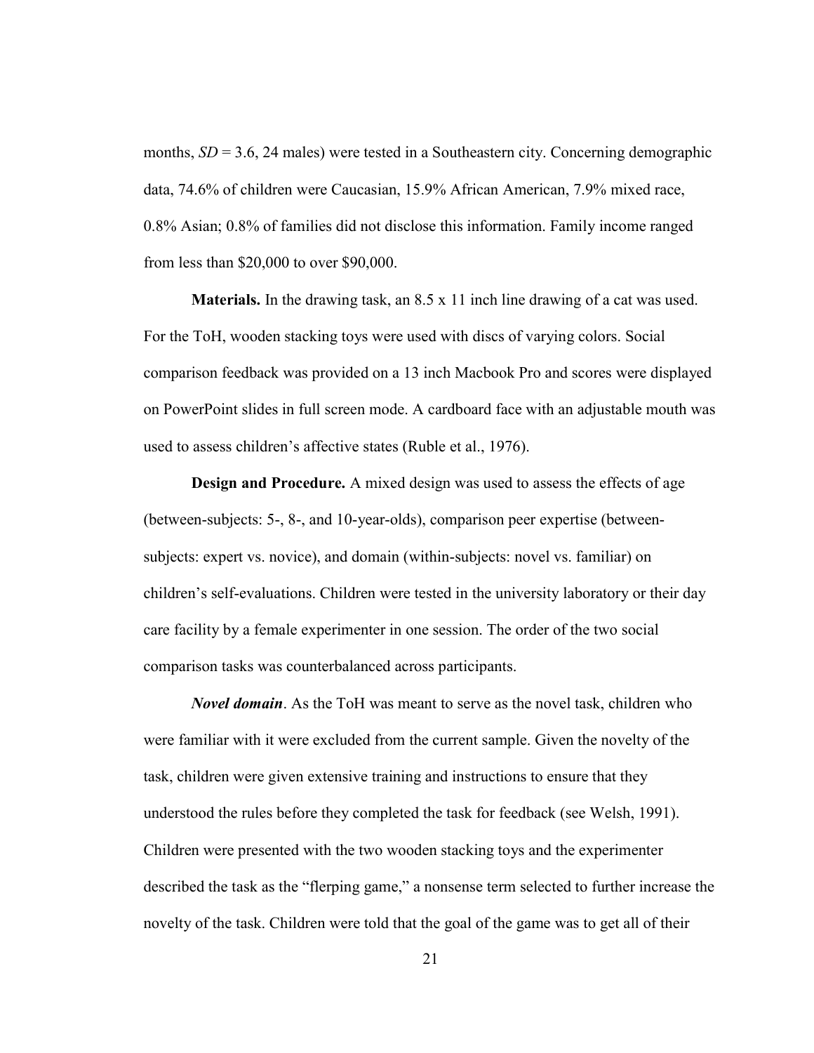months, *SD* = 3.6, 24 males) were tested in a Southeastern city. Concerning demographic data, 74.6% of children were Caucasian, 15.9% African American, 7.9% mixed race, 0.8% Asian; 0.8% of families did not disclose this information. Family income ranged from less than $20,000 to over $90,000.

**Materials.** In the drawing task, an 8.5 x 11 inch line drawing of a cat was used. For the ToH, wooden stacking toys were used with discs of varying colors. Social comparison feedback was provided on a 13 inch Macbook Pro and scores were displayed on PowerPoint slides in full screen mode. A cardboard face with an adjustable mouth was used to assess children's affective states (Ruble et al., 1976).

**Design and Procedure.** A mixed design was used to assess the effects of age (between-subjects: 5-, 8-, and 10-year-olds), comparison peer expertise (between-subjects: expert vs. novice), and domain (within-subjects: novel vs. familiar) on children's self-evaluations. Children were tested in the university laboratory or their day care facility by a female experimenter in one session. The order of the two social comparison tasks was counterbalanced across participants.

***Novel domain***. As the ToH was meant to serve as the novel task, children who were familiar with it were excluded from the current sample. Given the novelty of the task, children were given extensive training and instructions to ensure that they understood the rules before they completed the task for feedback (see Welsh, 1991). Children were presented with the two wooden stacking toys and the experimenter described the task as the "flerping game," a nonsense term selected to further increase the novelty of the task. Children were told that the goal of the game was to get all of their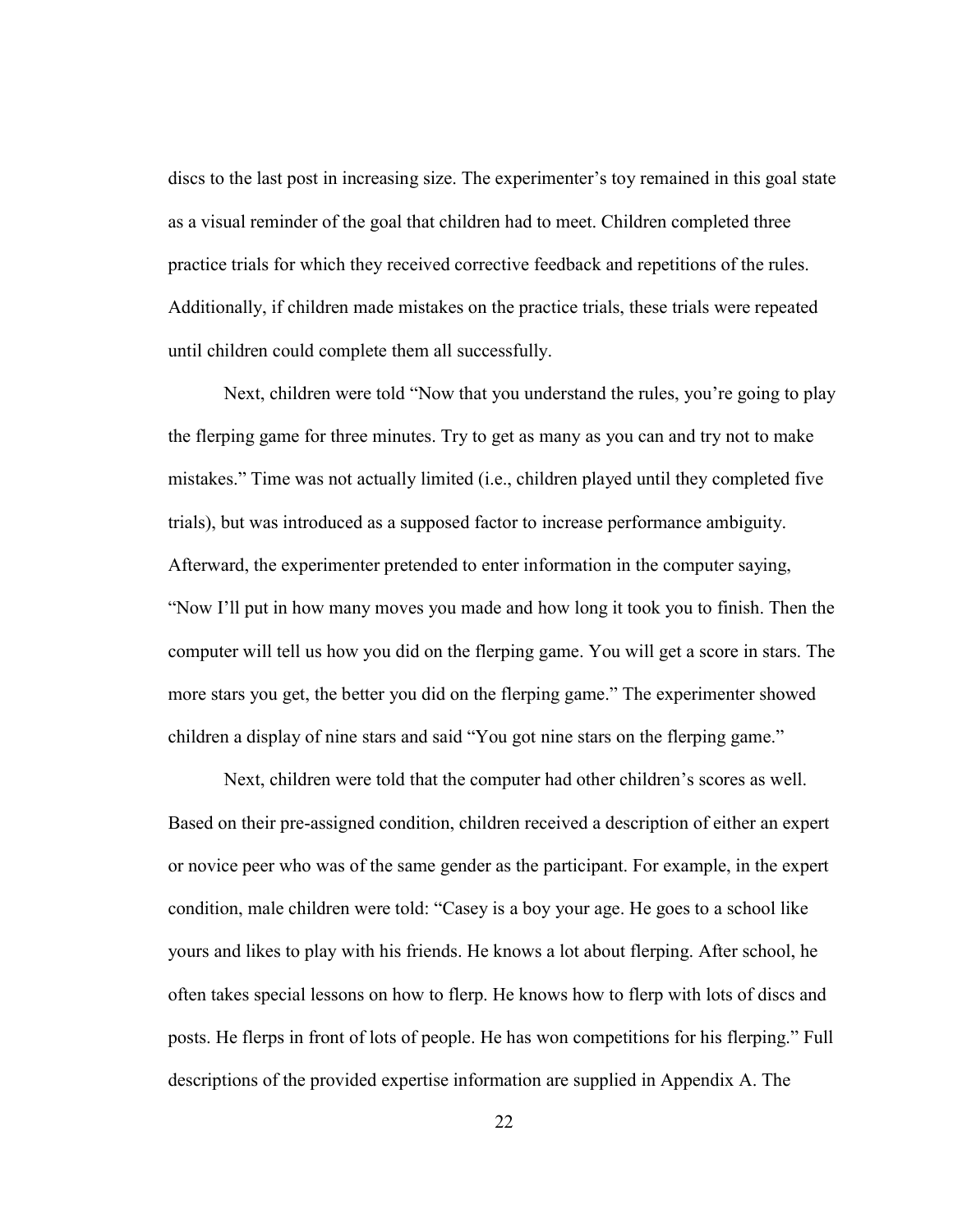discs to the last post in increasing size. The experimenter's toy remained in this goal state as a visual reminder of the goal that children had to meet. Children completed three practice trials for which they received corrective feedback and repetitions of the rules. Additionally, if children made mistakes on the practice trials, these trials were repeated until children could complete them all successfully.

Next, children were told "Now that you understand the rules, you're going to play the flerping game for three minutes. Try to get as many as you can and try not to make mistakes." Time was not actually limited (i.e., children played until they completed five trials), but was introduced as a supposed factor to increase performance ambiguity. Afterward, the experimenter pretended to enter information in the computer saying, "Now I'll put in how many moves you made and how long it took you to finish. Then the computer will tell us how you did on the flerping game. You will get a score in stars. The more stars you get, the better you did on the flerping game." The experimenter showed children a display of nine stars and said "You got nine stars on the flerping game."

Next, children were told that the computer had other children's scores as well. Based on their pre-assigned condition, children received a description of either an expert or novice peer who was of the same gender as the participant. For example, in the expert condition, male children were told: "Casey is a boy your age. He goes to a school like yours and likes to play with his friends. He knows a lot about flerping. After school, he often takes special lessons on how to flerp. He knows how to flerp with lots of discs and posts. He flerps in front of lots of people. He has won competitions for his flerping." Full descriptions of the provided expertise information are supplied in Appendix A. The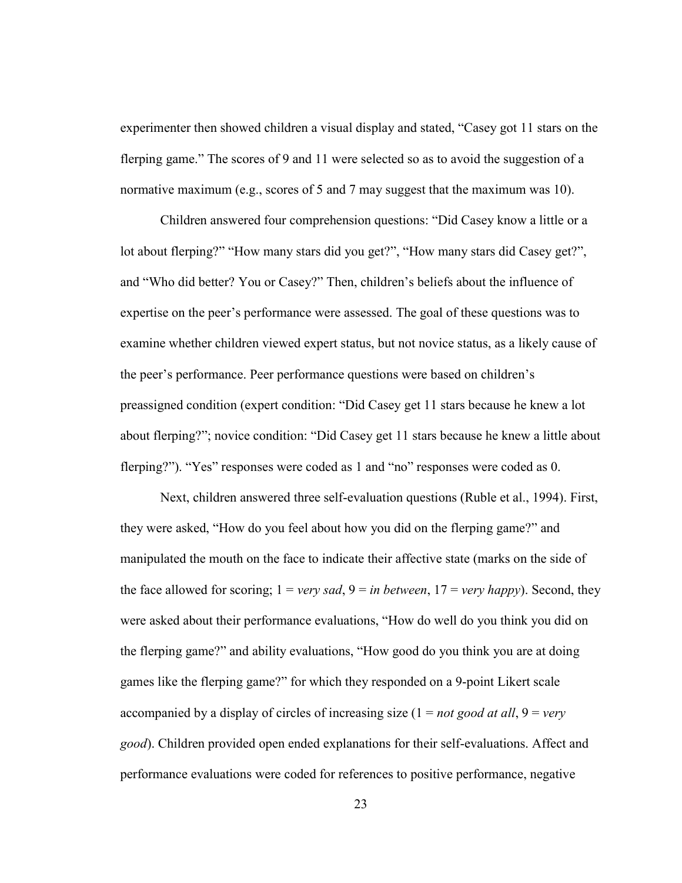experimenter then showed children a visual display and stated, "Casey got 11 stars on the flerping game." The scores of 9 and 11 were selected so as to avoid the suggestion of a normative maximum (e.g., scores of 5 and 7 may suggest that the maximum was 10).

Children answered four comprehension questions: "Did Casey know a little or a lot about flerping?" "How many stars did you get?", "How many stars did Casey get?", and "Who did better? You or Casey?" Then, children's beliefs about the influence of expertise on the peer's performance were assessed. The goal of these questions was to examine whether children viewed expert status, but not novice status, as a likely cause of the peer's performance. Peer performance questions were based on children's preassigned condition (expert condition: "Did Casey get 11 stars because he knew a lot about flerping?"; novice condition: "Did Casey get 11 stars because he knew a little about flerping?"). "Yes" responses were coded as 1 and "no" responses were coded as 0.

Next, children answered three self-evaluation questions (Ruble et al., 1994). First, they were asked, "How do you feel about how you did on the flerping game?" and manipulated the mouth on the face to indicate their affective state (marks on the side of the face allowed for scoring; 1 = *very sad*, 9 = *in between*, 17 = *very happy*). Second, they were asked about their performance evaluations, "How do well do you think you did on the flerping game?" and ability evaluations, "How good do you think you are at doing games like the flerping game?" for which they responded on a 9-point Likert scale accompanied by a display of circles of increasing size (1 = *not good at all*, 9 = *very good*). Children provided open ended explanations for their self-evaluations. Affect and performance evaluations were coded for references to positive performance, negative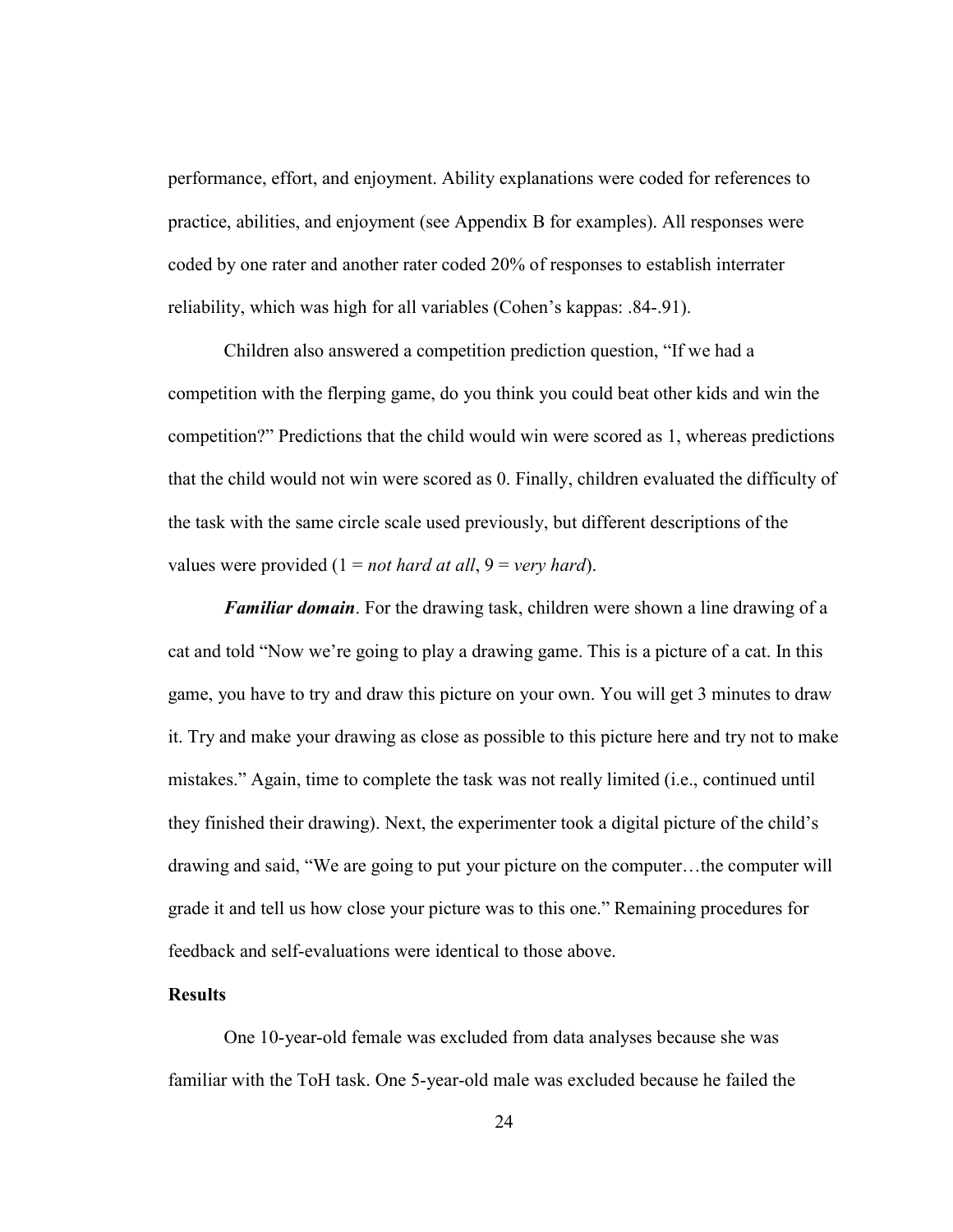performance, effort, and enjoyment. Ability explanations were coded for references to practice, abilities, and enjoyment (see Appendix B for examples). All responses were coded by one rater and another rater coded 20% of responses to establish interrater reliability, which was high for all variables (Cohen's kappas: .84-.91).

Children also answered a competition prediction question, "If we had a competition with the flerping game, do you think you could beat other kids and win the competition?" Predictions that the child would win were scored as 1, whereas predictions that the child would not win were scored as 0. Finally, children evaluated the difficulty of the task with the same circle scale used previously, but different descriptions of the values were provided (1 = *not hard at all*, 9 = *very hard*).

***Familiar domain***. For the drawing task, children were shown a line drawing of a cat and told "Now we're going to play a drawing game. This is a picture of a cat. In this game, you have to try and draw this picture on your own. You will get 3 minutes to draw it. Try and make your drawing as close as possible to this picture here and try not to make mistakes." Again, time to complete the task was not really limited (i.e., continued until they finished their drawing). Next, the experimenter took a digital picture of the child's drawing and said, "We are going to put your picture on the computer…the computer will grade it and tell us how close your picture was to this one." Remaining procedures for feedback and self-evaluations were identical to those above.

**Results**

One 10-year-old female was excluded from data analyses because she was familiar with the ToH task. One 5-year-old male was excluded because he failed the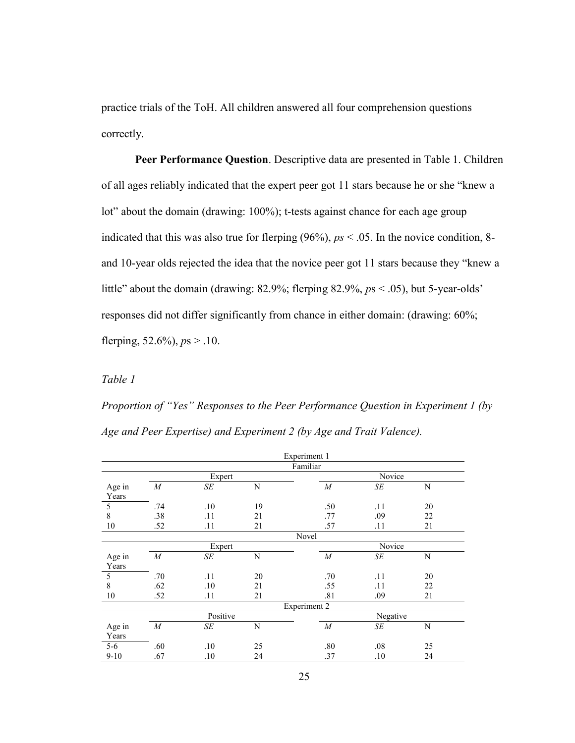practice trials of the ToH. All children answered all four comprehension questions correctly.

**Peer Performance Question**. Descriptive data are presented in Table 1. Children of all ages reliably indicated that the expert peer got 11 stars because he or she "knew a lot" about the domain (drawing: 100%); t-tests against chance for each age group indicated that this was also true for flerping (96%), *ps* < .05. In the novice condition, 8- and 10-year olds rejected the idea that the novice peer got 11 stars because they "knew a little" about the domain (drawing: 82.9%; flerping 82.9%, *p*s < .05), but 5-year-olds' responses did not differ significantly from chance in either domain: (drawing: 60%; flerping, 52.6%), *p*s > .10.

*Table 1*

*Proportion of "Yes" Responses to the Peer Performance Question in Experiment 1 (by Age and Peer Expertise) and Experiment 2 (by Age and Trait Valence).*

| Experiment 1 | | | | | | |
|---|---|---|---|---|---|---|
| **Familiar** | | | | | | |
| | Expert | | | Novice | | |
| Age in Years | *M* | *SE* | N | *M* | *SE* | N |
| 5 | .74 | .10 | 19 | .50 | .11 | 20 |
| 8 | .38 | .11 | 21 | .77 | .09 | 22 |
| 10 | .52 | .11 | 21 | .57 | .11 | 21 |
| **Novel** | | | | | | |
| | Expert | | | Novice | | |
| Age in Years | *M* | *SE* | N | *M* | *SE* | N |
| 5 | .70 | .11 | 20 | .70 | .11 | 20 |
| 8 | .62 | .10 | 21 | .55 | .11 | 22 |
| 10 | .52 | .11 | 21 | .81 | .09 | 21 |
| **Experiment 2** | | | | | | |
| | Positive | | | Negative | | |
| Age in Years | *M* | *SE* | N | *M* | *SE* | N |
| 5-6 | .60 | .10 | 25 | .80 | .08 | 25 |
| 9-10 | .67 | .10 | 24 | .37 | .10 | 24 |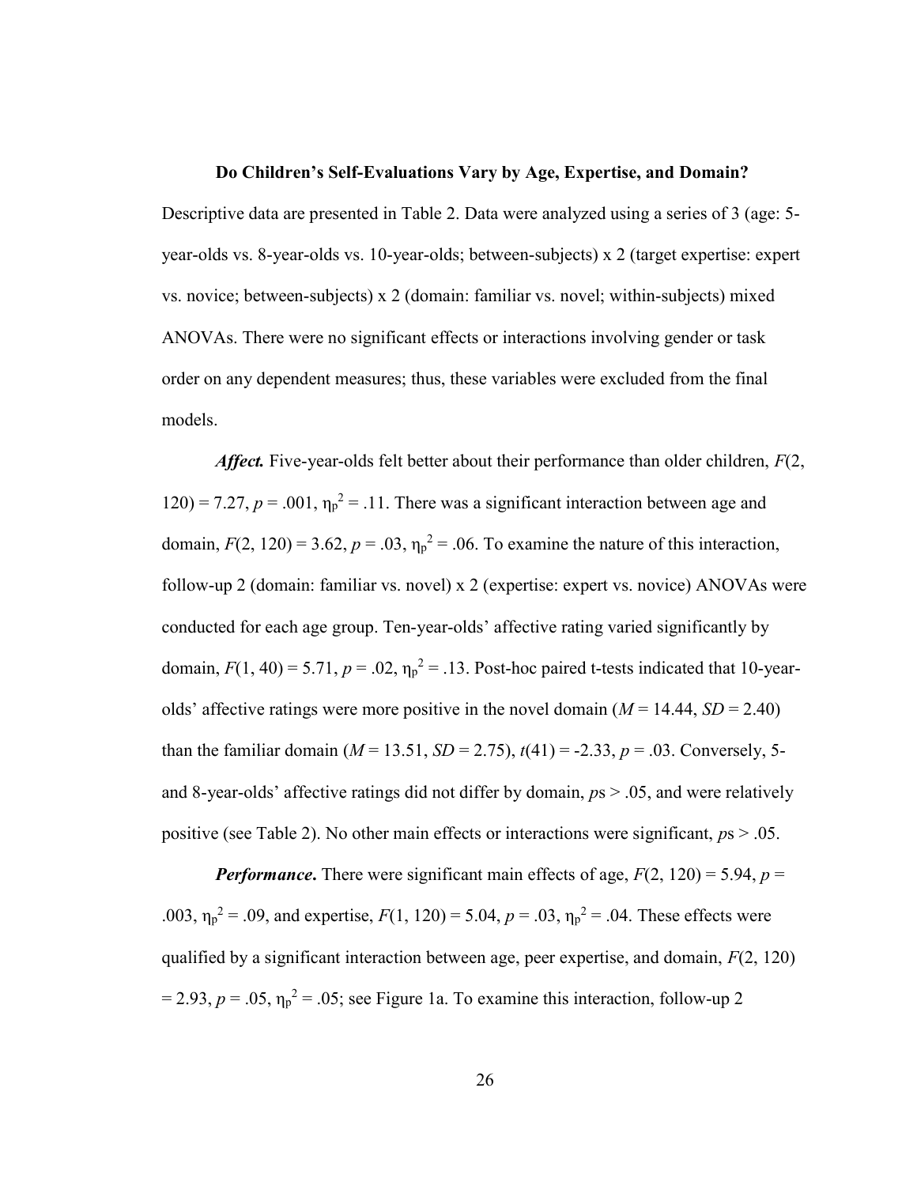## Do Children's Self-Evaluations Vary by Age, Expertise, and Domain?

Descriptive data are presented in Table 2. Data were analyzed using a series of 3 (age: 5-year-olds vs. 8-year-olds vs. 10-year-olds; between-subjects) x 2 (target expertise: expert vs. novice; between-subjects) x 2 (domain: familiar vs. novel; within-subjects) mixed ANOVAs. There were no significant effects or interactions involving gender or task order on any dependent measures; thus, these variables were excluded from the final models.

***Affect.*** Five-year-olds felt better about their performance than older children, $F(2, 120) = 7.27$, $p = .001$, $\eta_p^2 = .11$. There was a significant interaction between age and domain, $F(2, 120) = 3.62$, $p = .03$, $\eta_p^2 = .06$. To examine the nature of this interaction, follow-up 2 (domain: familiar vs. novel) x 2 (expertise: expert vs. novice) ANOVAs were conducted for each age group. Ten-year-olds' affective rating varied significantly by domain, $F(1, 40) = 5.71$, $p = .02$, $\eta_p^2 = .13$. Post-hoc paired t-tests indicated that 10-year-olds' affective ratings were more positive in the novel domain ($M = 14.44$, $SD = 2.40$) than the familiar domain ($M = 13.51$, $SD = 2.75$), $t(41) = -2.33$, $p = .03$. Conversely, 5- and 8-year-olds' affective ratings did not differ by domain, $p$s > .05, and were relatively positive (see Table 2). No other main effects or interactions were significant, $p$s > .05.

***Performance*.** There were significant main effects of age, $F(2, 120) = 5.94$, $p = .003$, $\eta_p^2 = .09$, and expertise, $F(1, 120) = 5.04$, $p = .03$, $\eta_p^2 = .04$. These effects were qualified by a significant interaction between age, peer expertise, and domain, $F(2, 120) = 2.93$, $p = .05$, $\eta_p^2 = .05$; see Figure 1a. To examine this interaction, follow-up 2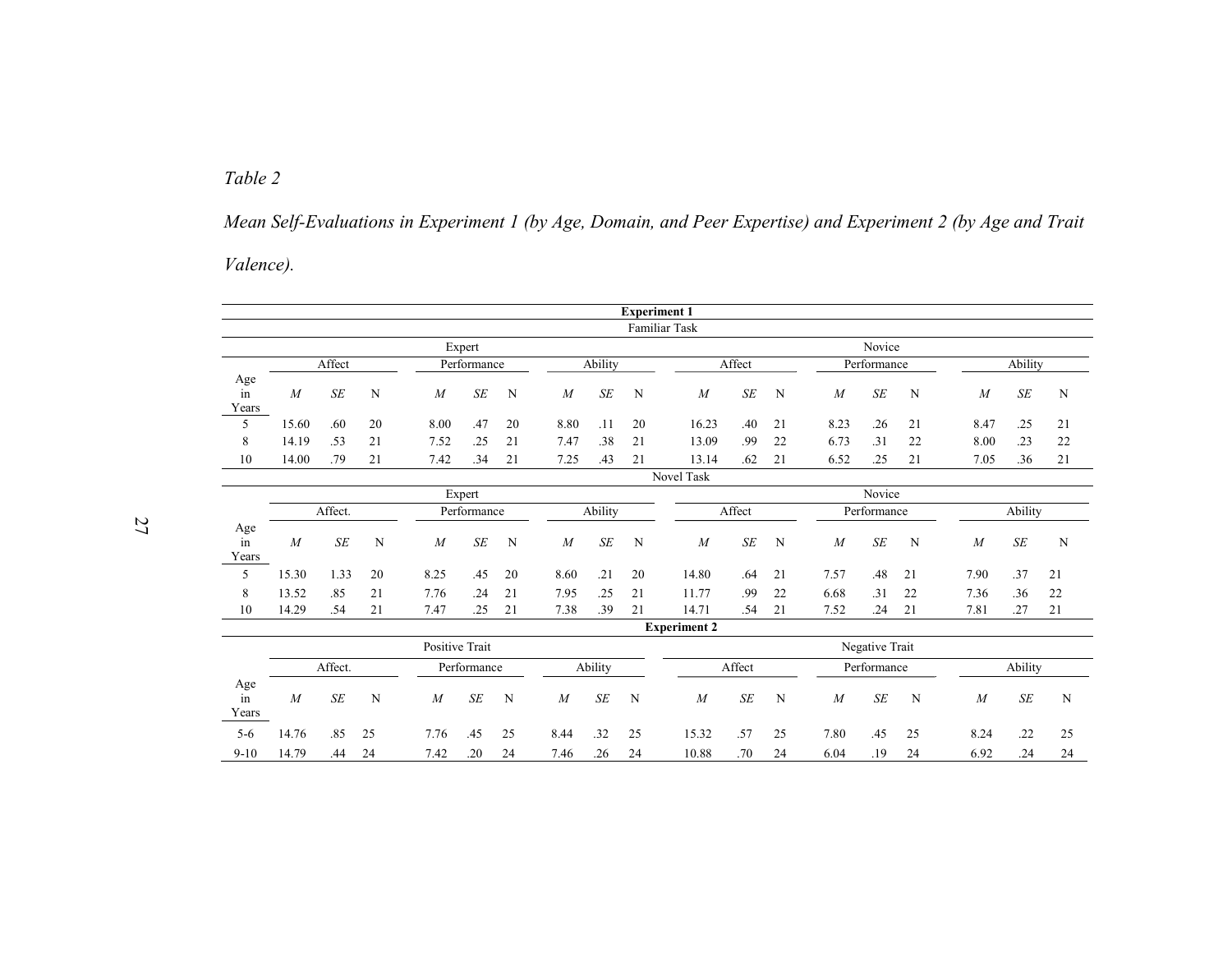*Table 2*

*Mean Self-Evaluations in Experiment 1 (by Age, Domain, and Peer Expertise) and Experiment 2 (by Age and Trait Valence).*

| | **Experiment 1** | | | | | | | | | | | | | | | | | |
|---|---|---|---|---|---|---|---|---|---|---|---|---|---|---|---|---|---|---|
| | Familiar Task | | | | | | | | | | | | | | | | | |
| | Expert | | | | | | | | | Novice | | | | | | | | |
| | Affect | | | Performance | | | Ability | | | Affect | | | Performance | | | Ability | | |
| Age in Years | *M* | *SE* | N | *M* | *SE* | N | *M* | *SE* | N | *M* | *SE* | N | *M* | *SE* | N | *M* | *SE* | N |
| 5 | 15.60 | .60 | 20 | 8.00 | .47 | 20 | 8.80 | .11 | 20 | 16.23 | .40 | 21 | 8.23 | .26 | 21 | 8.47 | .25 | 21 |
| 8 | 14.19 | .53 | 21 | 7.52 | .25 | 21 | 7.47 | .38 | 21 | 13.09 | .99 | 22 | 6.73 | .31 | 22 | 8.00 | .23 | 22 |
| 10 | 14.00 | .79 | 21 | 7.42 | .34 | 21 | 7.25 | .43 | 21 | 13.14 | .62 | 21 | 6.52 | .25 | 21 | 7.05 | .36 | 21 |
| | Novel Task | | | | | | | | | | | | | | | | | |
| | Expert | | | | | | | | | Novice | | | | | | | | |
| | Affect. | | | Performance | | | Ability | | | Affect | | | Performance | | | Ability | | |
| Age in Years | *M* | *SE* | N | *M* | *SE* | N | *M* | *SE* | N | *M* | *SE* | N | *M* | *SE* | N | *M* | *SE* | N |
| 5 | 15.30 | 1.33 | 20 | 8.25 | .45 | 20 | 8.60 | .21 | 20 | 14.80 | .64 | 21 | 7.57 | .48 | 21 | 7.90 | .37 | 21 |
| 8 | 13.52 | .85 | 21 | 7.76 | .24 | 21 | 7.95 | .25 | 21 | 11.77 | .99 | 22 | 6.68 | .31 | 22 | 7.36 | .36 | 22 |
| 10 | 14.29 | .54 | 21 | 7.47 | .25 | 21 | 7.38 | .39 | 21 | 14.71 | .54 | 21 | 7.52 | .24 | 21 | 7.81 | .27 | 21 |
| | **Experiment 2** | | | | | | | | | | | | | | | | | |
| | Positive Trait | | | | | | | | | Negative Trait | | | | | | | | |
| | Affect. | | | Performance | | | Ability | | | Affect | | | Performance | | | Ability | | |
| Age in Years | *M* | *SE* | N | *M* | *SE* | N | *M* | *SE* | N | *M* | *SE* | N | *M* | *SE* | N | *M* | *SE* | N |
| 5-6 | 14.76 | .85 | 25 | 7.76 | .45 | 25 | 8.44 | .32 | 25 | 15.32 | .57 | 25 | 7.80 | .45 | 25 | 8.24 | .22 | 25 |
| 9-10 | 14.79 | .44 | 24 | 7.42 | .20 | 24 | 7.46 | .26 | 24 | 10.88 | .70 | 24 | 6.04 | .19 | 24 | 6.92 | .24 | 24 |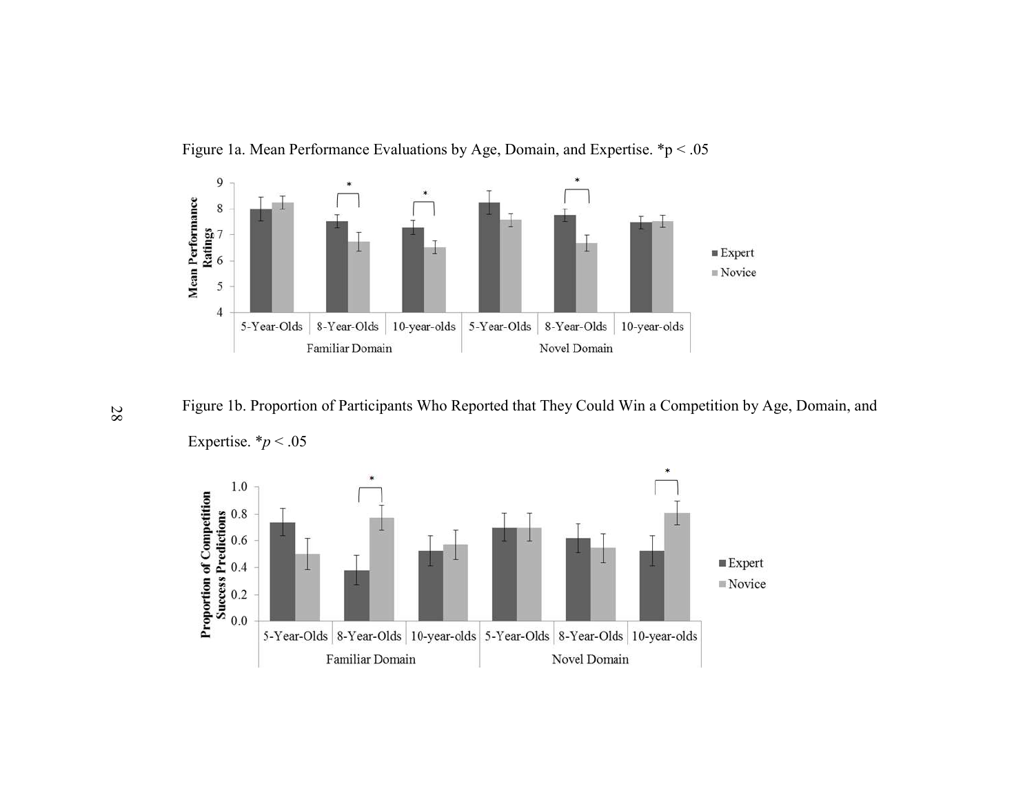Figure 1a. Mean Performance Evaluations by Age, Domain, and Expertise. *p < .05

Figure 1b. Proportion of Participants Who Reported that They Could Win a Competition by Age, Domain, and Expertise. *$p < .05$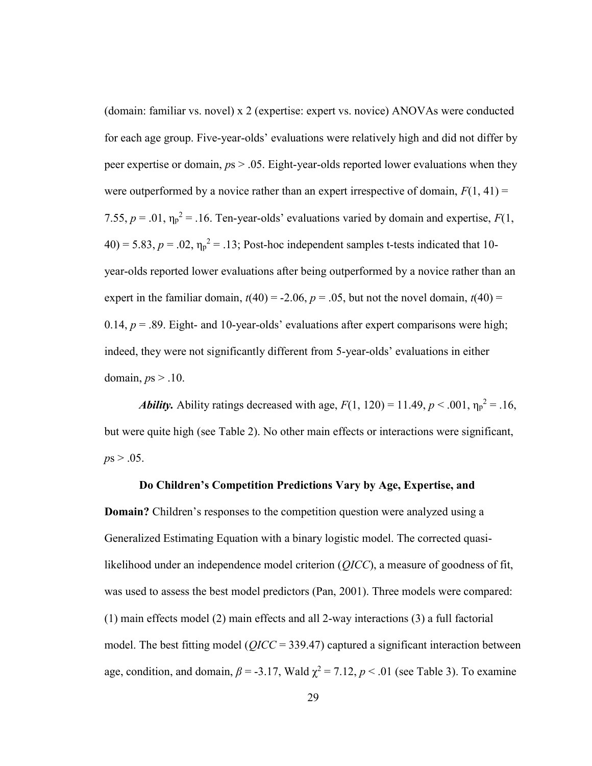(domain: familiar vs. novel) x 2 (expertise: expert vs. novice) ANOVAs were conducted for each age group. Five-year-olds' evaluations were relatively high and did not differ by peer expertise or domain, *p*s > .05. Eight-year-olds reported lower evaluations when they were outperformed by a novice rather than an expert irrespective of domain, $F(1, 41) = 7.55$, $p = .01$, $\eta_p^2 = .16$. Ten-year-olds' evaluations varied by domain and expertise, $F(1, 40) = 5.83$, $p = .02$, $\eta_p^2 = .13$; Post-hoc independent samples t-tests indicated that 10-year-olds reported lower evaluations after being outperformed by a novice rather than an expert in the familiar domain, $t(40) = -2.06$, $p = .05$, but not the novel domain, $t(40) = 0.14$, $p = .89$. Eight- and 10-year-olds' evaluations after expert comparisons were high; indeed, they were not significantly different from 5-year-olds' evaluations in either domain, *p*s > .10.

***Ability.*** Ability ratings decreased with age, $F(1, 120) = 11.49$, $p < .001$, $\eta_p^2 = .16$, but were quite high (see Table 2). No other main effects or interactions were significant, *p*s > .05.

**Do Children's Competition Predictions Vary by Age, Expertise, and Domain?** Children's responses to the competition question were analyzed using a Generalized Estimating Equation with a binary logistic model. The corrected quasi-likelihood under an independence model criterion (*QICC*), a measure of goodness of fit, was used to assess the best model predictors (Pan, 2001). Three models were compared: (1) main effects model (2) main effects and all 2-way interactions (3) a full factorial model. The best fitting model (*QICC* = 339.47) captured a significant interaction between age, condition, and domain, $\beta = -3.17$, Wald $\chi^2 = 7.12$, $p < .01$ (see Table 3). To examine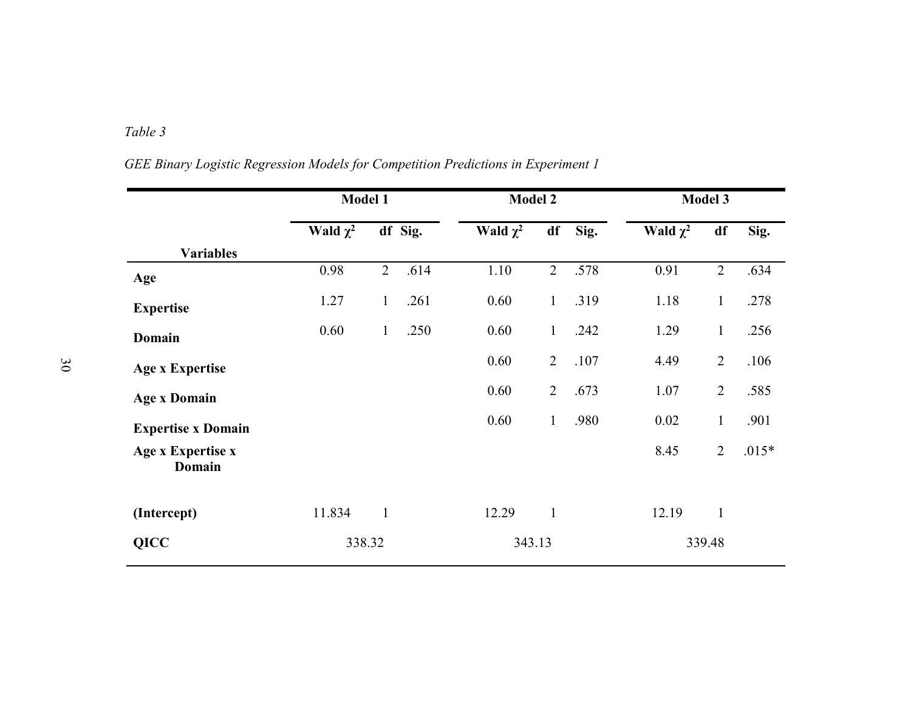*Table 3*

*GEE Binary Logistic Regression Models for Competition Predictions in Experiment 1*

| Variables | Model 1 | | | Model 2 | | | Model 3 | | |
|---|---|---|---|---|---|---|---|---|---|
| | Wald $\chi^2$ | df | Sig. | Wald $\chi^2$ | df | Sig. | Wald $\chi^2$ | df | Sig. |
| **Age** | 0.98 | 2 | .614 | 1.10 | 2 | .578 | 0.91 | 2 | .634 |
| **Expertise** | 1.27 | 1 | .261 | 0.60 | 1 | .319 | 1.18 | 1 | .278 |
| **Domain** | 0.60 | 1 | .250 | 0.60 | 1 | .242 | 1.29 | 1 | .256 |
| **Age x Expertise** | | | | 0.60 | 2 | .107 | 4.49 | 2 | .106 |
| **Age x Domain** | | | | 0.60 | 2 | .673 | 1.07 | 2 | .585 |
| **Expertise x Domain** | | | | 0.60 | 1 | .980 | 0.02 | 1 | .901 |
| **Age x Expertise x Domain** | | | | | | | 8.45 | 2 | .015* |
| **(Intercept)** | 11.834 | 1 | | 12.29 | 1 | | 12.19 | 1 | |
| **QICC** | 338.32 | | | 343.13 | | | 339.48 | | |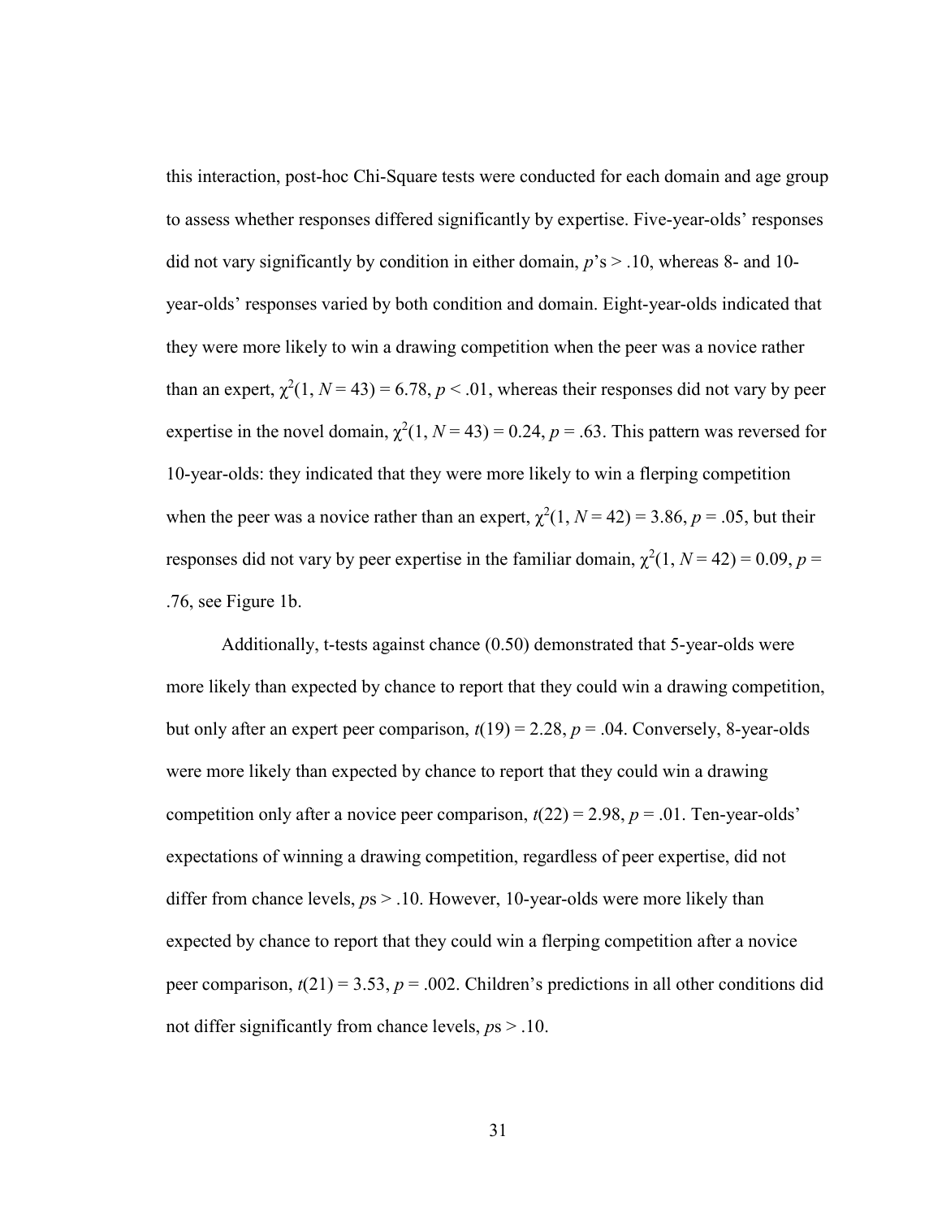this interaction, post-hoc Chi-Square tests were conducted for each domain and age group to assess whether responses differed significantly by expertise. Five-year-olds' responses did not vary significantly by condition in either domain, $p$'s > .10, whereas 8- and 10-year-olds' responses varied by both condition and domain. Eight-year-olds indicated that they were more likely to win a drawing competition when the peer was a novice rather than an expert, $\chi^2(1, N = 43) = 6.78, p < .01$, whereas their responses did not vary by peer expertise in the novel domain, $\chi^2(1, N = 43) = 0.24, p = .63$. This pattern was reversed for 10-year-olds: they indicated that they were more likely to win a flerping competition when the peer was a novice rather than an expert, $\chi^2(1, N = 42) = 3.86, p = .05$, but their responses did not vary by peer expertise in the familiar domain, $\chi^2(1, N = 42) = 0.09, p = .76$, see Figure 1b.

Additionally, t-tests against chance (0.50) demonstrated that 5-year-olds were more likely than expected by chance to report that they could win a drawing competition, but only after an expert peer comparison, $t(19) = 2.28, p = .04$. Conversely, 8-year-olds were more likely than expected by chance to report that they could win a drawing competition only after a novice peer comparison, $t(22) = 2.98, p = .01$. Ten-year-olds' expectations of winning a drawing competition, regardless of peer expertise, did not differ from chance levels, $p$s > .10. However, 10-year-olds were more likely than expected by chance to report that they could win a flerping competition after a novice peer comparison, $t(21) = 3.53, p = .002$. Children's predictions in all other conditions did not differ significantly from chance levels, $p$s > .10.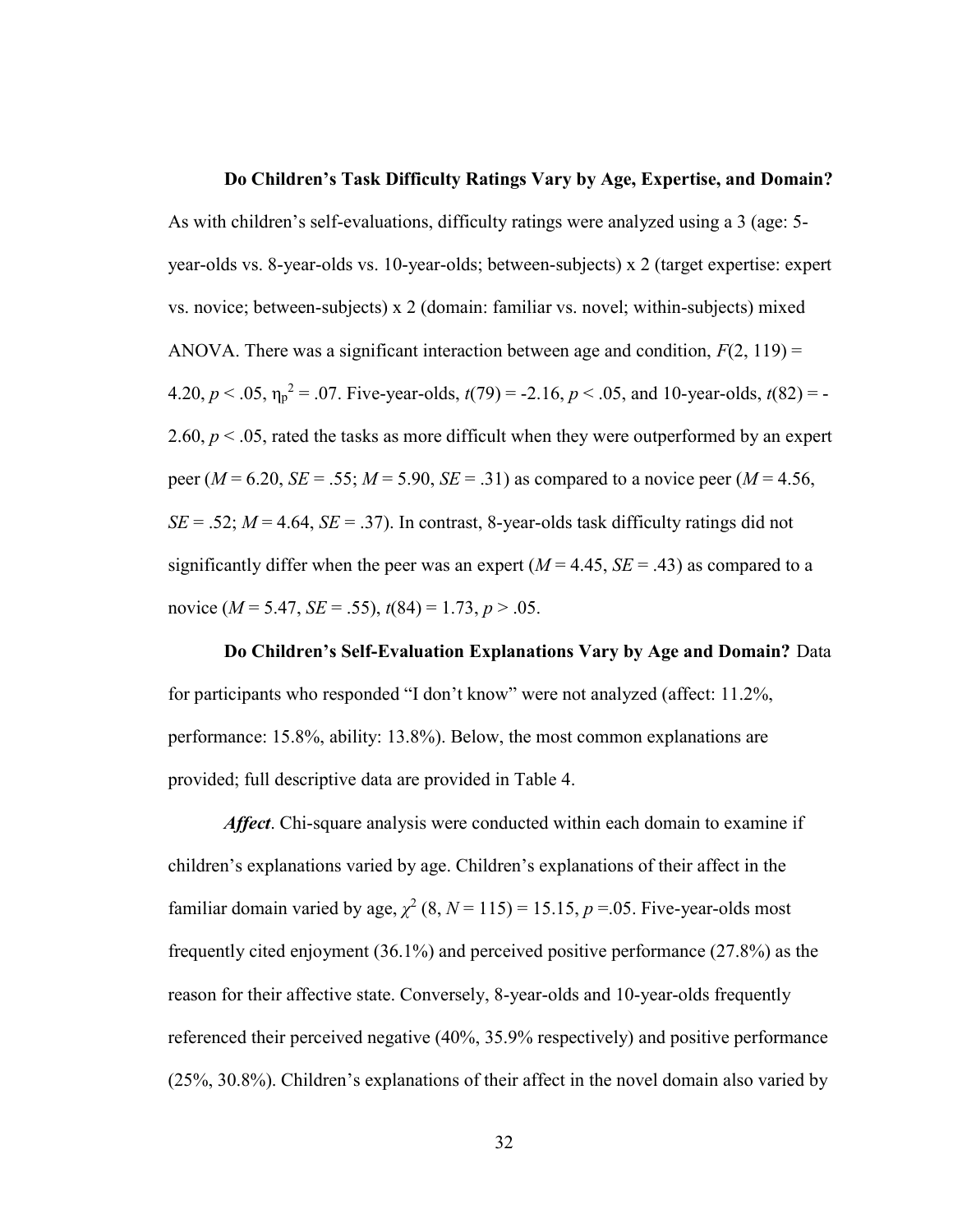**Do Children's Task Difficulty Ratings Vary by Age, Expertise, and Domain?** As with children's self-evaluations, difficulty ratings were analyzed using a 3 (age: 5-year-olds vs. 8-year-olds vs. 10-year-olds; between-subjects) x 2 (target expertise: expert vs. novice; between-subjects) x 2 (domain: familiar vs. novel; within-subjects) mixed ANOVA. There was a significant interaction between age and condition, $F(2, 119) = 4.20$, $p < .05$, $\eta_p^2 = .07$. Five-year-olds, $t(79) = -2.16$, $p < .05$, and 10-year-olds, $t(82) = -2.60$, $p < .05$, rated the tasks as more difficult when they were outperformed by an expert peer ($M = 6.20$, $SE = .55$; $M = 5.90$, $SE = .31$) as compared to a novice peer ($M = 4.56$, $SE = .52$; $M = 4.64$, $SE = .37$). In contrast, 8-year-olds task difficulty ratings did not significantly differ when the peer was an expert ($M = 4.45$, $SE = .43$) as compared to a novice ($M = 5.47$, $SE = .55$), $t(84) = 1.73$, $p > .05$.

**Do Children's Self-Evaluation Explanations Vary by Age and Domain?** Data for participants who responded "I don't know" were not analyzed (affect: 11.2%, performance: 15.8%, ability: 13.8%). Below, the most common explanations are provided; full descriptive data are provided in Table 4.

***Affect***. Chi-square analysis were conducted within each domain to examine if children's explanations varied by age. Children's explanations of their affect in the familiar domain varied by age, $\chi^2$ (8, $N = 115$) = 15.15, $p = .05$. Five-year-olds most frequently cited enjoyment (36.1%) and perceived positive performance (27.8%) as the reason for their affective state. Conversely, 8-year-olds and 10-year-olds frequently referenced their perceived negative (40%, 35.9% respectively) and positive performance (25%, 30.8%). Children's explanations of their affect in the novel domain also varied by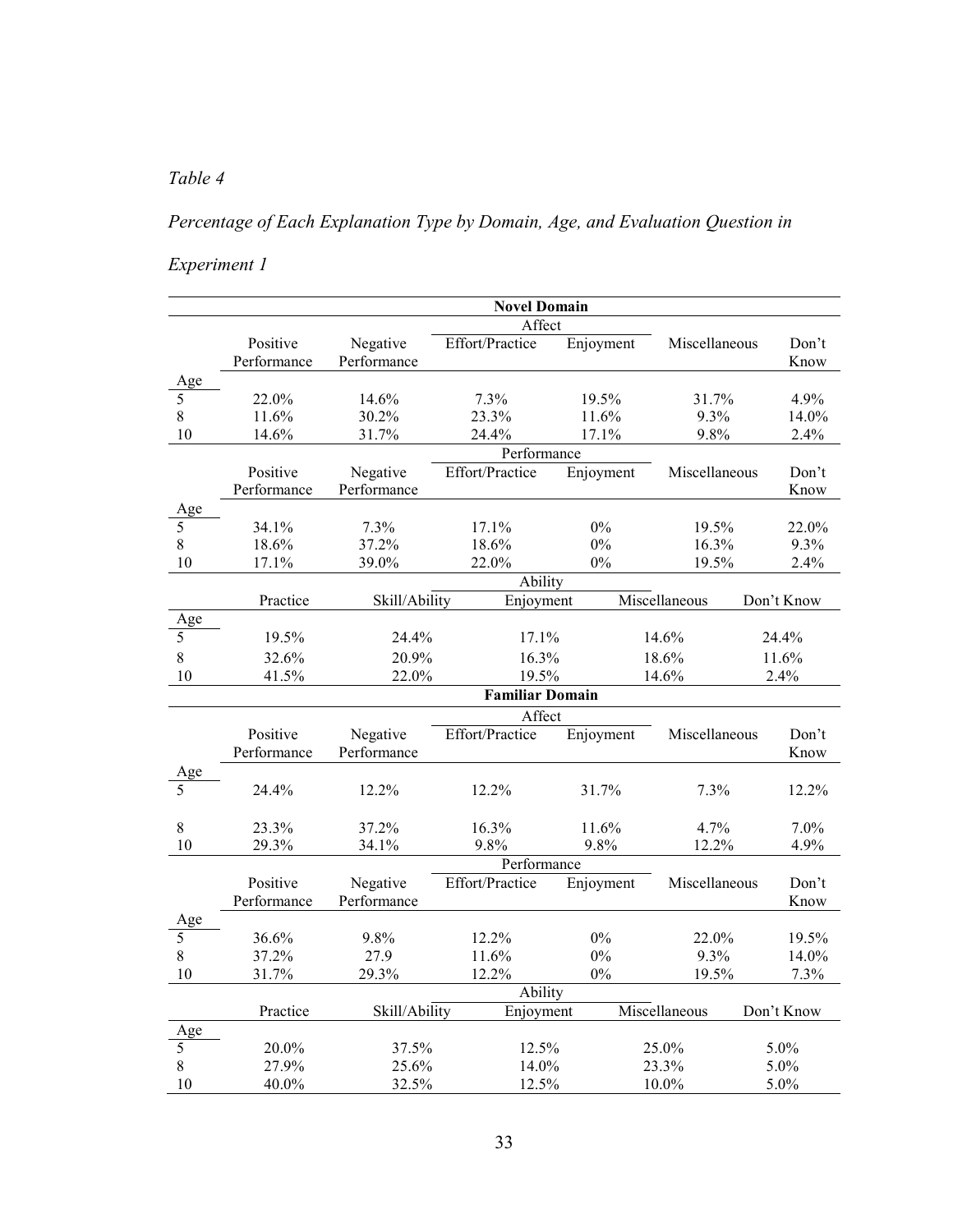*Table 4*

*Percentage of Each Explanation Type by Domain, Age, and Evaluation Question in Experiment 1*

| | **Novel Domain** | | | | | |
|---|---|---|---|---|---|---|
| | | | Affect | | | |
| Age | Positive Performance | Negative Performance | Effort/Practice | Enjoyment | Miscellaneous | Don't Know |
| 5 | 22.0% | 14.6% | 7.3% | 19.5% | 31.7% | 4.9% |
| 8 | 11.6% | 30.2% | 23.3% | 11.6% | 9.3% | 14.0% |
| 10 | 14.6% | 31.7% | 24.4% | 17.1% | 9.8% | 2.4% |
| | | | Performance | | | |
| Age | Positive Performance | Negative Performance | Effort/Practice | Enjoyment | Miscellaneous | Don't Know |
| 5 | 34.1% | 7.3% | 17.1% | 0% | 19.5% | 22.0% |
| 8 | 18.6% | 37.2% | 18.6% | 0% | 16.3% | 9.3% |
| 10 | 17.1% | 39.0% | 22.0% | 0% | 19.5% | 2.4% |
| | | | Ability | | | |
| Age | Practice | Skill/Ability | Enjoyment | Miscellaneous | Don't Know | |
| 5 | 19.5% | 24.4% | 17.1% | 14.6% | 24.4% | |
| 8 | 32.6% | 20.9% | 16.3% | 18.6% | 11.6% | |
| 10 | 41.5% | 22.0% | 19.5% | 14.6% | 2.4% | |
| | **Familiar Domain** | | | | | |
| | | | Affect | | | |
| Age | Positive Performance | Negative Performance | Effort/Practice | Enjoyment | Miscellaneous | Don't Know |
| 5 | 24.4% | 12.2% | 12.2% | 31.7% | 7.3% | 12.2% |
| 8 | 23.3% | 37.2% | 16.3% | 11.6% | 4.7% | 7.0% |
| 10 | 29.3% | 34.1% | 9.8% | 9.8% | 12.2% | 4.9% |
| | | | Performance | | | |
| Age | Positive Performance | Negative Performance | Effort/Practice | Enjoyment | Miscellaneous | Don't Know |
| 5 | 36.6% | 9.8% | 12.2% | 0% | 22.0% | 19.5% |
| 8 | 37.2% | 27.9 | 11.6% | 0% | 9.3% | 14.0% |
| 10 | 31.7% | 29.3% | 12.2% | 0% | 19.5% | 7.3% |
| | | | Ability | | | |
| Age | Practice | Skill/Ability | Enjoyment | Miscellaneous | Don't Know | |
| 5 | 20.0% | 37.5% | 12.5% | 25.0% | 5.0% | |
| 8 | 27.9% | 25.6% | 14.0% | 23.3% | 5.0% | |
| 10 | 40.0% | 32.5% | 12.5% | 10.0% | 5.0% | |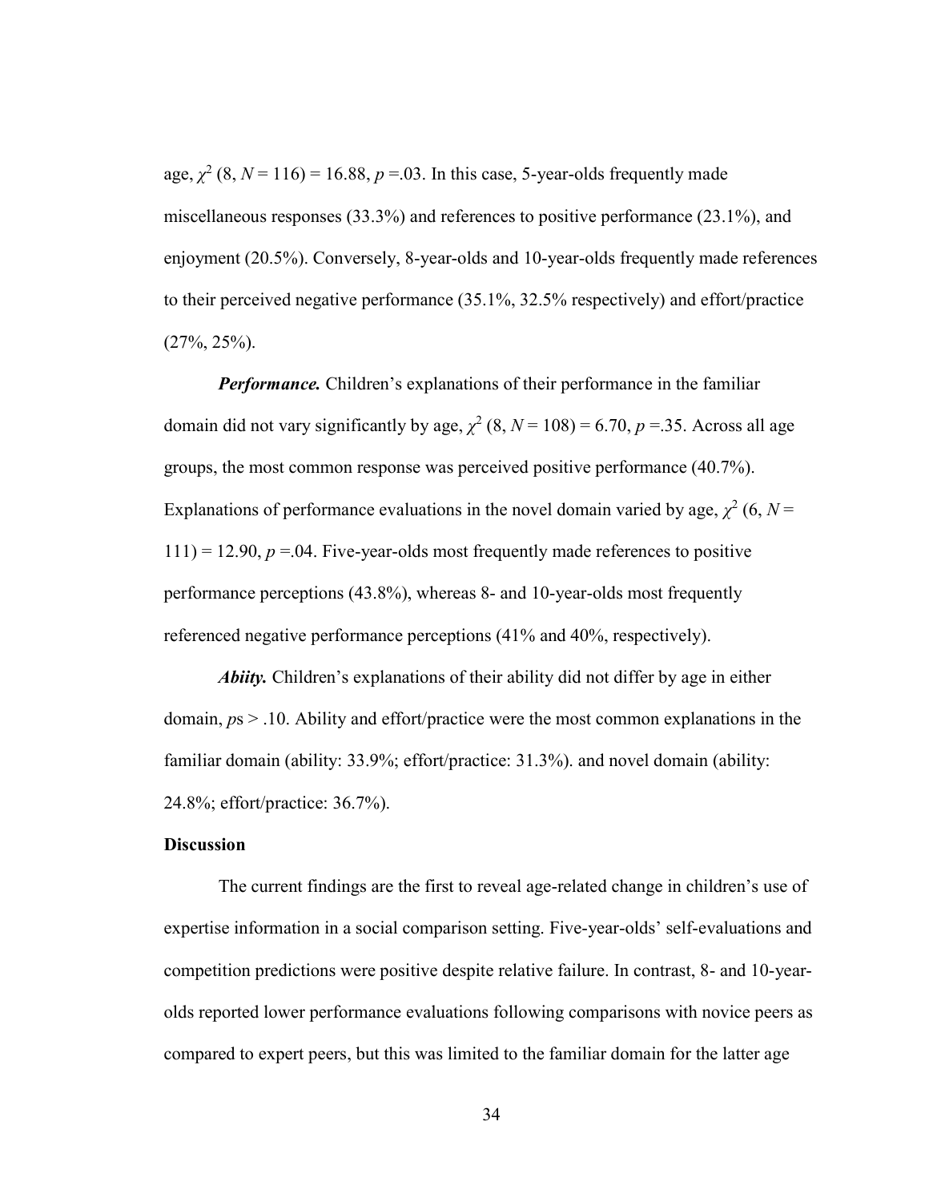age, $\chi^2$ (8, $N$ = 116) = 16.88, $p$ =.03. In this case, 5-year-olds frequently made miscellaneous responses (33.3%) and references to positive performance (23.1%), and enjoyment (20.5%). Conversely, 8-year-olds and 10-year-olds frequently made references to their perceived negative performance (35.1%, 32.5% respectively) and effort/practice (27%, 25%).

***Performance.*** Children's explanations of their performance in the familiar domain did not vary significantly by age, $\chi^2$ (8, $N$ = 108) = 6.70, $p$ =.35. Across all age groups, the most common response was perceived positive performance (40.7%). Explanations of performance evaluations in the novel domain varied by age, $\chi^2$ (6, $N$ = 111) = 12.90, $p$ =.04. Five-year-olds most frequently made references to positive performance perceptions (43.8%), whereas 8- and 10-year-olds most frequently referenced negative performance perceptions (41% and 40%, respectively).

***Abiity.*** Children's explanations of their ability did not differ by age in either domain, $p$s > .10. Ability and effort/practice were the most common explanations in the familiar domain (ability: 33.9%; effort/practice: 31.3%). and novel domain (ability: 24.8%; effort/practice: 36.7%).

**Discussion**

The current findings are the first to reveal age-related change in children's use of expertise information in a social comparison setting. Five-year-olds' self-evaluations and competition predictions were positive despite relative failure. In contrast, 8- and 10-year-olds reported lower performance evaluations following comparisons with novice peers as compared to expert peers, but this was limited to the familiar domain for the latter age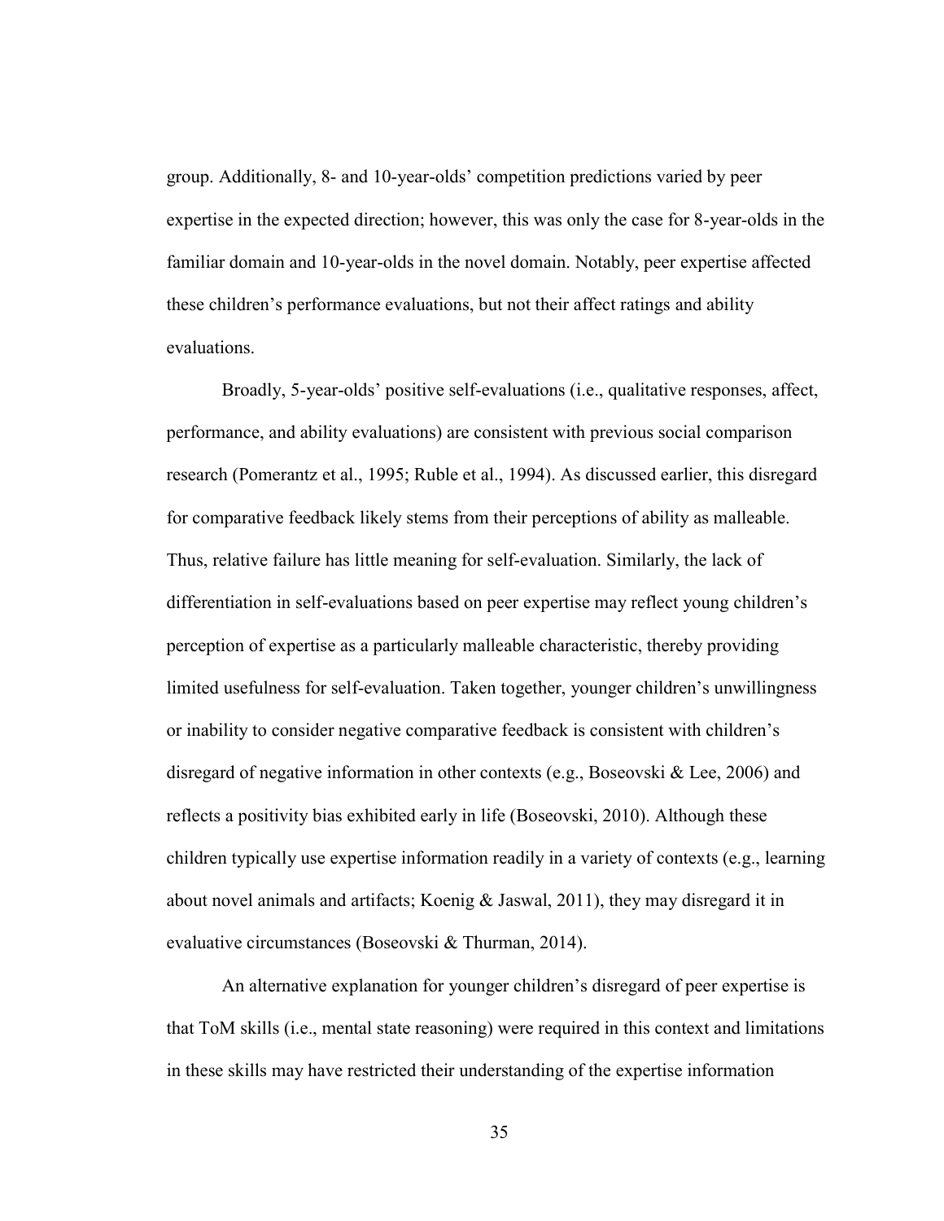group. Additionally, 8- and 10-year-olds' competition predictions varied by peer expertise in the expected direction; however, this was only the case for 8-year-olds in the familiar domain and 10-year-olds in the novel domain. Notably, peer expertise affected these children's performance evaluations, but not their affect ratings and ability evaluations.

Broadly, 5-year-olds' positive self-evaluations (i.e., qualitative responses, affect, performance, and ability evaluations) are consistent with previous social comparison research (Pomerantz et al., 1995; Ruble et al., 1994). As discussed earlier, this disregard for comparative feedback likely stems from their perceptions of ability as malleable. Thus, relative failure has little meaning for self-evaluation. Similarly, the lack of differentiation in self-evaluations based on peer expertise may reflect young children's perception of expertise as a particularly malleable characteristic, thereby providing limited usefulness for self-evaluation. Taken together, younger children's unwillingness or inability to consider negative comparative feedback is consistent with children's disregard of negative information in other contexts (e.g., Boseovski & Lee, 2006) and reflects a positivity bias exhibited early in life (Boseovski, 2010). Although these children typically use expertise information readily in a variety of contexts (e.g., learning about novel animals and artifacts; Koenig & Jaswal, 2011), they may disregard it in evaluative circumstances (Boseovski & Thurman, 2014).

An alternative explanation for younger children's disregard of peer expertise is that ToM skills (i.e., mental state reasoning) were required in this context and limitations in these skills may have restricted their understanding of the expertise information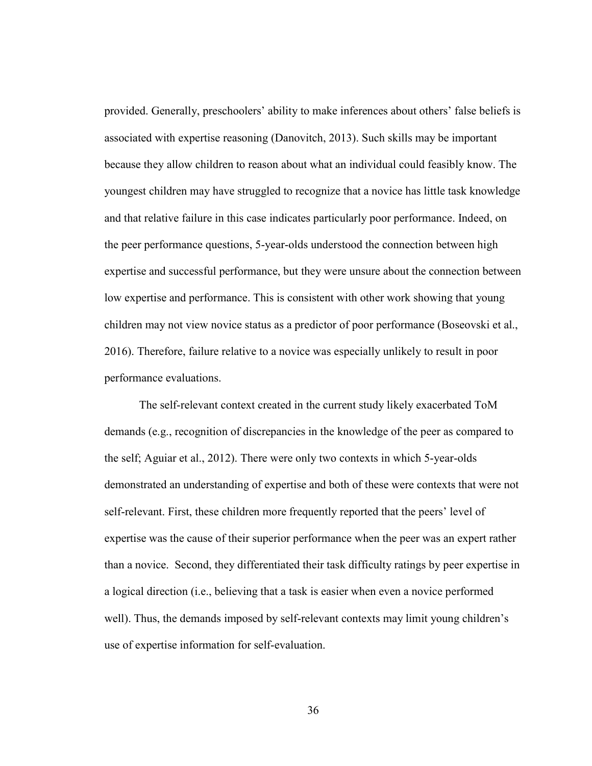provided. Generally, preschoolers' ability to make inferences about others' false beliefs is associated with expertise reasoning (Danovitch, 2013). Such skills may be important because they allow children to reason about what an individual could feasibly know. The youngest children may have struggled to recognize that a novice has little task knowledge and that relative failure in this case indicates particularly poor performance. Indeed, on the peer performance questions, 5-year-olds understood the connection between high expertise and successful performance, but they were unsure about the connection between low expertise and performance. This is consistent with other work showing that young children may not view novice status as a predictor of poor performance (Boseovski et al., 2016). Therefore, failure relative to a novice was especially unlikely to result in poor performance evaluations.

The self-relevant context created in the current study likely exacerbated ToM demands (e.g., recognition of discrepancies in the knowledge of the peer as compared to the self; Aguiar et al., 2012). There were only two contexts in which 5-year-olds demonstrated an understanding of expertise and both of these were contexts that were not self-relevant. First, these children more frequently reported that the peers' level of expertise was the cause of their superior performance when the peer was an expert rather than a novice. Second, they differentiated their task difficulty ratings by peer expertise in a logical direction (i.e., believing that a task is easier when even a novice performed well). Thus, the demands imposed by self-relevant contexts may limit young children's use of expertise information for self-evaluation.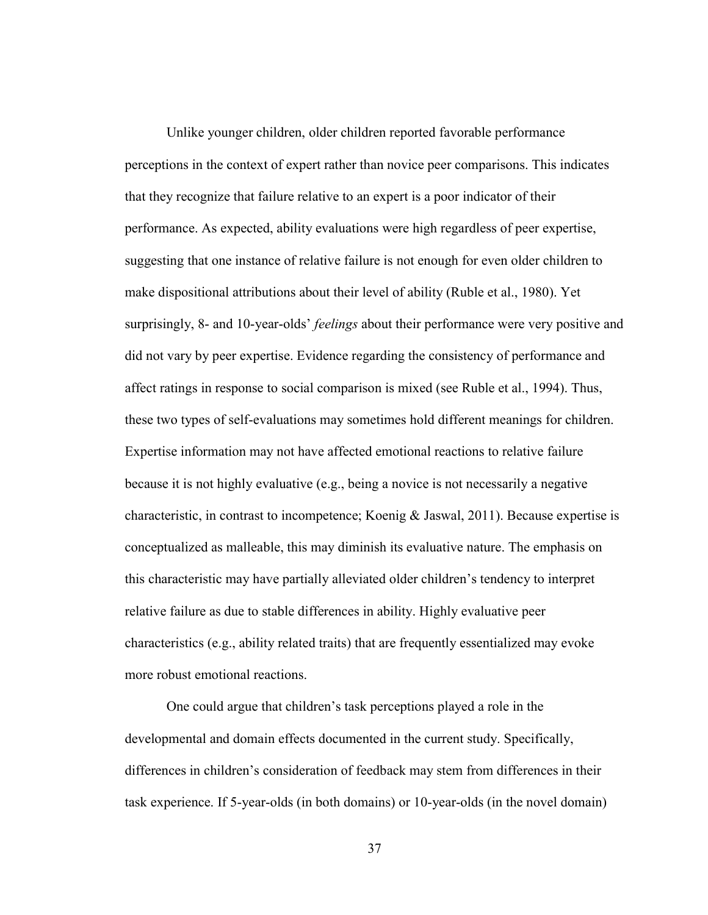Unlike younger children, older children reported favorable performance perceptions in the context of expert rather than novice peer comparisons. This indicates that they recognize that failure relative to an expert is a poor indicator of their performance. As expected, ability evaluations were high regardless of peer expertise, suggesting that one instance of relative failure is not enough for even older children to make dispositional attributions about their level of ability (Ruble et al., 1980). Yet surprisingly, 8- and 10-year-olds' *feelings* about their performance were very positive and did not vary by peer expertise. Evidence regarding the consistency of performance and affect ratings in response to social comparison is mixed (see Ruble et al., 1994). Thus, these two types of self-evaluations may sometimes hold different meanings for children. Expertise information may not have affected emotional reactions to relative failure because it is not highly evaluative (e.g., being a novice is not necessarily a negative characteristic, in contrast to incompetence; Koenig & Jaswal, 2011). Because expertise is conceptualized as malleable, this may diminish its evaluative nature. The emphasis on this characteristic may have partially alleviated older children's tendency to interpret relative failure as due to stable differences in ability. Highly evaluative peer characteristics (e.g., ability related traits) that are frequently essentialized may evoke more robust emotional reactions.

One could argue that children's task perceptions played a role in the developmental and domain effects documented in the current study. Specifically, differences in children's consideration of feedback may stem from differences in their task experience. If 5-year-olds (in both domains) or 10-year-olds (in the novel domain)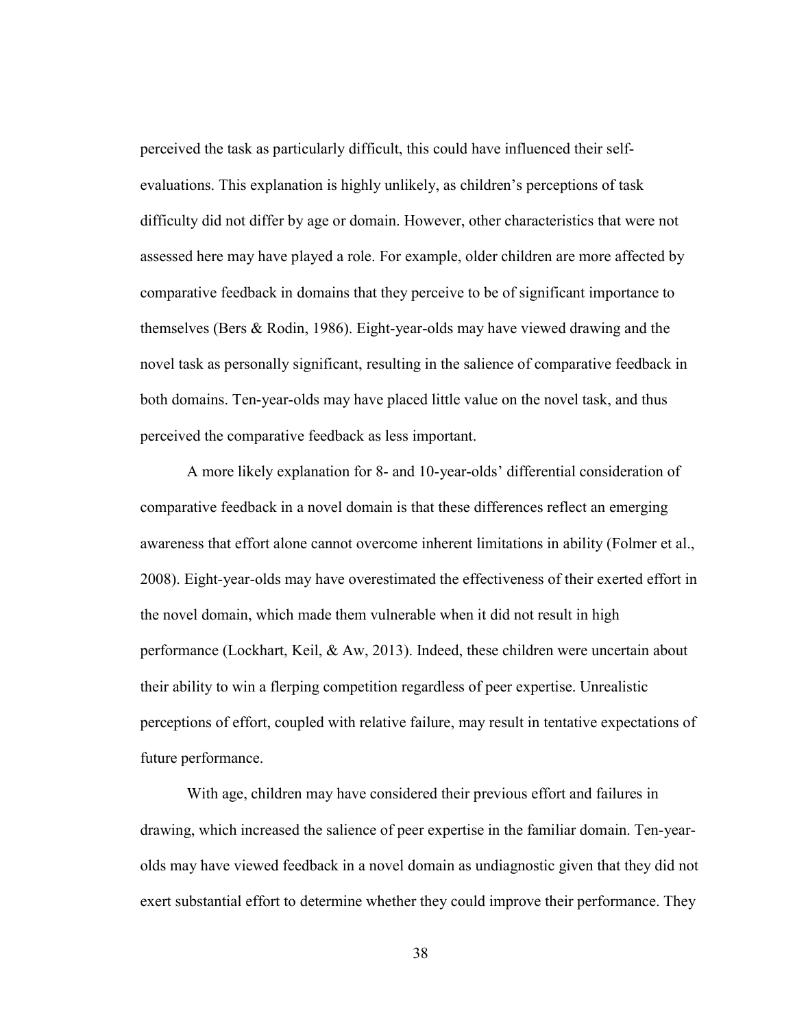perceived the task as particularly difficult, this could have influenced their self-evaluations. This explanation is highly unlikely, as children's perceptions of task difficulty did not differ by age or domain. However, other characteristics that were not assessed here may have played a role. For example, older children are more affected by comparative feedback in domains that they perceive to be of significant importance to themselves (Bers & Rodin, 1986). Eight-year-olds may have viewed drawing and the novel task as personally significant, resulting in the salience of comparative feedback in both domains. Ten-year-olds may have placed little value on the novel task, and thus perceived the comparative feedback as less important.

A more likely explanation for 8- and 10-year-olds' differential consideration of comparative feedback in a novel domain is that these differences reflect an emerging awareness that effort alone cannot overcome inherent limitations in ability (Folmer et al., 2008). Eight-year-olds may have overestimated the effectiveness of their exerted effort in the novel domain, which made them vulnerable when it did not result in high performance (Lockhart, Keil, & Aw, 2013). Indeed, these children were uncertain about their ability to win a flerping competition regardless of peer expertise. Unrealistic perceptions of effort, coupled with relative failure, may result in tentative expectations of future performance.

With age, children may have considered their previous effort and failures in drawing, which increased the salience of peer expertise in the familiar domain. Ten-year-olds may have viewed feedback in a novel domain as undiagnostic given that they did not exert substantial effort to determine whether they could improve their performance. They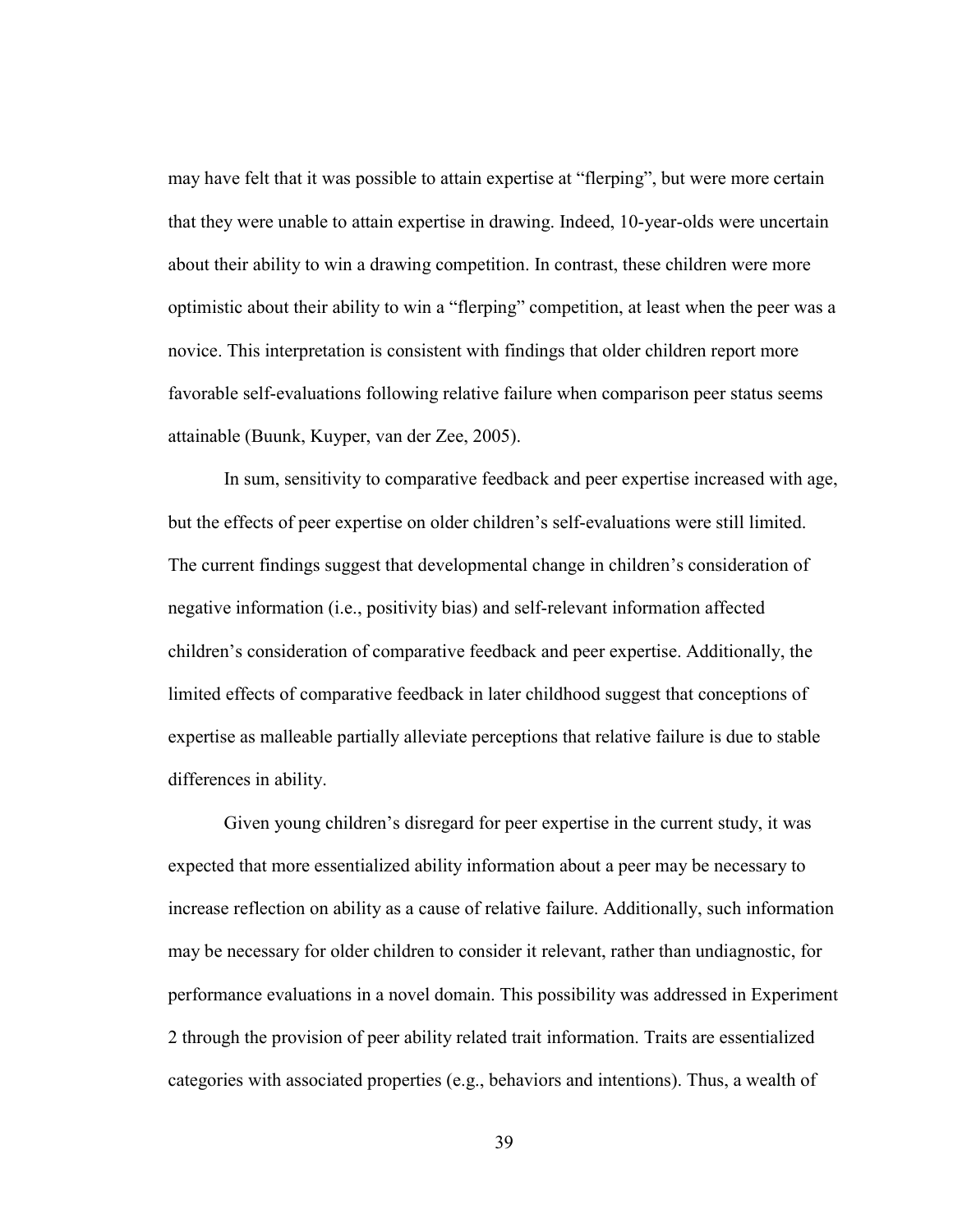may have felt that it was possible to attain expertise at "flerping", but were more certain that they were unable to attain expertise in drawing. Indeed, 10-year-olds were uncertain about their ability to win a drawing competition. In contrast, these children were more optimistic about their ability to win a "flerping" competition, at least when the peer was a novice. This interpretation is consistent with findings that older children report more favorable self-evaluations following relative failure when comparison peer status seems attainable (Buunk, Kuyper, van der Zee, 2005).

In sum, sensitivity to comparative feedback and peer expertise increased with age, but the effects of peer expertise on older children's self-evaluations were still limited. The current findings suggest that developmental change in children's consideration of negative information (i.e., positivity bias) and self-relevant information affected children's consideration of comparative feedback and peer expertise. Additionally, the limited effects of comparative feedback in later childhood suggest that conceptions of expertise as malleable partially alleviate perceptions that relative failure is due to stable differences in ability.

Given young children's disregard for peer expertise in the current study, it was expected that more essentialized ability information about a peer may be necessary to increase reflection on ability as a cause of relative failure. Additionally, such information may be necessary for older children to consider it relevant, rather than undiagnostic, for performance evaluations in a novel domain. This possibility was addressed in Experiment 2 through the provision of peer ability related trait information. Traits are essentialized categories with associated properties (e.g., behaviors and intentions). Thus, a wealth of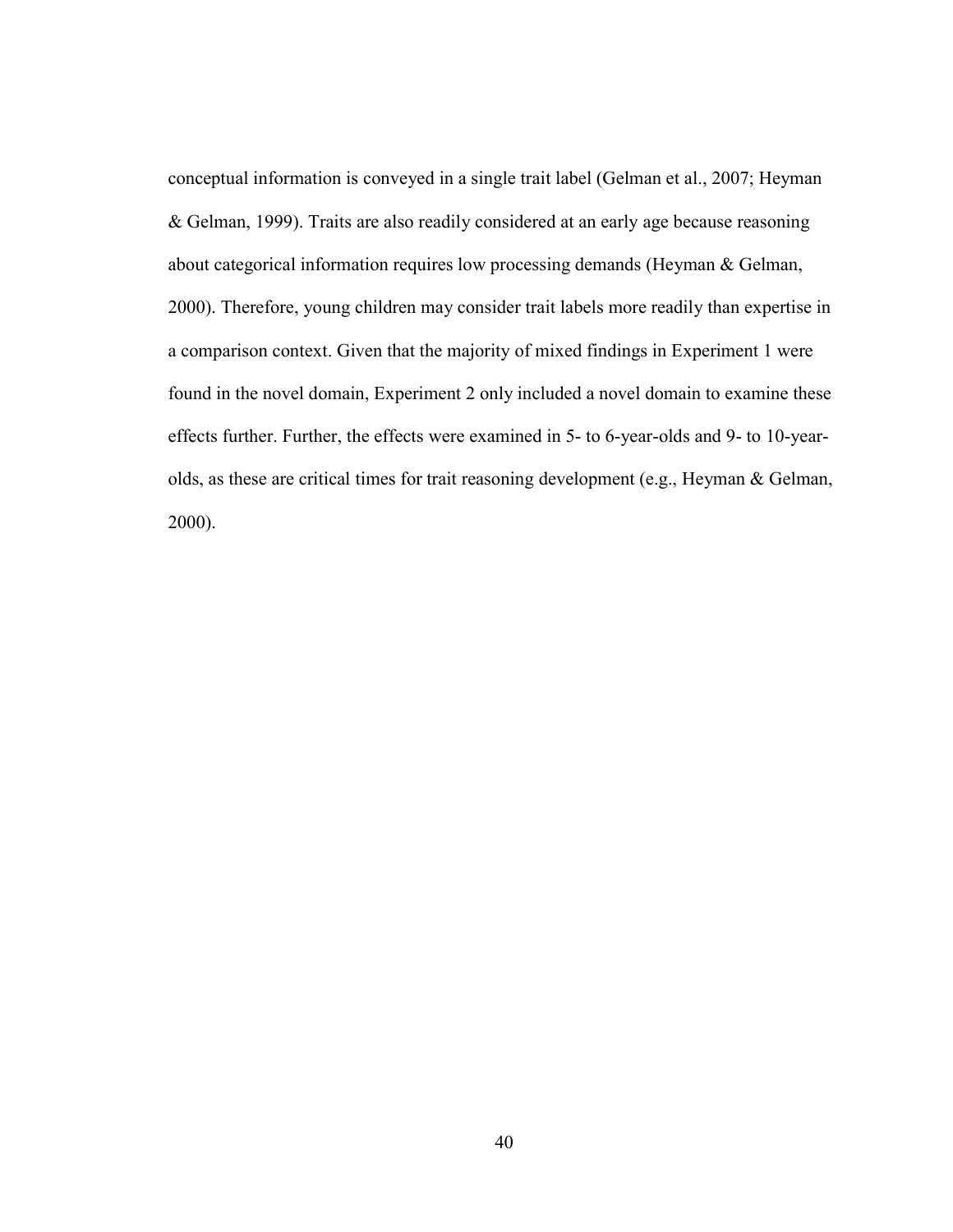conceptual information is conveyed in a single trait label (Gelman et al., 2007; Heyman & Gelman, 1999). Traits are also readily considered at an early age because reasoning about categorical information requires low processing demands (Heyman & Gelman, 2000). Therefore, young children may consider trait labels more readily than expertise in a comparison context. Given that the majority of mixed findings in Experiment 1 were found in the novel domain, Experiment 2 only included a novel domain to examine these effects further. Further, the effects were examined in 5- to 6-year-olds and 9- to 10-year-olds, as these are critical times for trait reasoning development (e.g., Heyman & Gelman, 2000).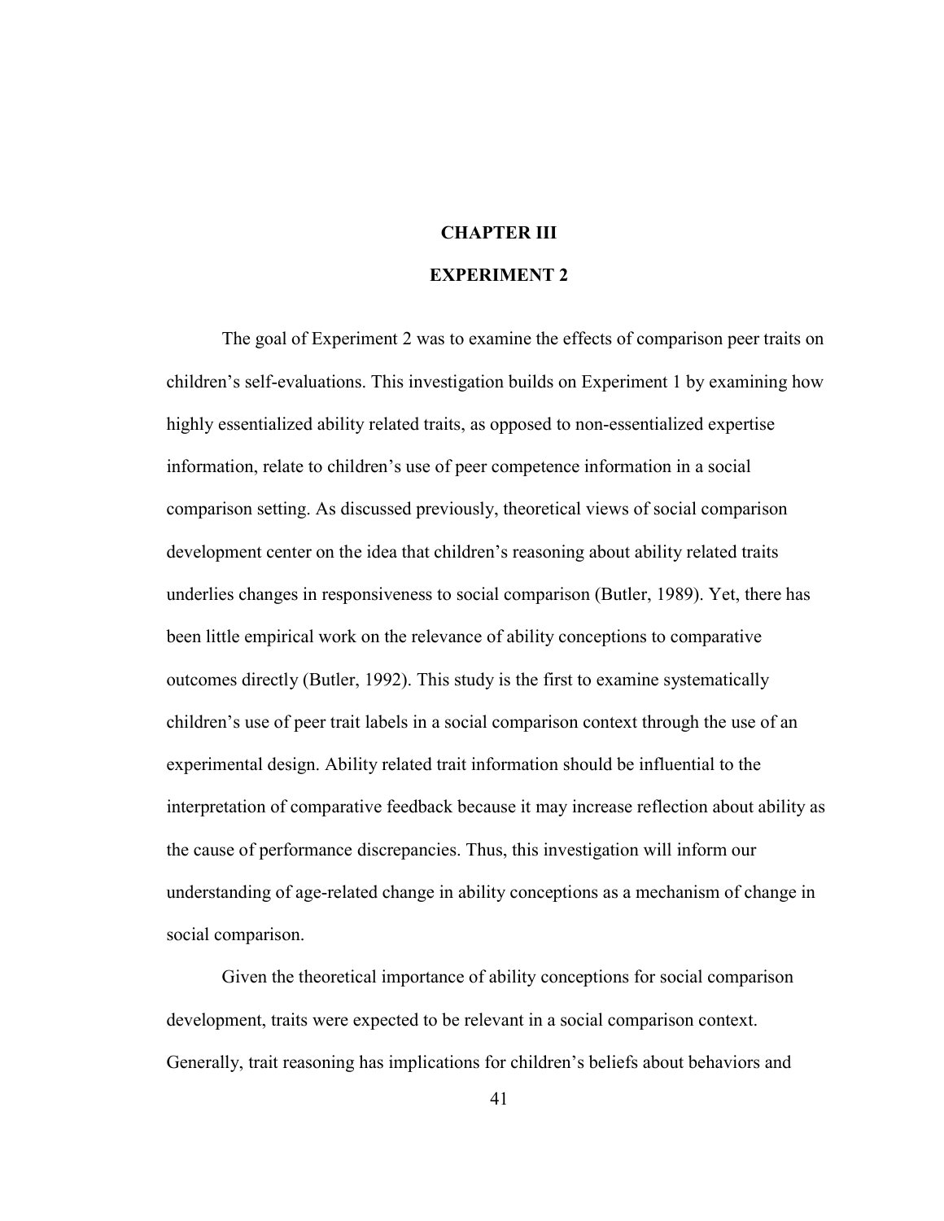# CHAPTER III

# EXPERIMENT 2

The goal of Experiment 2 was to examine the effects of comparison peer traits on children's self-evaluations. This investigation builds on Experiment 1 by examining how highly essentialized ability related traits, as opposed to non-essentialized expertise information, relate to children's use of peer competence information in a social comparison setting. As discussed previously, theoretical views of social comparison development center on the idea that children's reasoning about ability related traits underlies changes in responsiveness to social comparison (Butler, 1989). Yet, there has been little empirical work on the relevance of ability conceptions to comparative outcomes directly (Butler, 1992). This study is the first to examine systematically children's use of peer trait labels in a social comparison context through the use of an experimental design. Ability related trait information should be influential to the interpretation of comparative feedback because it may increase reflection about ability as the cause of performance discrepancies. Thus, this investigation will inform our understanding of age-related change in ability conceptions as a mechanism of change in social comparison.

Given the theoretical importance of ability conceptions for social comparison development, traits were expected to be relevant in a social comparison context. Generally, trait reasoning has implications for children's beliefs about behaviors and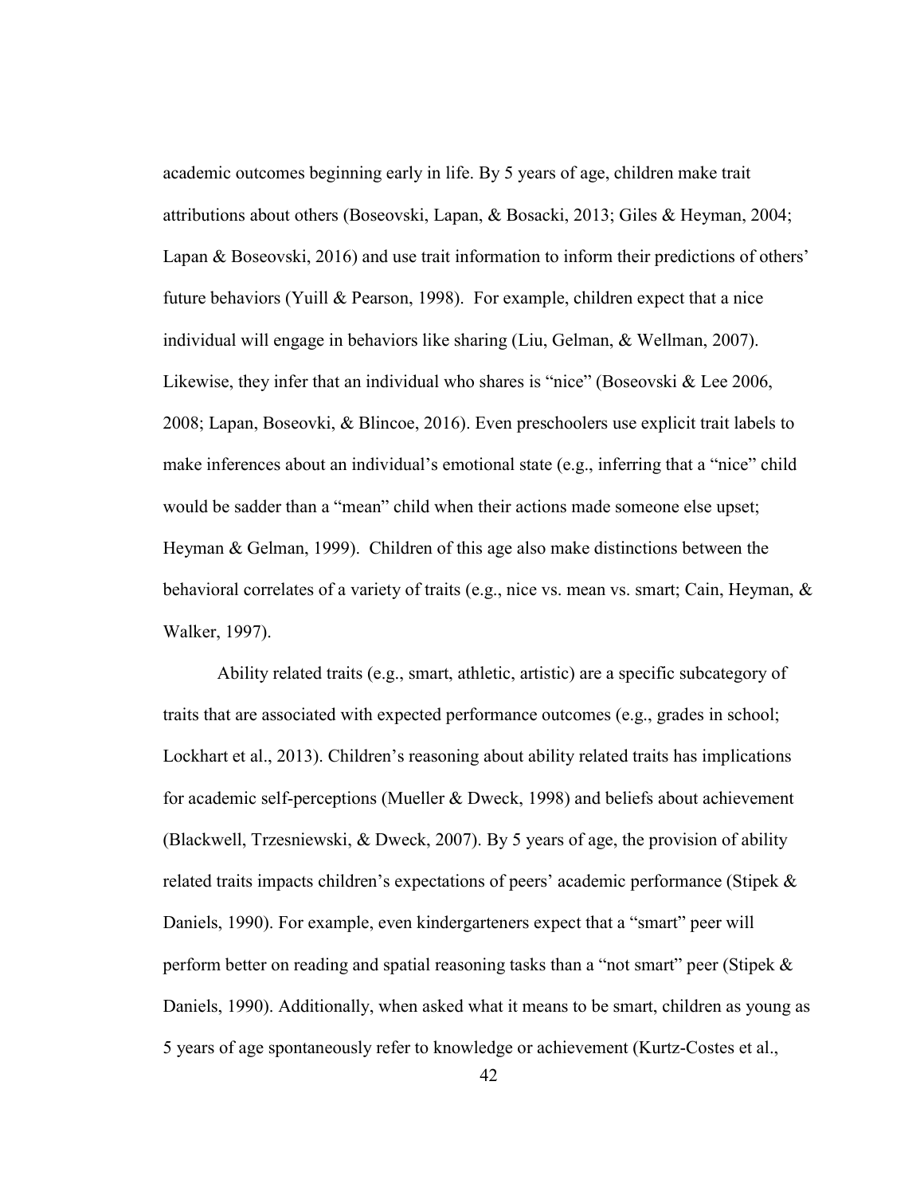academic outcomes beginning early in life. By 5 years of age, children make trait attributions about others (Boseovski, Lapan, & Bosacki, 2013; Giles & Heyman, 2004; Lapan & Boseovski, 2016) and use trait information to inform their predictions of others' future behaviors (Yuill & Pearson, 1998). For example, children expect that a nice individual will engage in behaviors like sharing (Liu, Gelman, & Wellman, 2007). Likewise, they infer that an individual who shares is "nice" (Boseovski & Lee 2006, 2008; Lapan, Boseovki, & Blincoe, 2016). Even preschoolers use explicit trait labels to make inferences about an individual's emotional state (e.g., inferring that a "nice" child would be sadder than a "mean" child when their actions made someone else upset; Heyman & Gelman, 1999). Children of this age also make distinctions between the behavioral correlates of a variety of traits (e.g., nice vs. mean vs. smart; Cain, Heyman, & Walker, 1997).

Ability related traits (e.g., smart, athletic, artistic) are a specific subcategory of traits that are associated with expected performance outcomes (e.g., grades in school; Lockhart et al., 2013). Children's reasoning about ability related traits has implications for academic self-perceptions (Mueller & Dweck, 1998) and beliefs about achievement (Blackwell, Trzesniewski, & Dweck, 2007). By 5 years of age, the provision of ability related traits impacts children's expectations of peers' academic performance (Stipek & Daniels, 1990). For example, even kindergarteners expect that a "smart" peer will perform better on reading and spatial reasoning tasks than a "not smart" peer (Stipek & Daniels, 1990). Additionally, when asked what it means to be smart, children as young as 5 years of age spontaneously refer to knowledge or achievement (Kurtz-Costes et al.,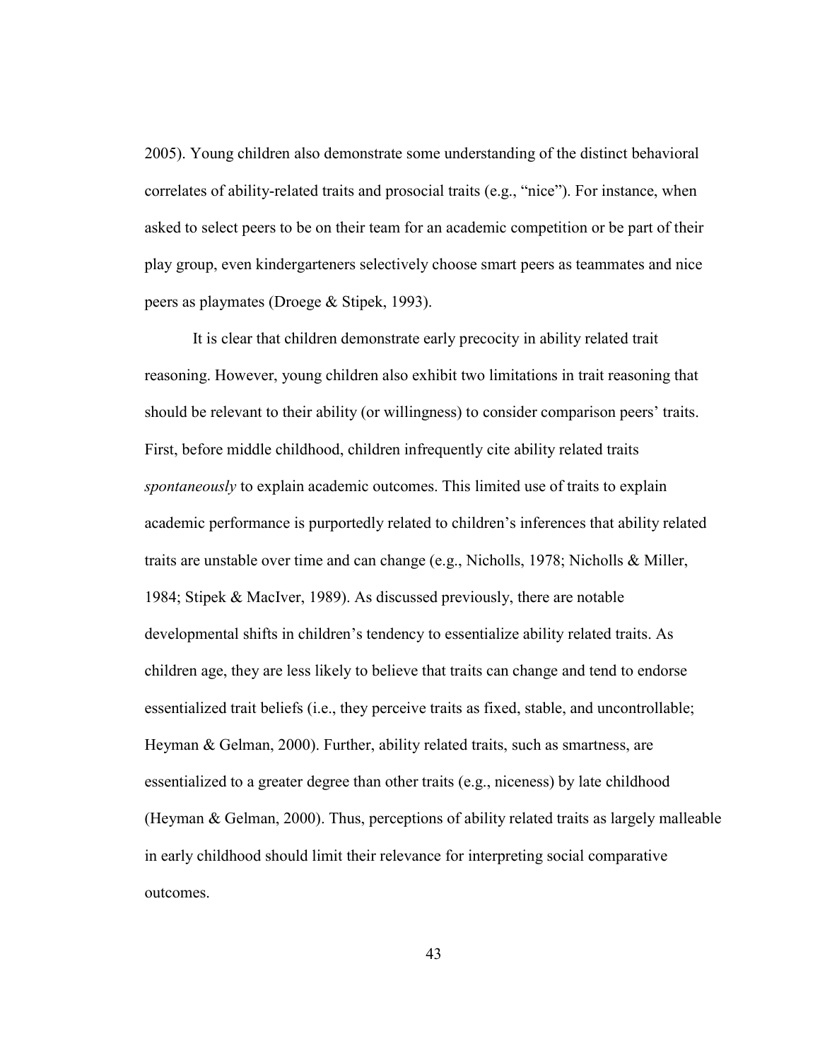2005). Young children also demonstrate some understanding of the distinct behavioral correlates of ability-related traits and prosocial traits (e.g., "nice"). For instance, when asked to select peers to be on their team for an academic competition or be part of their play group, even kindergarteners selectively choose smart peers as teammates and nice peers as playmates (Droege & Stipek, 1993).

It is clear that children demonstrate early precocity in ability related trait reasoning. However, young children also exhibit two limitations in trait reasoning that should be relevant to their ability (or willingness) to consider comparison peers' traits. First, before middle childhood, children infrequently cite ability related traits *spontaneously* to explain academic outcomes. This limited use of traits to explain academic performance is purportedly related to children's inferences that ability related traits are unstable over time and can change (e.g., Nicholls, 1978; Nicholls & Miller, 1984; Stipek & MacIver, 1989). As discussed previously, there are notable developmental shifts in children's tendency to essentialize ability related traits. As children age, they are less likely to believe that traits can change and tend to endorse essentialized trait beliefs (i.e., they perceive traits as fixed, stable, and uncontrollable; Heyman & Gelman, 2000). Further, ability related traits, such as smartness, are essentialized to a greater degree than other traits (e.g., niceness) by late childhood (Heyman & Gelman, 2000). Thus, perceptions of ability related traits as largely malleable in early childhood should limit their relevance for interpreting social comparative outcomes.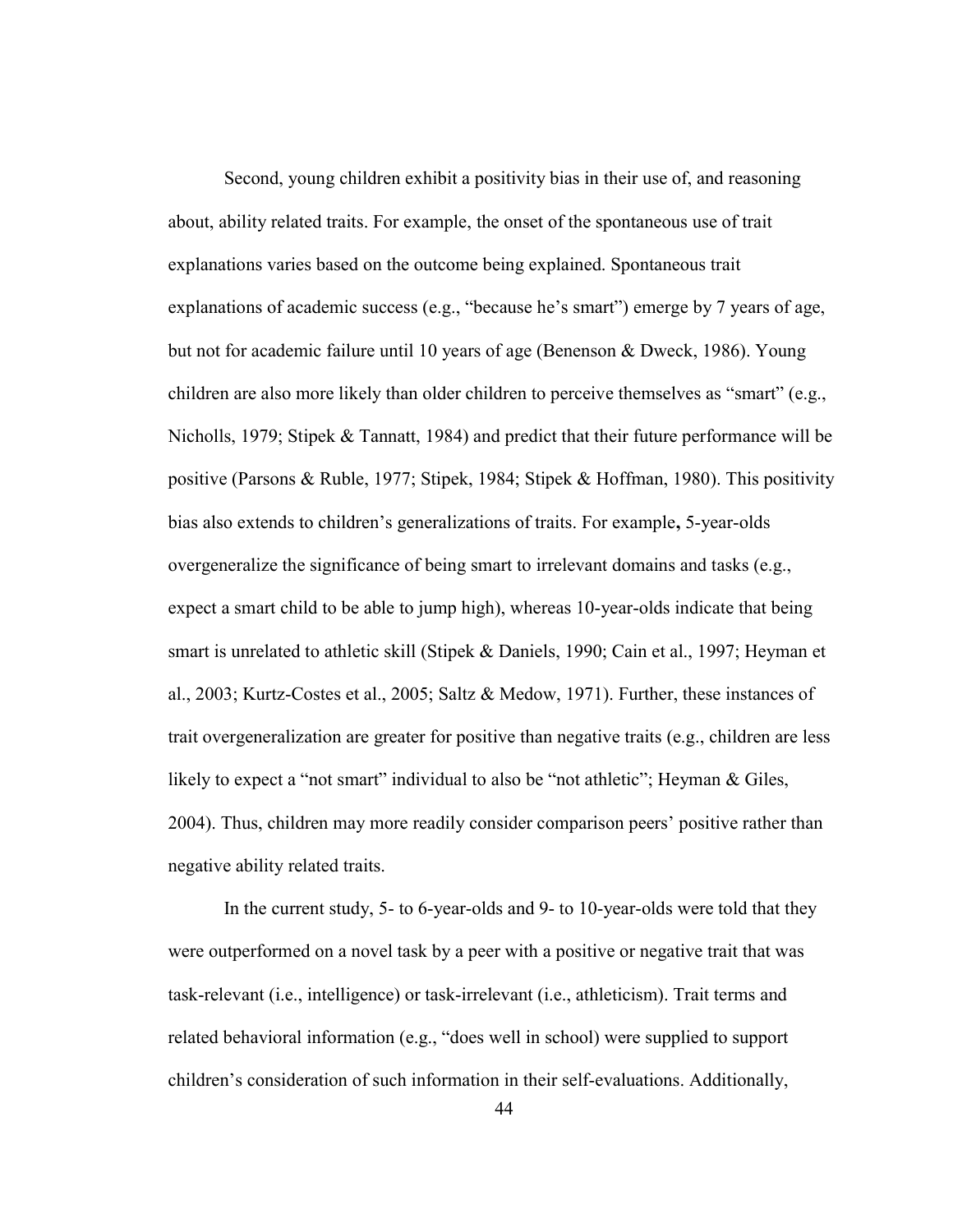Second, young children exhibit a positivity bias in their use of, and reasoning about, ability related traits. For example, the onset of the spontaneous use of trait explanations varies based on the outcome being explained. Spontaneous trait explanations of academic success (e.g., "because he's smart") emerge by 7 years of age, but not for academic failure until 10 years of age (Benenson & Dweck, 1986). Young children are also more likely than older children to perceive themselves as "smart" (e.g., Nicholls, 1979; Stipek & Tannatt, 1984) and predict that their future performance will be positive (Parsons & Ruble, 1977; Stipek, 1984; Stipek & Hoffman, 1980). This positivity bias also extends to children's generalizations of traits. For example**,** 5-year-olds overgeneralize the significance of being smart to irrelevant domains and tasks (e.g., expect a smart child to be able to jump high), whereas 10-year-olds indicate that being smart is unrelated to athletic skill (Stipek & Daniels, 1990; Cain et al., 1997; Heyman et al., 2003; Kurtz-Costes et al., 2005; Saltz & Medow, 1971). Further, these instances of trait overgeneralization are greater for positive than negative traits (e.g., children are less likely to expect a "not smart" individual to also be "not athletic"; Heyman & Giles, 2004). Thus, children may more readily consider comparison peers' positive rather than negative ability related traits.

In the current study, 5- to 6-year-olds and 9- to 10-year-olds were told that they were outperformed on a novel task by a peer with a positive or negative trait that was task-relevant (i.e., intelligence) or task-irrelevant (i.e., athleticism). Trait terms and related behavioral information (e.g., "does well in school) were supplied to support children's consideration of such information in their self-evaluations. Additionally,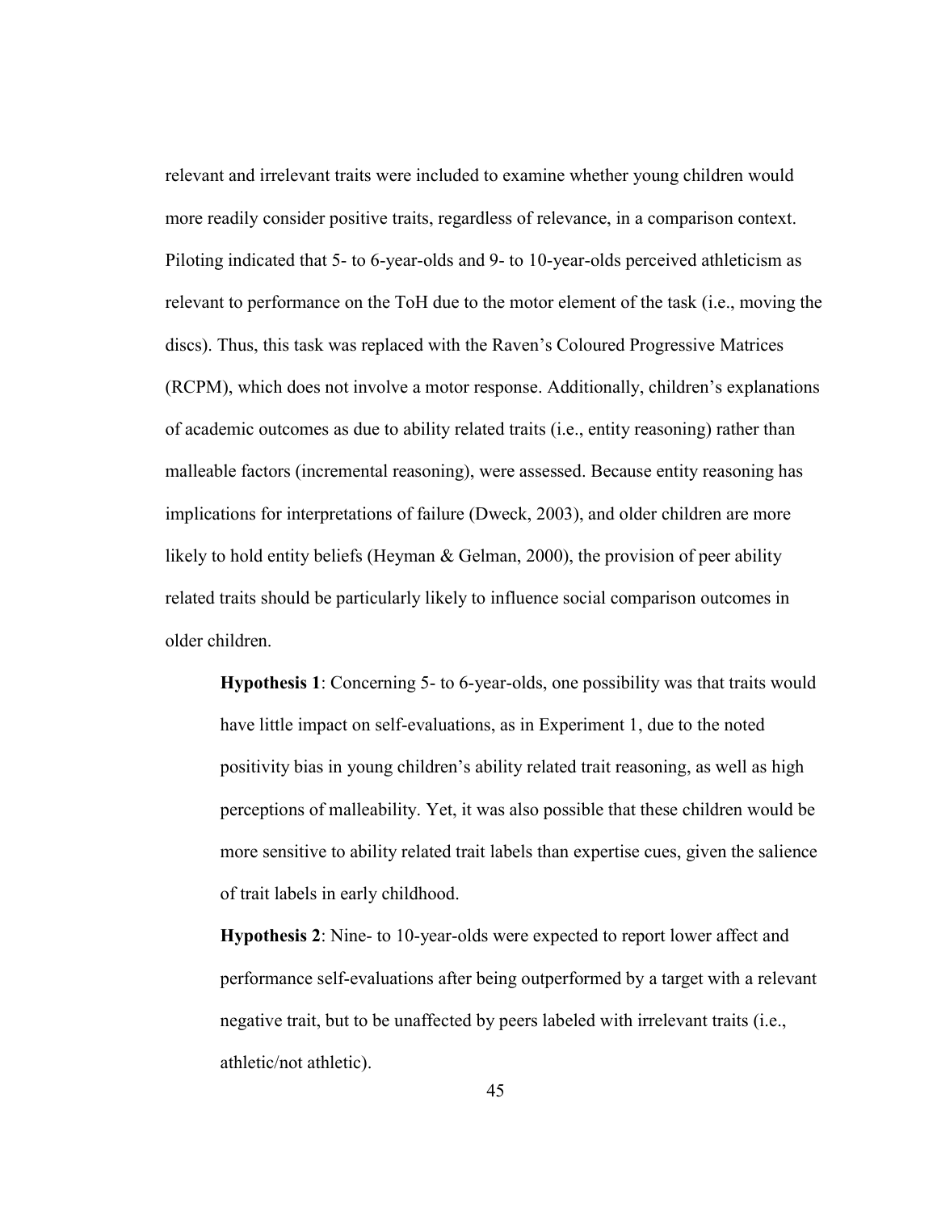relevant and irrelevant traits were included to examine whether young children would more readily consider positive traits, regardless of relevance, in a comparison context. Piloting indicated that 5- to 6-year-olds and 9- to 10-year-olds perceived athleticism as relevant to performance on the ToH due to the motor element of the task (i.e., moving the discs). Thus, this task was replaced with the Raven's Coloured Progressive Matrices (RCPM), which does not involve a motor response. Additionally, children's explanations of academic outcomes as due to ability related traits (i.e., entity reasoning) rather than malleable factors (incremental reasoning), were assessed. Because entity reasoning has implications for interpretations of failure (Dweck, 2003), and older children are more likely to hold entity beliefs (Heyman & Gelman, 2000), the provision of peer ability related traits should be particularly likely to influence social comparison outcomes in older children.

**Hypothesis 1**: Concerning 5- to 6-year-olds, one possibility was that traits would have little impact on self-evaluations, as in Experiment 1, due to the noted positivity bias in young children's ability related trait reasoning, as well as high perceptions of malleability. Yet, it was also possible that these children would be more sensitive to ability related trait labels than expertise cues, given the salience of trait labels in early childhood.

**Hypothesis 2**: Nine- to 10-year-olds were expected to report lower affect and performance self-evaluations after being outperformed by a target with a relevant negative trait, but to be unaffected by peers labeled with irrelevant traits (i.e., athletic/not athletic).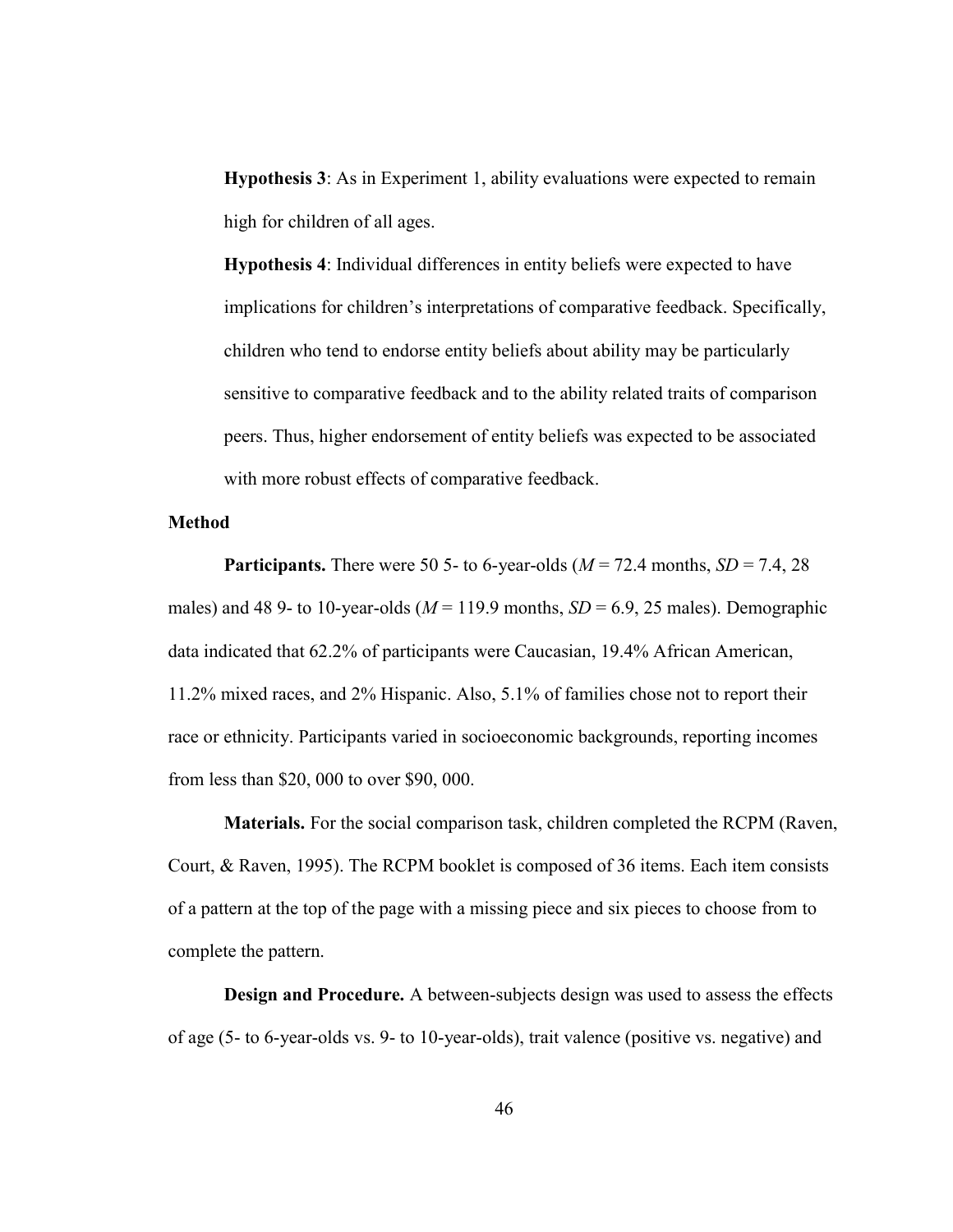**Hypothesis 3**: As in Experiment 1, ability evaluations were expected to remain high for children of all ages.

**Hypothesis 4**: Individual differences in entity beliefs were expected to have implications for children's interpretations of comparative feedback. Specifically, children who tend to endorse entity beliefs about ability may be particularly sensitive to comparative feedback and to the ability related traits of comparison peers. Thus, higher endorsement of entity beliefs was expected to be associated with more robust effects of comparative feedback.

### Method

**Participants.** There were 50 5- to 6-year-olds (*M* = 72.4 months, *SD* = 7.4, 28 males) and 48 9- to 10-year-olds (*M* = 119.9 months, *SD* = 6.9, 25 males). Demographic data indicated that 62.2% of participants were Caucasian, 19.4% African American, 11.2% mixed races, and 2% Hispanic. Also, 5.1% of families chose not to report their race or ethnicity. Participants varied in socioeconomic backgrounds, reporting incomes from less than $20, 000 to over $90, 000.

**Materials.** For the social comparison task, children completed the RCPM (Raven, Court, & Raven, 1995). The RCPM booklet is composed of 36 items. Each item consists of a pattern at the top of the page with a missing piece and six pieces to choose from to complete the pattern.

**Design and Procedure.** A between-subjects design was used to assess the effects of age (5- to 6-year-olds vs. 9- to 10-year-olds), trait valence (positive vs. negative) and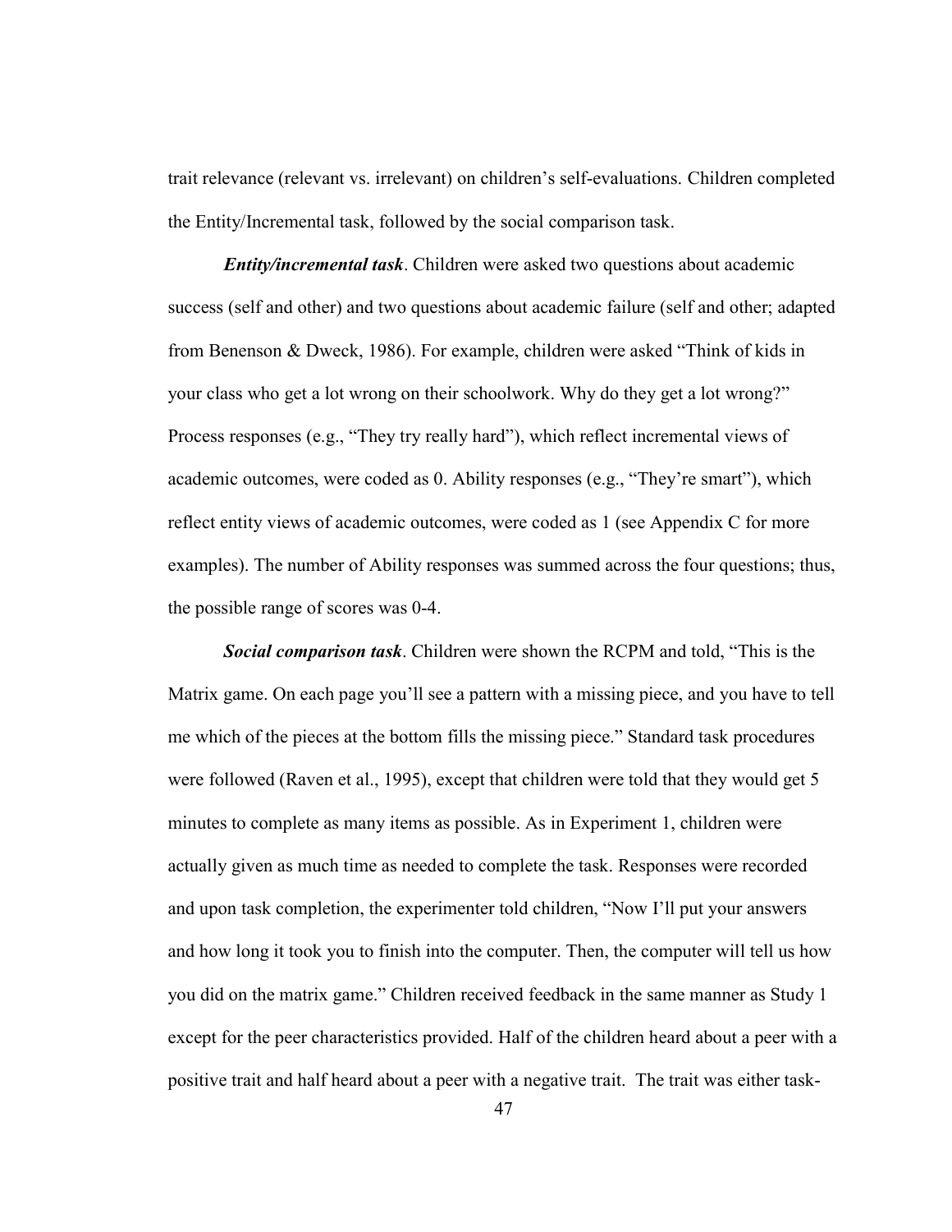trait relevance (relevant vs. irrelevant) on children's self-evaluations. Children completed the Entity/Incremental task, followed by the social comparison task.

***Entity/incremental task***. Children were asked two questions about academic success (self and other) and two questions about academic failure (self and other; adapted from Benenson & Dweck, 1986). For example, children were asked "Think of kids in your class who get a lot wrong on their schoolwork. Why do they get a lot wrong?" Process responses (e.g., "They try really hard"), which reflect incremental views of academic outcomes, were coded as 0. Ability responses (e.g., "They're smart"), which reflect entity views of academic outcomes, were coded as 1 (see Appendix C for more examples). The number of Ability responses was summed across the four questions; thus, the possible range of scores was 0-4.

***Social comparison task***. Children were shown the RCPM and told, "This is the Matrix game. On each page you'll see a pattern with a missing piece, and you have to tell me which of the pieces at the bottom fills the missing piece." Standard task procedures were followed (Raven et al., 1995), except that children were told that they would get 5 minutes to complete as many items as possible. As in Experiment 1, children were actually given as much time as needed to complete the task. Responses were recorded and upon task completion, the experimenter told children, "Now I'll put your answers and how long it took you to finish into the computer. Then, the computer will tell us how you did on the matrix game." Children received feedback in the same manner as Study 1 except for the peer characteristics provided. Half of the children heard about a peer with a positive trait and half heard about a peer with a negative trait. The trait was either task-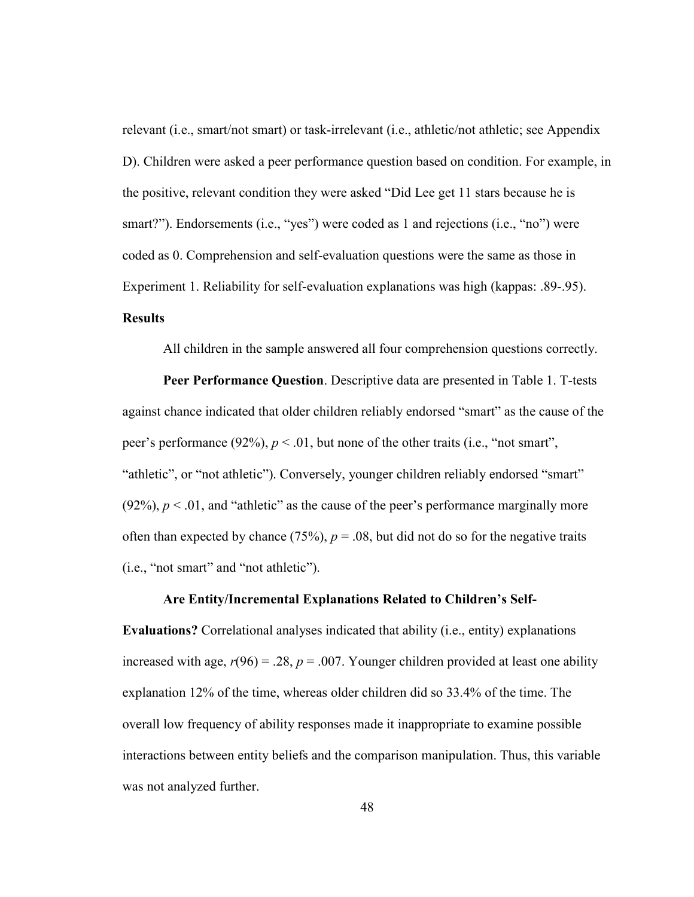relevant (i.e., smart/not smart) or task-irrelevant (i.e., athletic/not athletic; see Appendix D). Children were asked a peer performance question based on condition. For example, in the positive, relevant condition they were asked “Did Lee get 11 stars because he is smart?”). Endorsements (i.e., “yes”) were coded as 1 and rejections (i.e., “no”) were coded as 0. Comprehension and self-evaluation questions were the same as those in Experiment 1. Reliability for self-evaluation explanations was high (kappas: .89-.95).

**Results**

All children in the sample answered all four comprehension questions correctly.

**Peer Performance Question**. Descriptive data are presented in Table 1. T-tests against chance indicated that older children reliably endorsed “smart” as the cause of the peer’s performance (92%), $p < .01$, but none of the other traits (i.e., “not smart”, “athletic”, or “not athletic”). Conversely, younger children reliably endorsed “smart” (92%), $p < .01$, and “athletic” as the cause of the peer’s performance marginally more often than expected by chance (75%), $p = .08$, but did not do so for the negative traits (i.e., “not smart” and “not athletic”).

**Are Entity/Incremental Explanations Related to Children’s Self-Evaluations?** Correlational analyses indicated that ability (i.e., entity) explanations increased with age, $r(96) = .28$, $p = .007$. Younger children provided at least one ability explanation 12% of the time, whereas older children did so 33.4% of the time. The overall low frequency of ability responses made it inappropriate to examine possible interactions between entity beliefs and the comparison manipulation. Thus, this variable was not analyzed further.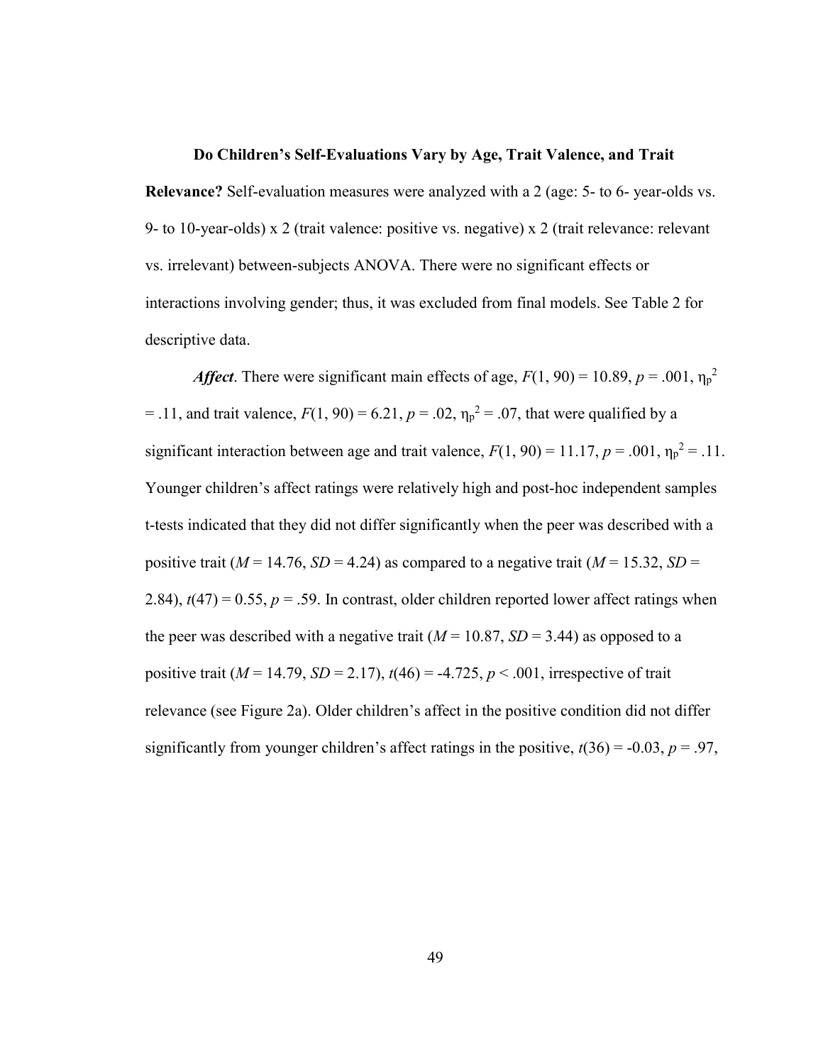**Do Children's Self-Evaluations Vary by Age, Trait Valence, and Trait Relevance?** Self-evaluation measures were analyzed with a 2 (age: 5- to 6- year-olds vs. 9- to 10-year-olds) x 2 (trait valence: positive vs. negative) x 2 (trait relevance: relevant vs. irrelevant) between-subjects ANOVA. There were no significant effects or interactions involving gender; thus, it was excluded from final models. See Table 2 for descriptive data.

***Affect***. There were significant main effects of age, $F(1, 90) = 10.89$, $p = .001$, $\eta_p^2 = .11$, and trait valence, $F(1, 90) = 6.21$, $p = .02$, $\eta_p^2 = .07$, that were qualified by a significant interaction between age and trait valence, $F(1, 90) = 11.17$, $p = .001$, $\eta_p^2 = .11$. Younger children's affect ratings were relatively high and post-hoc independent samples t-tests indicated that they did not differ significantly when the peer was described with a positive trait ($M = 14.76$, $SD = 4.24$) as compared to a negative trait ($M = 15.32$, $SD = 2.84$), $t(47) = 0.55$, $p = .59$. In contrast, older children reported lower affect ratings when the peer was described with a negative trait ($M = 10.87$, $SD = 3.44$) as opposed to a positive trait ($M = 14.79$, $SD = 2.17$), $t(46) = -4.725$, $p < .001$, irrespective of trait relevance (see Figure 2a). Older children's affect in the positive condition did not differ significantly from younger children's affect ratings in the positive, $t(36) = -0.03$, $p = .97$,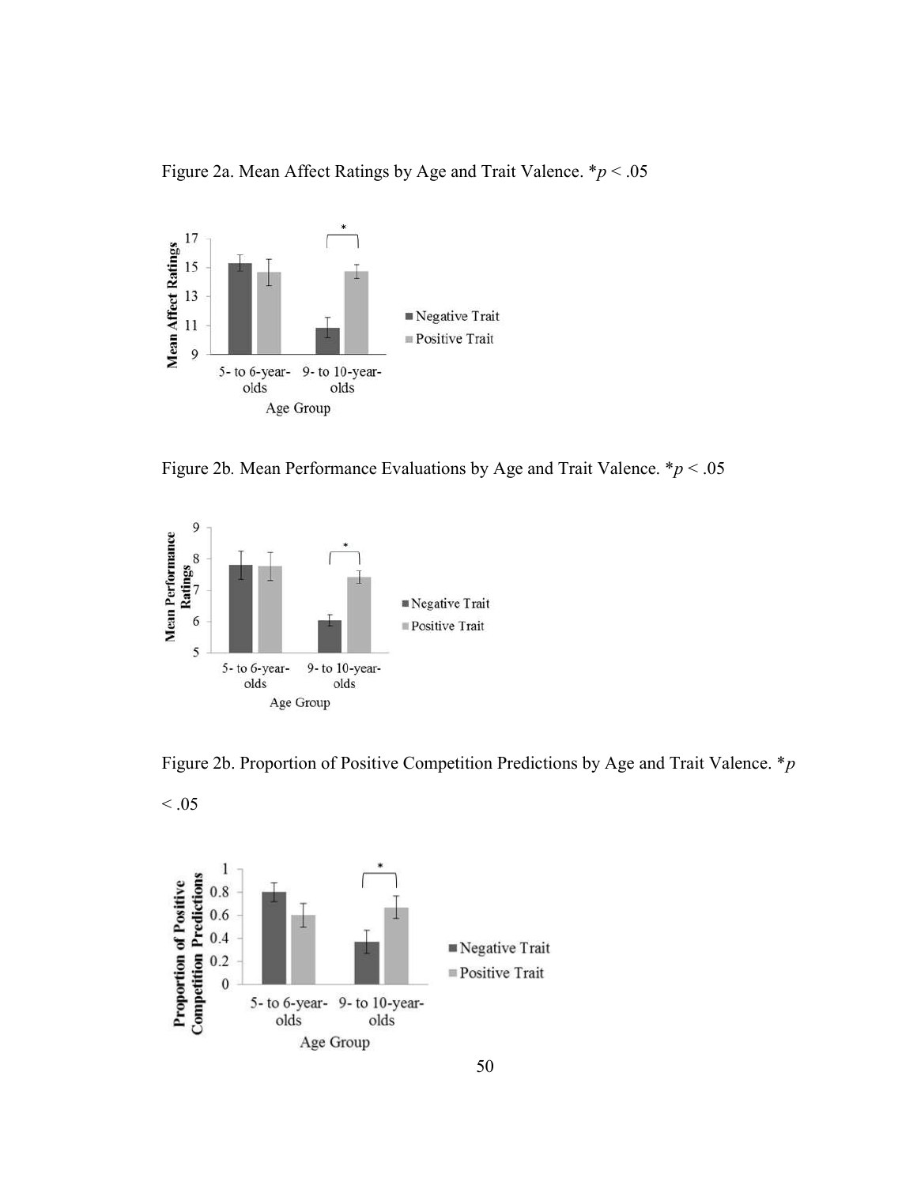Figure 2a. Mean Affect Ratings by Age and Trait Valence. *$p < .05$

Figure 2b. Mean Performance Evaluations by Age and Trait Valence. *$p < .05$

Figure 2b. Proportion of Positive Competition Predictions by Age and Trait Valence. *$p < .05$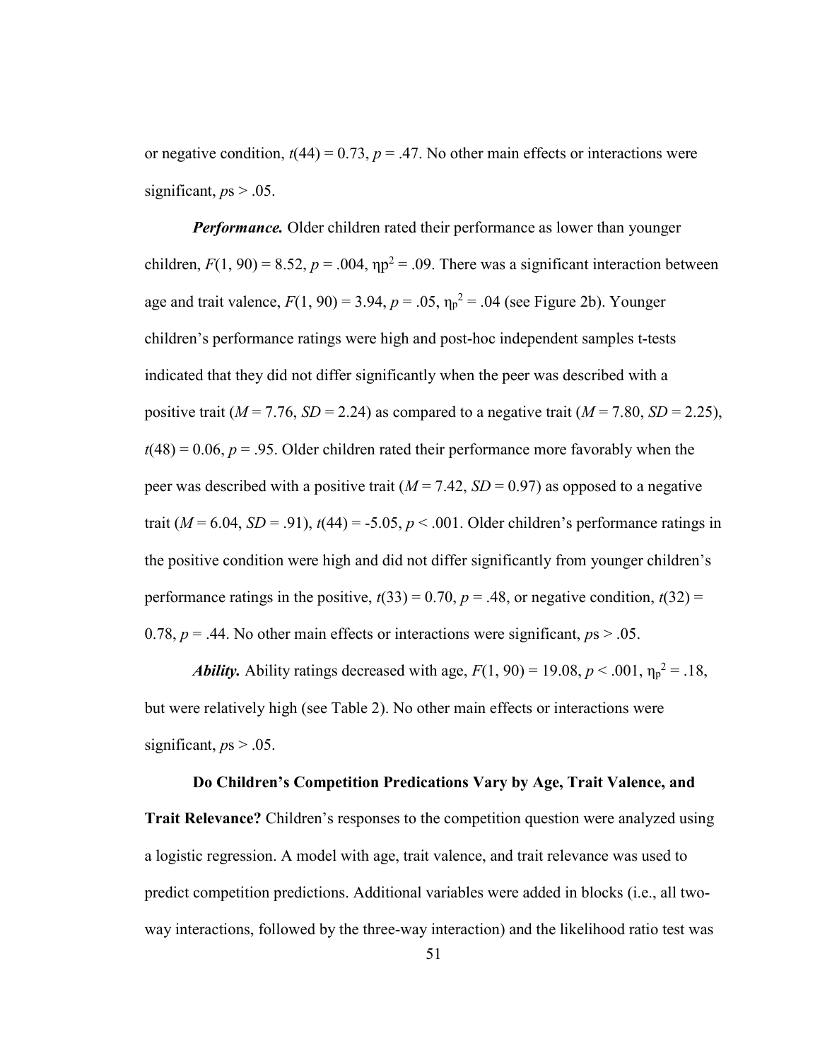or negative condition, $t(44) = 0.73$, $p = .47$. No other main effects or interactions were significant, $p$s > .05.

***Performance.*** Older children rated their performance as lower than younger children, $F(1, 90) = 8.52$, $p = .004$, $\eta p^2 = .09$. There was a significant interaction between age and trait valence, $F(1, 90) = 3.94$, $p = .05$, $\eta_p^2 = .04$ (see Figure 2b). Younger children's performance ratings were high and post-hoc independent samples t-tests indicated that they did not differ significantly when the peer was described with a positive trait ($M = 7.76$, $SD = 2.24$) as compared to a negative trait ($M = 7.80$, $SD = 2.25$), $t(48) = 0.06$, $p = .95$. Older children rated their performance more favorably when the peer was described with a positive trait ($M = 7.42$, $SD = 0.97$) as opposed to a negative trait ($M = 6.04$, $SD = .91$), $t(44) = -5.05$, $p < .001$. Older children's performance ratings in the positive condition were high and did not differ significantly from younger children's performance ratings in the positive, $t(33) = 0.70$, $p = .48$, or negative condition, $t(32) = 0.78$, $p = .44$. No other main effects or interactions were significant, $p$s > .05.

***Ability.*** Ability ratings decreased with age, $F(1, 90) = 19.08$, $p < .001$, $\eta_p^2 = .18$, but were relatively high (see Table 2). No other main effects or interactions were significant, $p$s > .05.

**Do Children's Competition Predications Vary by Age, Trait Valence, and Trait Relevance?** Children's responses to the competition question were analyzed using a logistic regression. A model with age, trait valence, and trait relevance was used to predict competition predictions. Additional variables were added in blocks (i.e., all two-way interactions, followed by the three-way interaction) and the likelihood ratio test was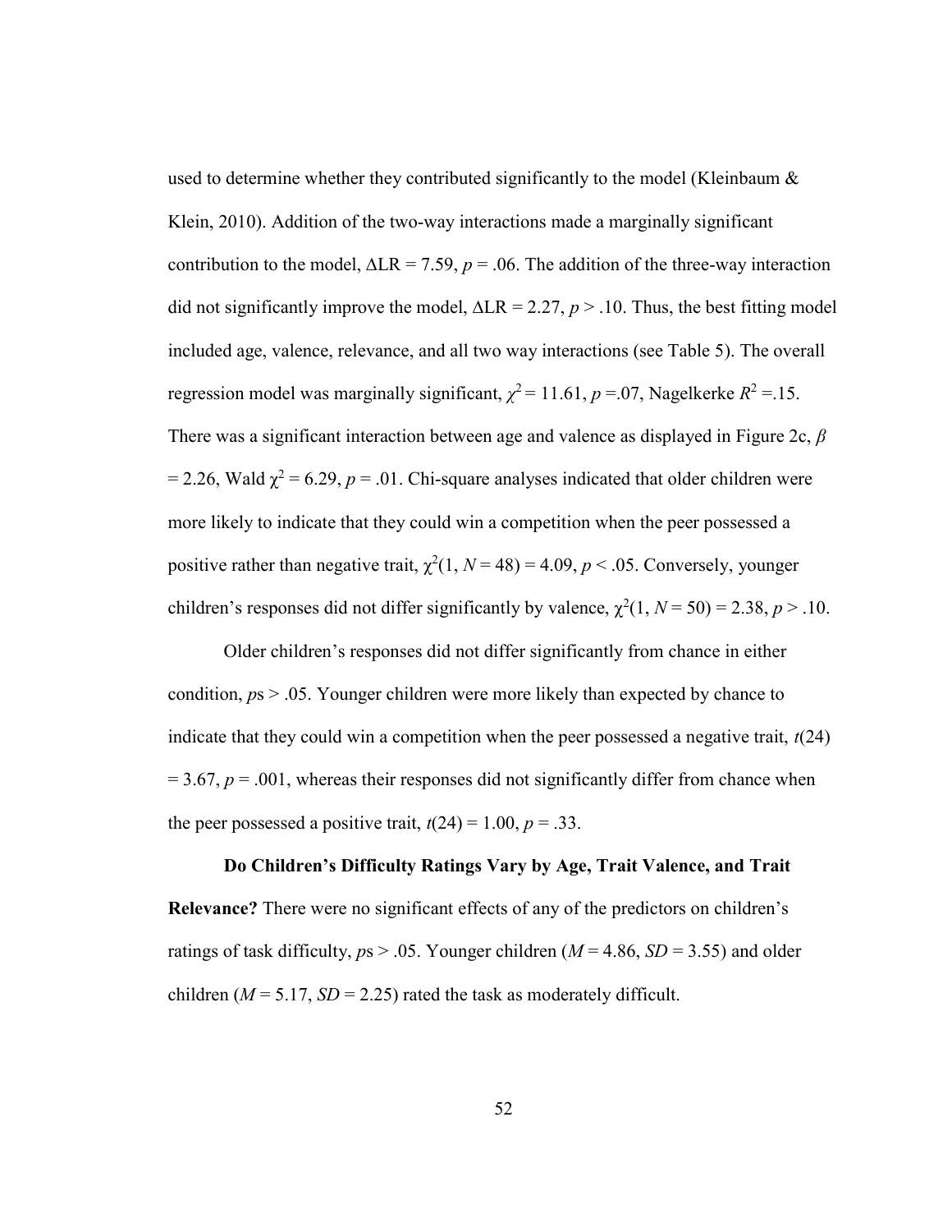used to determine whether they contributed significantly to the model (Kleinbaum & Klein, 2010). Addition of the two-way interactions made a marginally significant contribution to the model, $\Delta LR = 7.59$, $p = .06$. The addition of the three-way interaction did not significantly improve the model, $\Delta LR = 2.27$, $p > .10$. Thus, the best fitting model included age, valence, relevance, and all two way interactions (see Table 5). The overall regression model was marginally significant, $\chi^2 = 11.61$, $p = .07$, Nagelkerke $R^2 = .15$. There was a significant interaction between age and valence as displayed in Figure 2c, $\beta = 2.26$, Wald $\chi^2 = 6.29$, $p = .01$. Chi-square analyses indicated that older children were more likely to indicate that they could win a competition when the peer possessed a positive rather than negative trait, $\chi^2(1, N = 48) = 4.09$, $p < .05$. Conversely, younger children's responses did not differ significantly by valence, $\chi^2(1, N = 50) = 2.38$, $p > .10$.

Older children's responses did not differ significantly from chance in either condition, $p$s > .05. Younger children were more likely than expected by chance to indicate that they could win a competition when the peer possessed a negative trait, $t(24) = 3.67$, $p = .001$, whereas their responses did not significantly differ from chance when the peer possessed a positive trait, $t(24) = 1.00$, $p = .33$.

**Do Children's Difficulty Ratings Vary by Age, Trait Valence, and Trait Relevance?** There were no significant effects of any of the predictors on children's ratings of task difficulty, $p$s > .05. Younger children ($M = 4.86$, $SD = 3.55$) and older children ($M = 5.17$, $SD = 2.25$) rated the task as moderately difficult.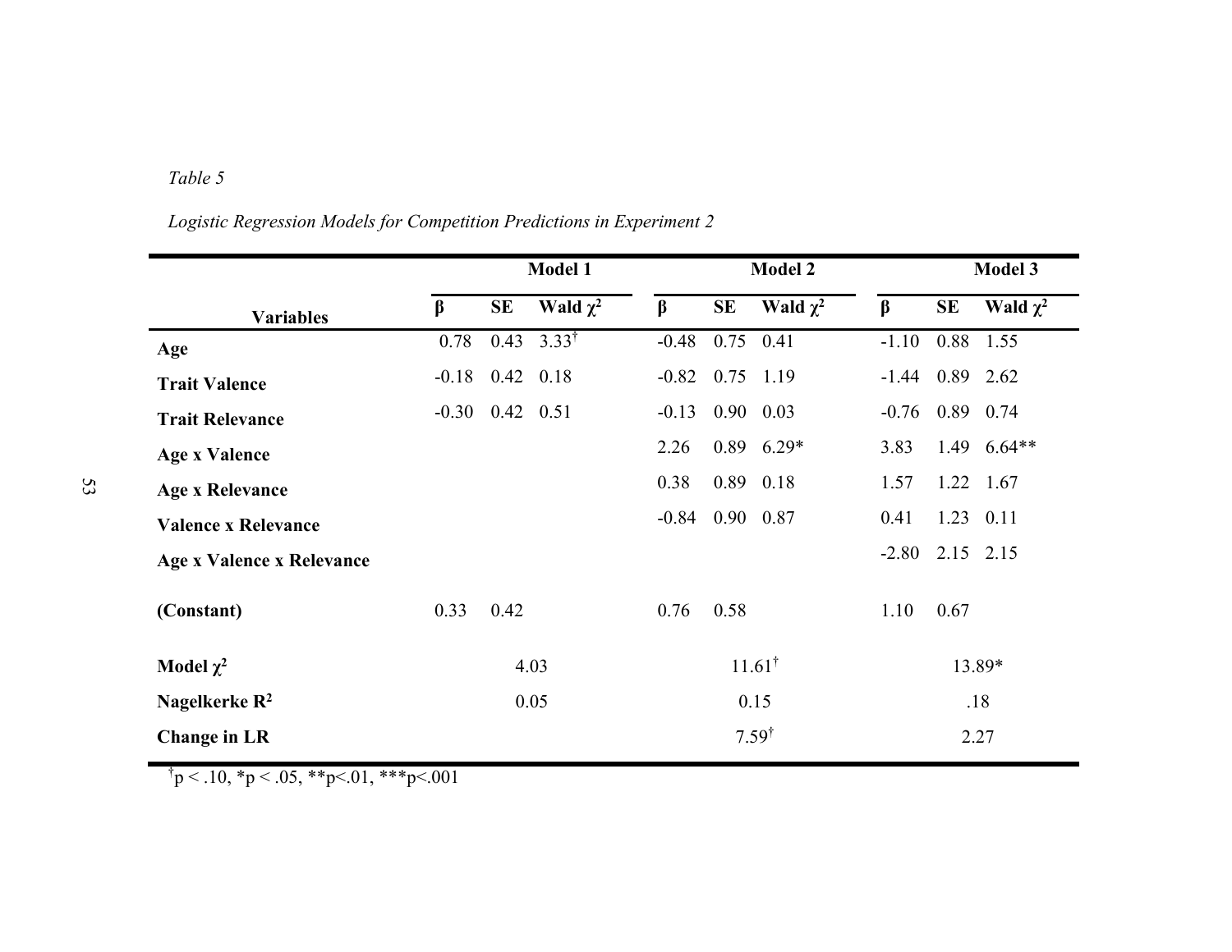*Table 5*

*Logistic Regression Models for Competition Predictions in Experiment 2*

| Variables | Model 1 | | | Model 2 | | | Model 3 | | |
|---|---|---|---|---|---|---|---|---|---|
| | β | SE | Wald $\chi^2$ | β | SE | Wald $\chi^2$ | β | SE | Wald $\chi^2$ |
| **Age** | 0.78 | 0.43 | $3.33^{\dagger}$ | -0.48 | 0.75 | 0.41 | -1.10 | 0.88 | 1.55 |
| **Trait Valence** | -0.18 | 0.42 | 0.18 | -0.82 | 0.75 | 1.19 | -1.44 | 0.89 | 2.62 |
| **Trait Relevance** | -0.30 | 0.42 | 0.51 | -0.13 | 0.90 | 0.03 | -0.76 | 0.89 | 0.74 |
| **Age x Valence** | | | | 2.26 | 0.89 | 6.29* | 3.83 | 1.49 | 6.64** |
| **Age x Relevance** | | | | 0.38 | 0.89 | 0.18 | 1.57 | 1.22 | 1.67 |
| **Valence x Relevance** | | | | -0.84 | 0.90 | 0.87 | 0.41 | 1.23 | 0.11 |
| **Age x Valence x Relevance** | | | | | | | -2.80 | 2.15 | 2.15 |
| **(Constant)** | 0.33 | 0.42 | | 0.76 | 0.58 | | 1.10 | 0.67 | |
| **Model $\chi^2$** | | 4.03 | | | $11.61^{\dagger}$ | | | 13.89* | |
| **Nagelkerke $R^2$** | | 0.05 | | | 0.15 | | | .18 | |
| **Change in LR** | | | | | $7.59^{\dagger}$ | | | 2.27 | |

$^{\dagger}p < .10$, $^{*}p < .05$, $^{**}p<.01$, $^{***}p<.001$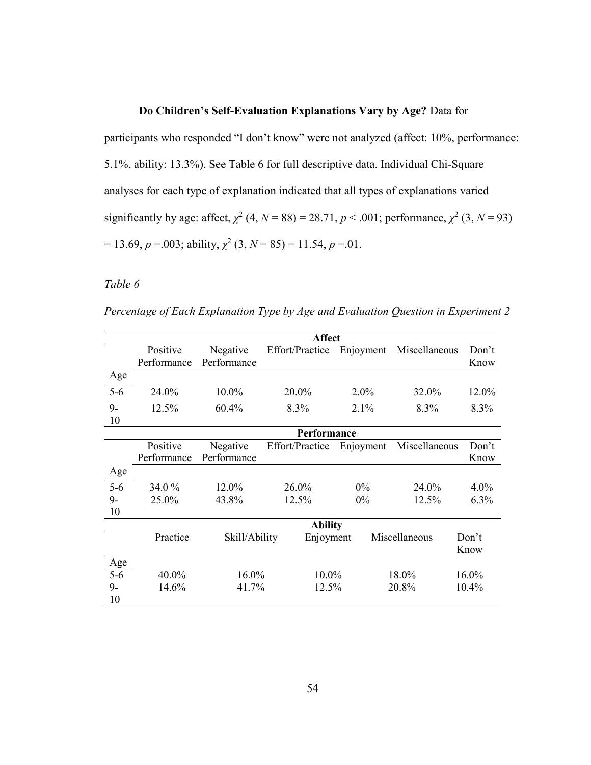**Do Children's Self-Evaluation Explanations Vary by Age?** Data for participants who responded "I don't know" were not analyzed (affect: 10%, performance: 5.1%, ability: 13.3%). See Table 6 for full descriptive data. Individual Chi-Square analyses for each type of explanation indicated that all types of explanations varied significantly by age: affect, $\chi^2$ (4, $N$ = 88) = 28.71, $p$ < .001; performance, $\chi^2$ (3, $N$ = 93) = 13.69, $p$ =.003; ability, $\chi^2$ (3, $N$ = 85) = 11.54, $p$ =.01.

*Table 6*

*Percentage of Each Explanation Type by Age and Evaluation Question in Experiment 2*

| | **Affect** | | | | | |
|---|---|---|---|---|---|---|
| Age | Positive Performance | Negative Performance | Effort/Practice | Enjoyment | Miscellaneous | Don't Know |
| 5-6 | 24.0% | 10.0% | 20.0% | 2.0% | 32.0% | 12.0% |
| 9-10 | 12.5% | 60.4% | 8.3% | 2.1% | 8.3% | 8.3% |
| | **Performance** | | | | | |
| Age | Positive Performance | Negative Performance | Effort/Practice | Enjoyment | Miscellaneous | Don't Know |
| 5-6 | 34.0 % | 12.0% | 26.0% | 0% | 24.0% | 4.0% |
| 9-10 | 25.0% | 43.8% | 12.5% | 0% | 12.5% | 6.3% |

| | **Ability** | | | | |
|---|---|---|---|---|---|
| Age | Practice | Skill/Ability | Enjoyment | Miscellaneous | Don't Know |
| 5-6 | 40.0% | 16.0% | 10.0% | 18.0% | 16.0% |
| 9-10 | 14.6% | 41.7% | 12.5% | 20.8% | 10.4% |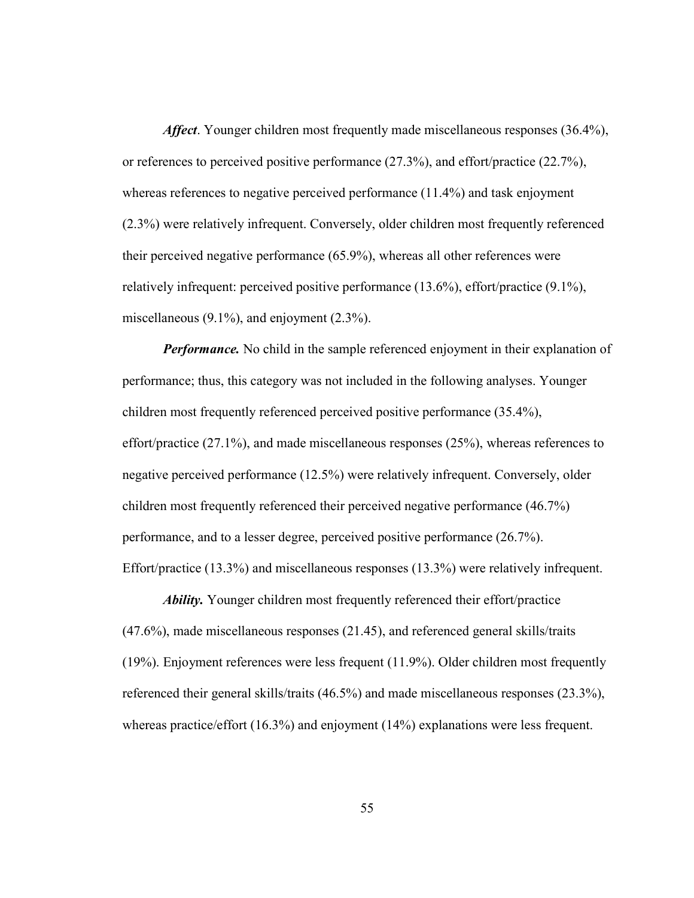***Affect***. Younger children most frequently made miscellaneous responses (36.4%), or references to perceived positive performance (27.3%), and effort/practice (22.7%), whereas references to negative perceived performance (11.4%) and task enjoyment (2.3%) were relatively infrequent. Conversely, older children most frequently referenced their perceived negative performance (65.9%), whereas all other references were relatively infrequent: perceived positive performance (13.6%), effort/practice (9.1%), miscellaneous (9.1%), and enjoyment (2.3%).

***Performance.*** No child in the sample referenced enjoyment in their explanation of performance; thus, this category was not included in the following analyses. Younger children most frequently referenced perceived positive performance (35.4%), effort/practice (27.1%), and made miscellaneous responses (25%), whereas references to negative perceived performance (12.5%) were relatively infrequent. Conversely, older children most frequently referenced their perceived negative performance (46.7%) performance, and to a lesser degree, perceived positive performance (26.7%). Effort/practice (13.3%) and miscellaneous responses (13.3%) were relatively infrequent.

***Ability.*** Younger children most frequently referenced their effort/practice (47.6%), made miscellaneous responses (21.45), and referenced general skills/traits (19%). Enjoyment references were less frequent (11.9%). Older children most frequently referenced their general skills/traits (46.5%) and made miscellaneous responses (23.3%), whereas practice/effort (16.3%) and enjoyment (14%) explanations were less frequent.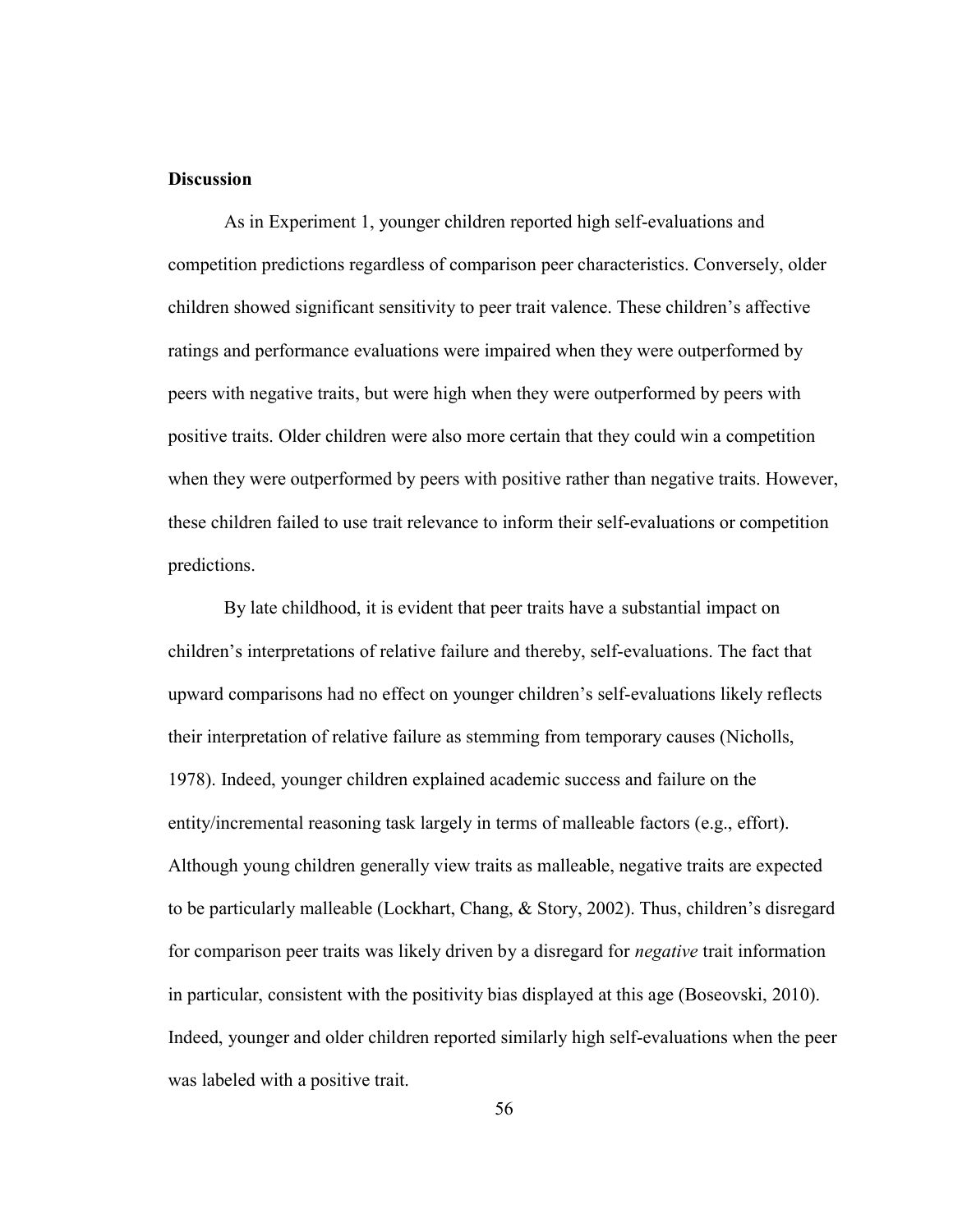**Discussion**

As in Experiment 1, younger children reported high self-evaluations and competition predictions regardless of comparison peer characteristics. Conversely, older children showed significant sensitivity to peer trait valence. These children's affective ratings and performance evaluations were impaired when they were outperformed by peers with negative traits, but were high when they were outperformed by peers with positive traits. Older children were also more certain that they could win a competition when they were outperformed by peers with positive rather than negative traits. However, these children failed to use trait relevance to inform their self-evaluations or competition predictions.

By late childhood, it is evident that peer traits have a substantial impact on children's interpretations of relative failure and thereby, self-evaluations. The fact that upward comparisons had no effect on younger children's self-evaluations likely reflects their interpretation of relative failure as stemming from temporary causes (Nicholls, 1978). Indeed, younger children explained academic success and failure on the entity/incremental reasoning task largely in terms of malleable factors (e.g., effort). Although young children generally view traits as malleable, negative traits are expected to be particularly malleable (Lockhart, Chang, & Story, 2002). Thus, children's disregard for comparison peer traits was likely driven by a disregard for *negative* trait information in particular, consistent with the positivity bias displayed at this age (Boseovski, 2010). Indeed, younger and older children reported similarly high self-evaluations when the peer was labeled with a positive trait.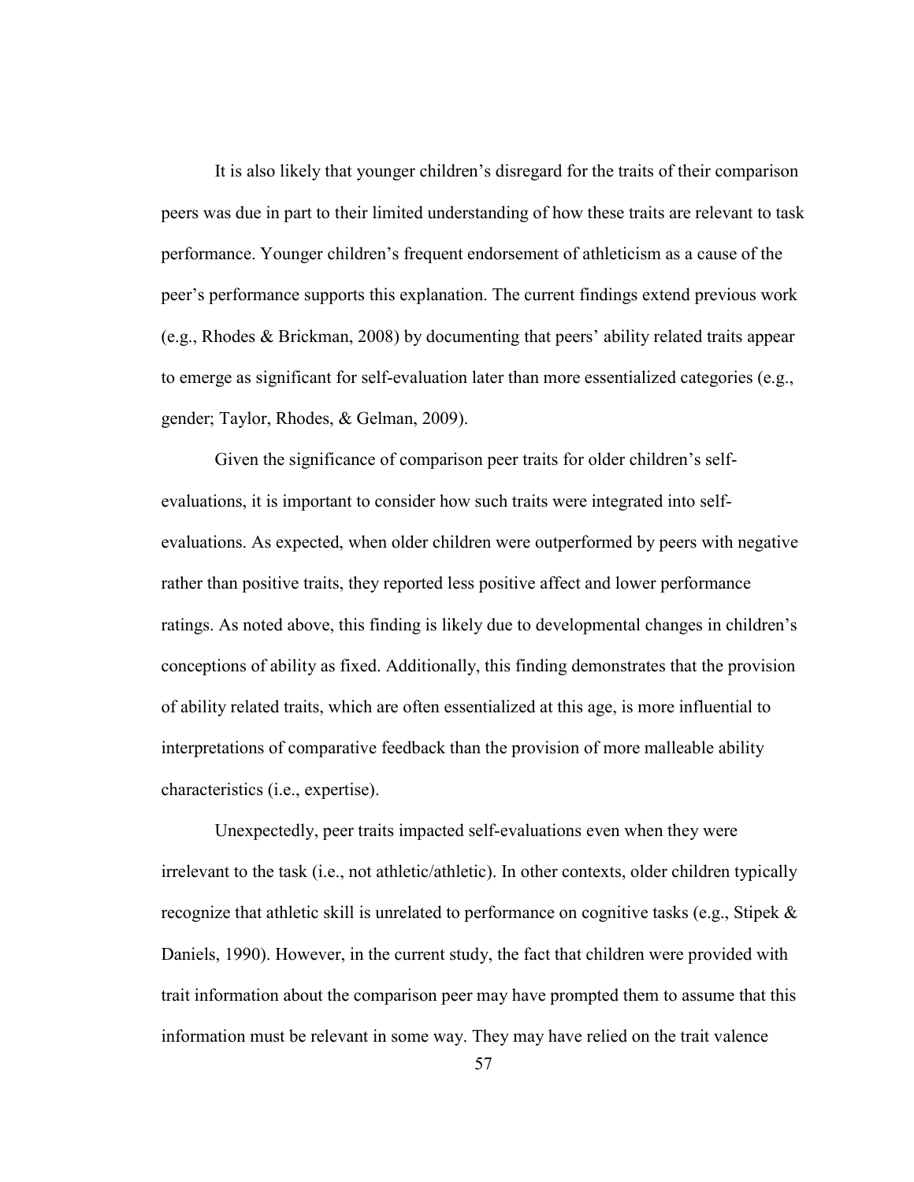It is also likely that younger children's disregard for the traits of their comparison peers was due in part to their limited understanding of how these traits are relevant to task performance. Younger children's frequent endorsement of athleticism as a cause of the peer's performance supports this explanation. The current findings extend previous work (e.g., Rhodes & Brickman, 2008) by documenting that peers' ability related traits appear to emerge as significant for self-evaluation later than more essentialized categories (e.g., gender; Taylor, Rhodes, & Gelman, 2009).

Given the significance of comparison peer traits for older children's self-evaluations, it is important to consider how such traits were integrated into self-evaluations. As expected, when older children were outperformed by peers with negative rather than positive traits, they reported less positive affect and lower performance ratings. As noted above, this finding is likely due to developmental changes in children's conceptions of ability as fixed. Additionally, this finding demonstrates that the provision of ability related traits, which are often essentialized at this age, is more influential to interpretations of comparative feedback than the provision of more malleable ability characteristics (i.e., expertise).

Unexpectedly, peer traits impacted self-evaluations even when they were irrelevant to the task (i.e., not athletic/athletic). In other contexts, older children typically recognize that athletic skill is unrelated to performance on cognitive tasks (e.g., Stipek & Daniels, 1990). However, in the current study, the fact that children were provided with trait information about the comparison peer may have prompted them to assume that this information must be relevant in some way. They may have relied on the trait valence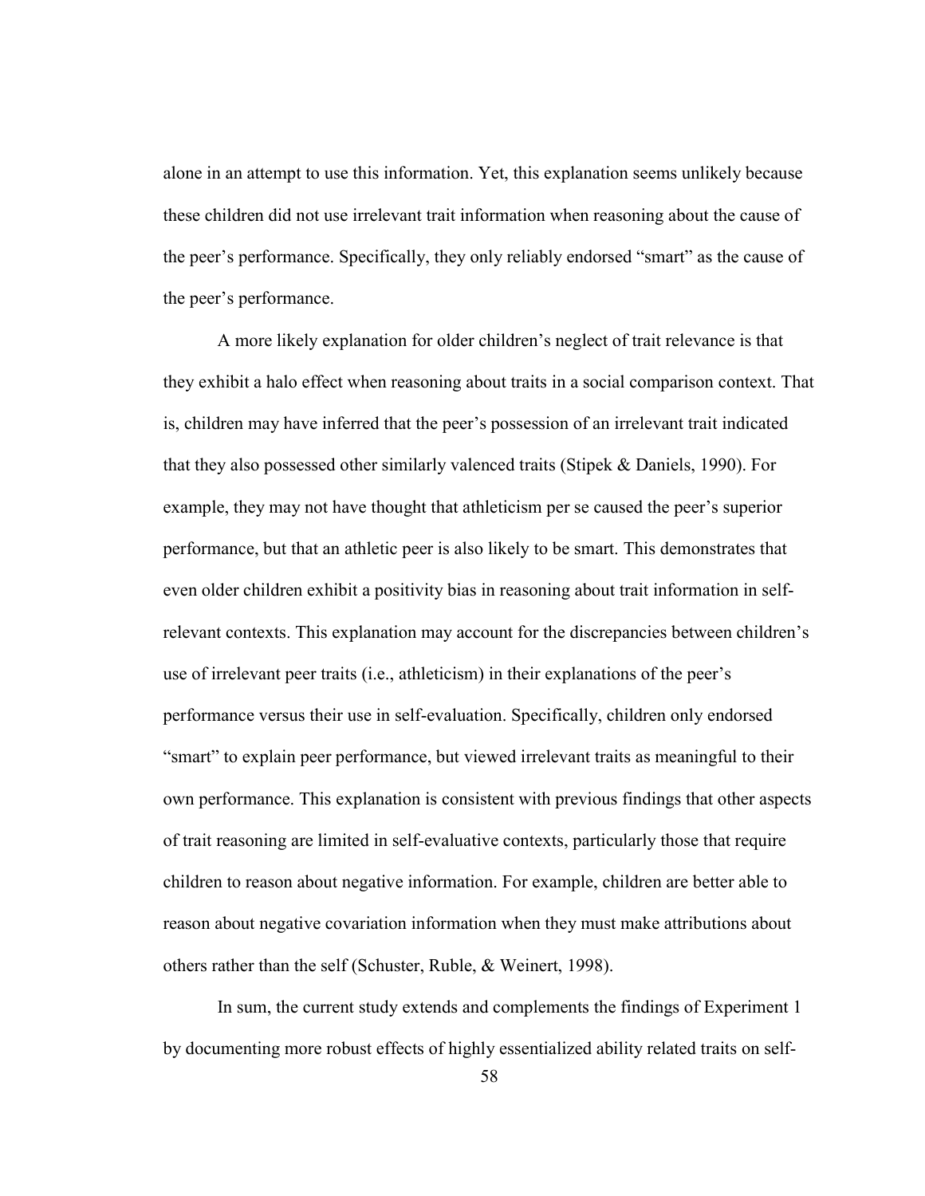alone in an attempt to use this information. Yet, this explanation seems unlikely because these children did not use irrelevant trait information when reasoning about the cause of the peer's performance. Specifically, they only reliably endorsed "smart" as the cause of the peer's performance.

A more likely explanation for older children's neglect of trait relevance is that they exhibit a halo effect when reasoning about traits in a social comparison context. That is, children may have inferred that the peer's possession of an irrelevant trait indicated that they also possessed other similarly valenced traits (Stipek & Daniels, 1990). For example, they may not have thought that athleticism per se caused the peer's superior performance, but that an athletic peer is also likely to be smart. This demonstrates that even older children exhibit a positivity bias in reasoning about trait information in self-relevant contexts. This explanation may account for the discrepancies between children's use of irrelevant peer traits (i.e., athleticism) in their explanations of the peer's performance versus their use in self-evaluation. Specifically, children only endorsed "smart" to explain peer performance, but viewed irrelevant traits as meaningful to their own performance. This explanation is consistent with previous findings that other aspects of trait reasoning are limited in self-evaluative contexts, particularly those that require children to reason about negative information. For example, children are better able to reason about negative covariation information when they must make attributions about others rather than the self (Schuster, Ruble, & Weinert, 1998).

In sum, the current study extends and complements the findings of Experiment 1 by documenting more robust effects of highly essentialized ability related traits on self-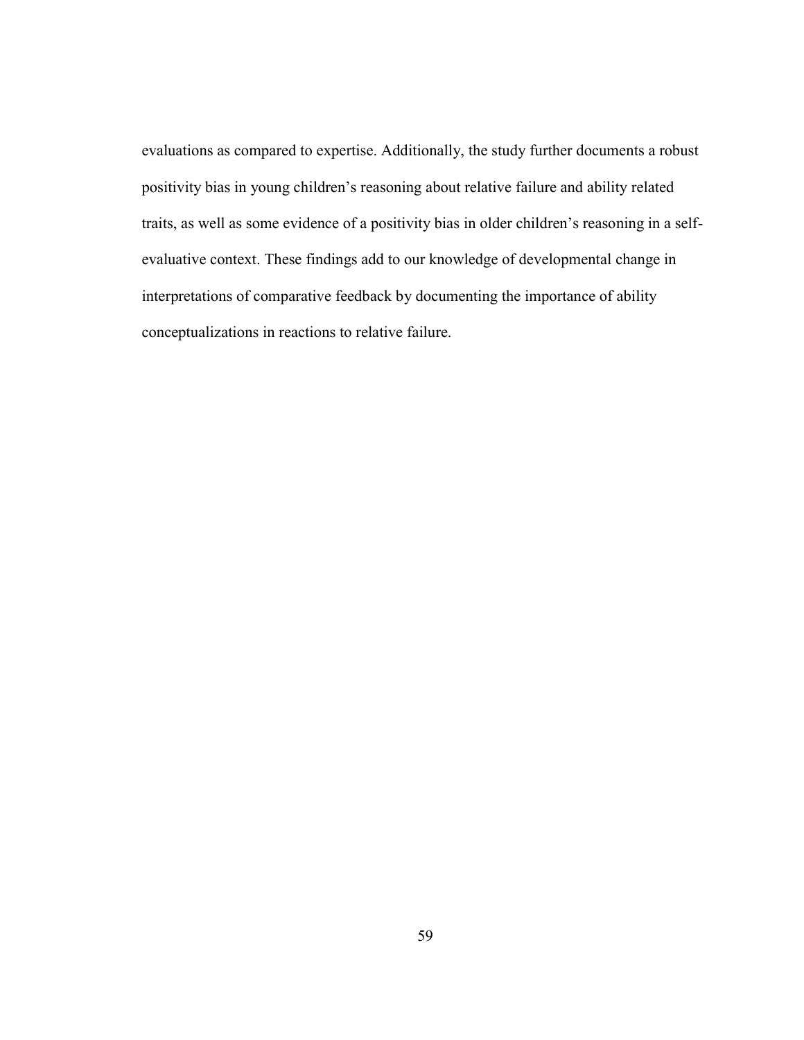evaluations as compared to expertise. Additionally, the study further documents a robust positivity bias in young children's reasoning about relative failure and ability related traits, as well as some evidence of a positivity bias in older children's reasoning in a self-evaluative context. These findings add to our knowledge of developmental change in interpretations of comparative feedback by documenting the importance of ability conceptualizations in reactions to relative failure.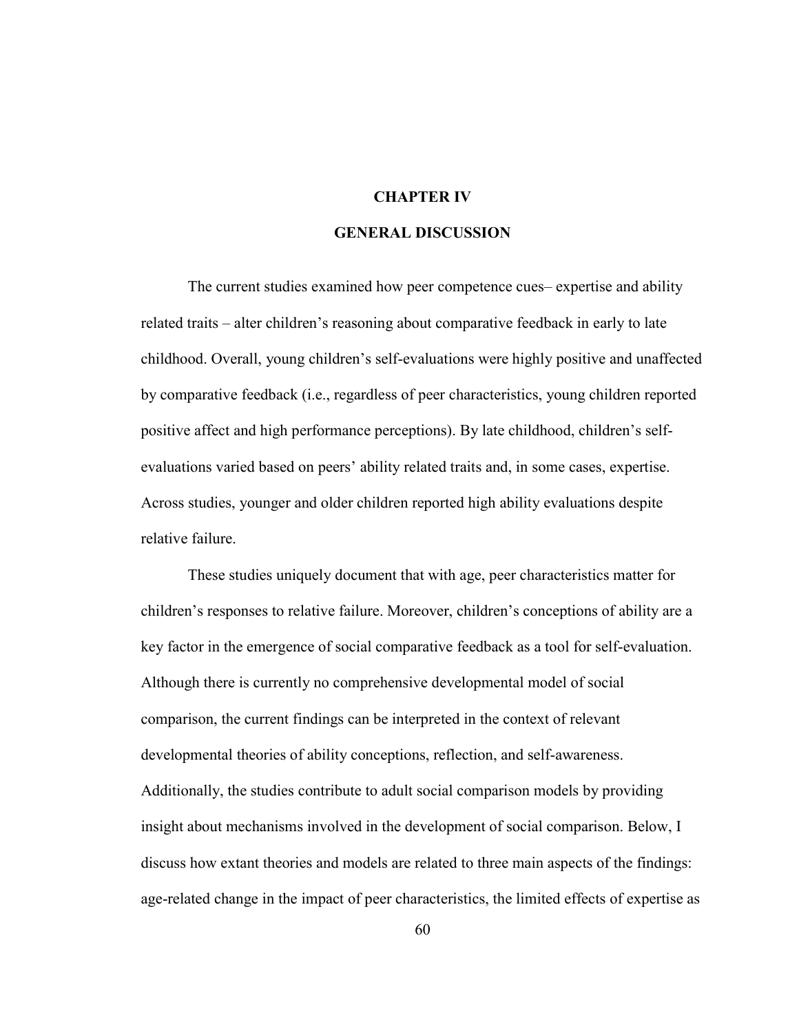# CHAPTER IV

# GENERAL DISCUSSION

The current studies examined how peer competence cues– expertise and ability related traits – alter children's reasoning about comparative feedback in early to late childhood. Overall, young children's self-evaluations were highly positive and unaffected by comparative feedback (i.e., regardless of peer characteristics, young children reported positive affect and high performance perceptions). By late childhood, children's self-evaluations varied based on peers' ability related traits and, in some cases, expertise. Across studies, younger and older children reported high ability evaluations despite relative failure.

These studies uniquely document that with age, peer characteristics matter for children's responses to relative failure. Moreover, children's conceptions of ability are a key factor in the emergence of social comparative feedback as a tool for self-evaluation. Although there is currently no comprehensive developmental model of social comparison, the current findings can be interpreted in the context of relevant developmental theories of ability conceptions, reflection, and self-awareness. Additionally, the studies contribute to adult social comparison models by providing insight about mechanisms involved in the development of social comparison. Below, I discuss how extant theories and models are related to three main aspects of the findings: age-related change in the impact of peer characteristics, the limited effects of expertise as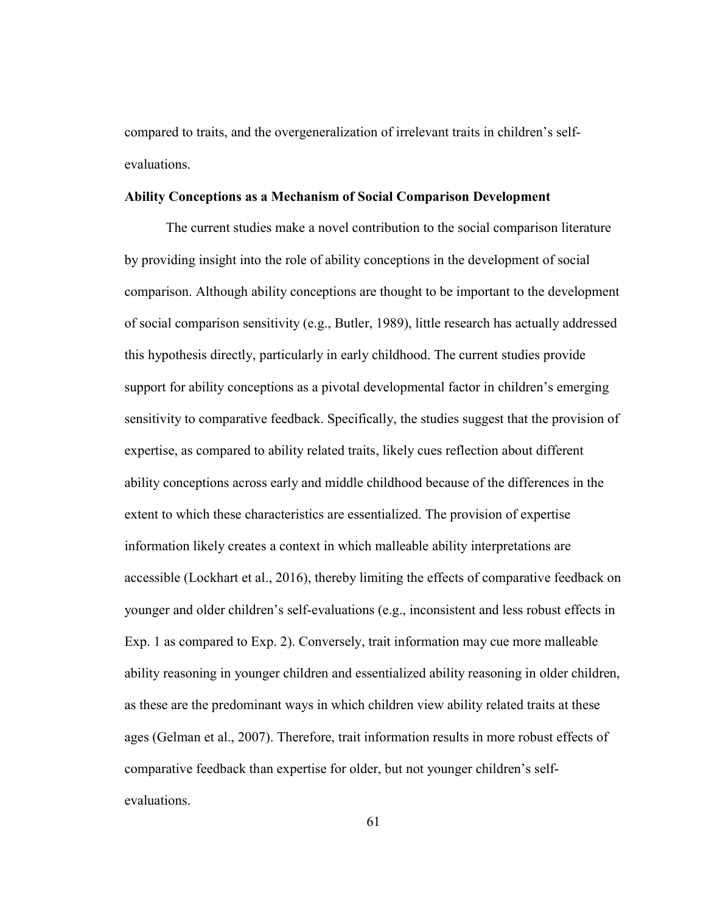compared to traits, and the overgeneralization of irrelevant traits in children's self-evaluations.

**Ability Conceptions as a Mechanism of Social Comparison Development**

The current studies make a novel contribution to the social comparison literature by providing insight into the role of ability conceptions in the development of social comparison. Although ability conceptions are thought to be important to the development of social comparison sensitivity (e.g., Butler, 1989), little research has actually addressed this hypothesis directly, particularly in early childhood. The current studies provide support for ability conceptions as a pivotal developmental factor in children's emerging sensitivity to comparative feedback. Specifically, the studies suggest that the provision of expertise, as compared to ability related traits, likely cues reflection about different ability conceptions across early and middle childhood because of the differences in the extent to which these characteristics are essentialized. The provision of expertise information likely creates a context in which malleable ability interpretations are accessible (Lockhart et al., 2016), thereby limiting the effects of comparative feedback on younger and older children's self-evaluations (e.g., inconsistent and less robust effects in Exp. 1 as compared to Exp. 2). Conversely, trait information may cue more malleable ability reasoning in younger children and essentialized ability reasoning in older children, as these are the predominant ways in which children view ability related traits at these ages (Gelman et al., 2007). Therefore, trait information results in more robust effects of comparative feedback than expertise for older, but not younger children's self-evaluations.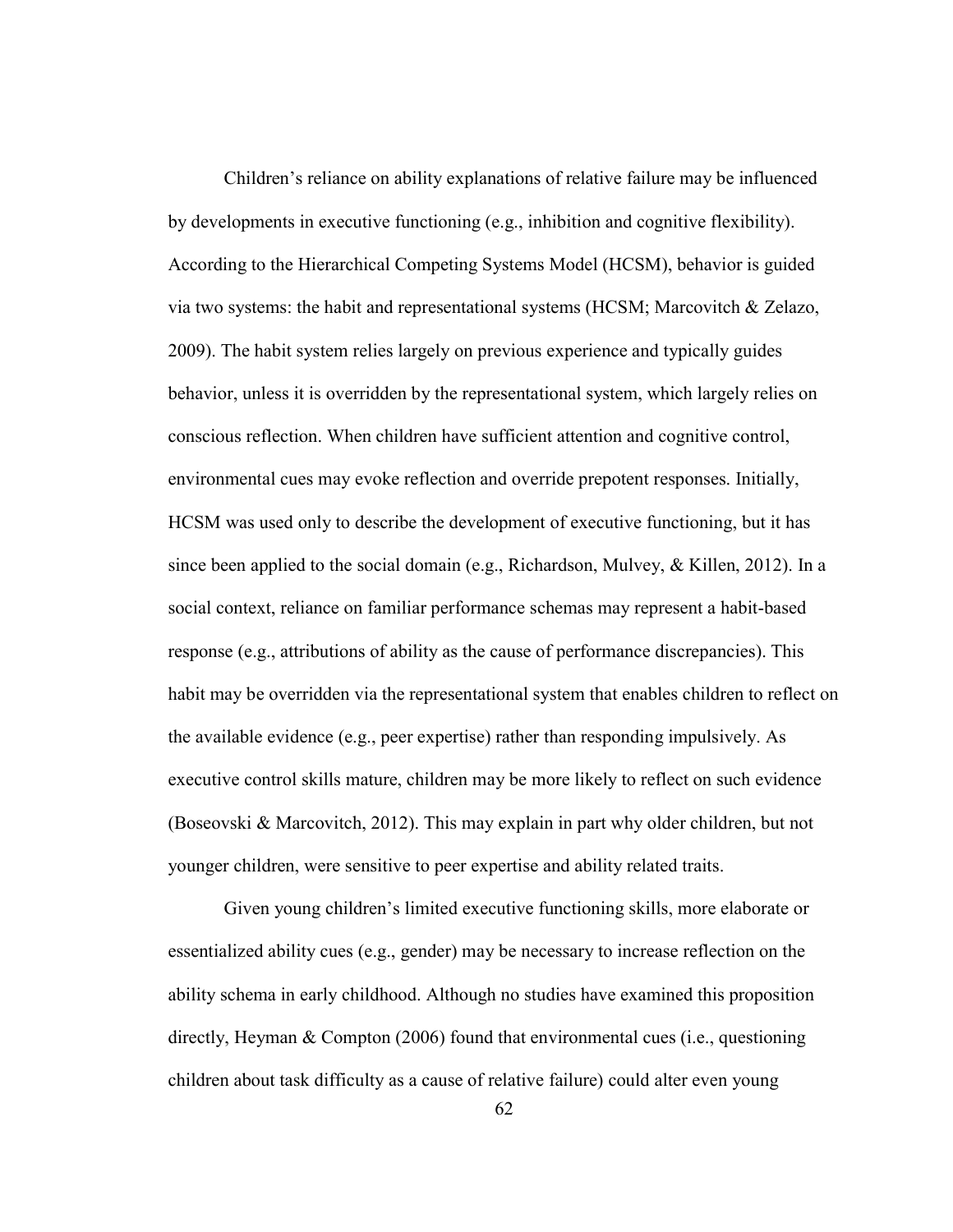Children's reliance on ability explanations of relative failure may be influenced by developments in executive functioning (e.g., inhibition and cognitive flexibility). According to the Hierarchical Competing Systems Model (HCSM), behavior is guided via two systems: the habit and representational systems (HCSM; Marcovitch & Zelazo, 2009). The habit system relies largely on previous experience and typically guides behavior, unless it is overridden by the representational system, which largely relies on conscious reflection. When children have sufficient attention and cognitive control, environmental cues may evoke reflection and override prepotent responses. Initially, HCSM was used only to describe the development of executive functioning, but it has since been applied to the social domain (e.g., Richardson, Mulvey, & Killen, 2012). In a social context, reliance on familiar performance schemas may represent a habit-based response (e.g., attributions of ability as the cause of performance discrepancies). This habit may be overridden via the representational system that enables children to reflect on the available evidence (e.g., peer expertise) rather than responding impulsively. As executive control skills mature, children may be more likely to reflect on such evidence (Boseovski & Marcovitch, 2012). This may explain in part why older children, but not younger children, were sensitive to peer expertise and ability related traits.

Given young children's limited executive functioning skills, more elaborate or essentialized ability cues (e.g., gender) may be necessary to increase reflection on the ability schema in early childhood. Although no studies have examined this proposition directly, Heyman & Compton (2006) found that environmental cues (i.e., questioning children about task difficulty as a cause of relative failure) could alter even young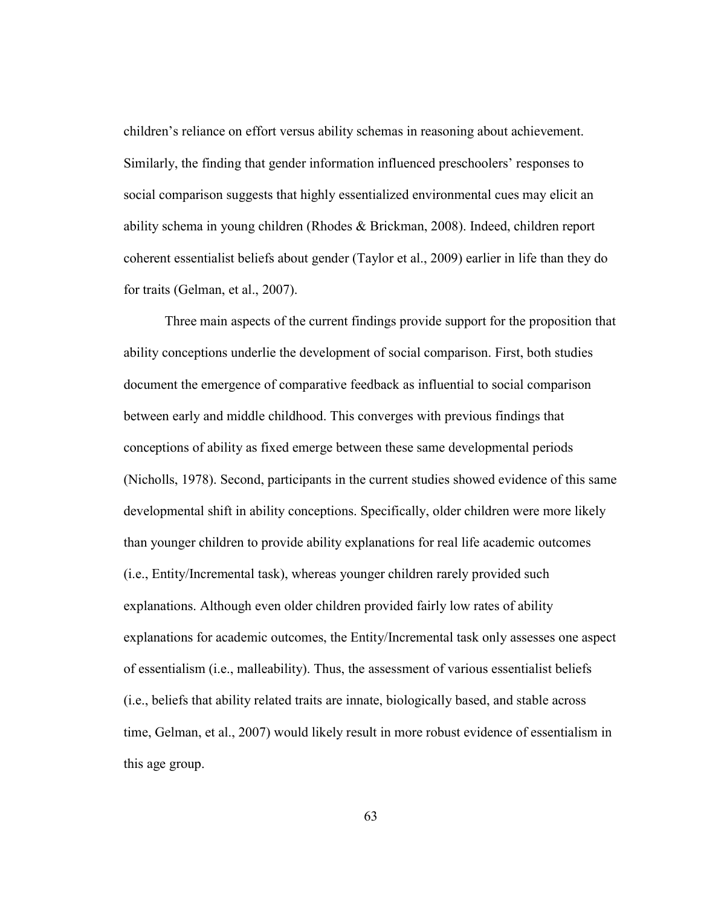children's reliance on effort versus ability schemas in reasoning about achievement. Similarly, the finding that gender information influenced preschoolers' responses to social comparison suggests that highly essentialized environmental cues may elicit an ability schema in young children (Rhodes & Brickman, 2008). Indeed, children report coherent essentialist beliefs about gender (Taylor et al., 2009) earlier in life than they do for traits (Gelman, et al., 2007).

Three main aspects of the current findings provide support for the proposition that ability conceptions underlie the development of social comparison. First, both studies document the emergence of comparative feedback as influential to social comparison between early and middle childhood. This converges with previous findings that conceptions of ability as fixed emerge between these same developmental periods (Nicholls, 1978). Second, participants in the current studies showed evidence of this same developmental shift in ability conceptions. Specifically, older children were more likely than younger children to provide ability explanations for real life academic outcomes (i.e., Entity/Incremental task), whereas younger children rarely provided such explanations. Although even older children provided fairly low rates of ability explanations for academic outcomes, the Entity/Incremental task only assesses one aspect of essentialism (i.e., malleability). Thus, the assessment of various essentialist beliefs (i.e., beliefs that ability related traits are innate, biologically based, and stable across time, Gelman, et al., 2007) would likely result in more robust evidence of essentialism in this age group.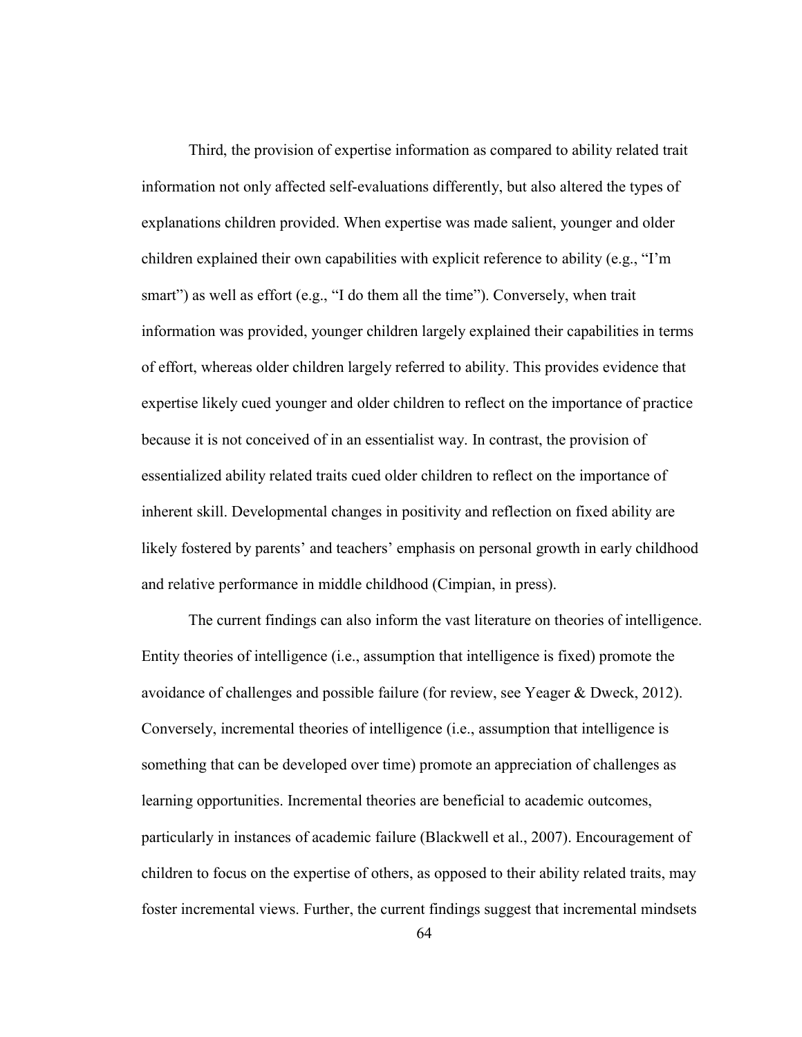Third, the provision of expertise information as compared to ability related trait information not only affected self-evaluations differently, but also altered the types of explanations children provided. When expertise was made salient, younger and older children explained their own capabilities with explicit reference to ability (e.g., "I'm smart") as well as effort (e.g., "I do them all the time"). Conversely, when trait information was provided, younger children largely explained their capabilities in terms of effort, whereas older children largely referred to ability. This provides evidence that expertise likely cued younger and older children to reflect on the importance of practice because it is not conceived of in an essentialist way. In contrast, the provision of essentialized ability related traits cued older children to reflect on the importance of inherent skill. Developmental changes in positivity and reflection on fixed ability are likely fostered by parents' and teachers' emphasis on personal growth in early childhood and relative performance in middle childhood (Cimpian, in press).

The current findings can also inform the vast literature on theories of intelligence. Entity theories of intelligence (i.e., assumption that intelligence is fixed) promote the avoidance of challenges and possible failure (for review, see Yeager & Dweck, 2012). Conversely, incremental theories of intelligence (i.e., assumption that intelligence is something that can be developed over time) promote an appreciation of challenges as learning opportunities. Incremental theories are beneficial to academic outcomes, particularly in instances of academic failure (Blackwell et al., 2007). Encouragement of children to focus on the expertise of others, as opposed to their ability related traits, may foster incremental views. Further, the current findings suggest that incremental mindsets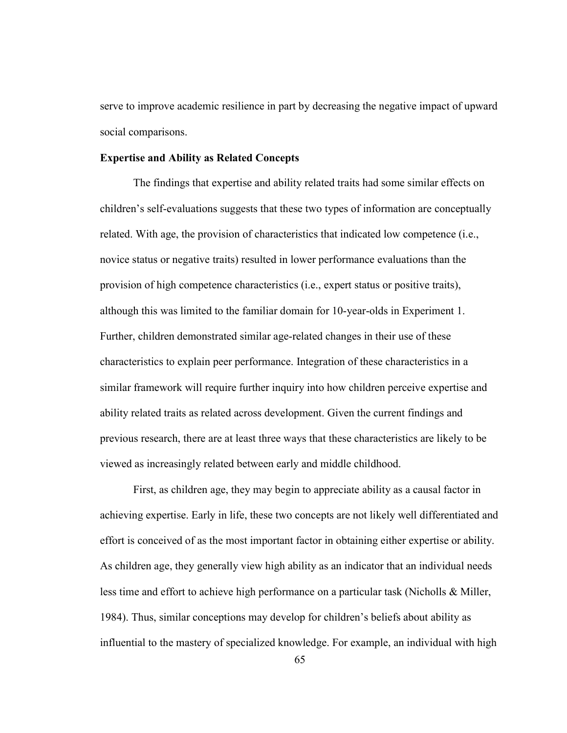serve to improve academic resilience in part by decreasing the negative impact of upward social comparisons.

**Expertise and Ability as Related Concepts**

The findings that expertise and ability related traits had some similar effects on children's self-evaluations suggests that these two types of information are conceptually related. With age, the provision of characteristics that indicated low competence (i.e., novice status or negative traits) resulted in lower performance evaluations than the provision of high competence characteristics (i.e., expert status or positive traits), although this was limited to the familiar domain for 10-year-olds in Experiment 1. Further, children demonstrated similar age-related changes in their use of these characteristics to explain peer performance. Integration of these characteristics in a similar framework will require further inquiry into how children perceive expertise and ability related traits as related across development. Given the current findings and previous research, there are at least three ways that these characteristics are likely to be viewed as increasingly related between early and middle childhood.

First, as children age, they may begin to appreciate ability as a causal factor in achieving expertise. Early in life, these two concepts are not likely well differentiated and effort is conceived of as the most important factor in obtaining either expertise or ability. As children age, they generally view high ability as an indicator that an individual needs less time and effort to achieve high performance on a particular task (Nicholls & Miller, 1984). Thus, similar conceptions may develop for children's beliefs about ability as influential to the mastery of specialized knowledge. For example, an individual with high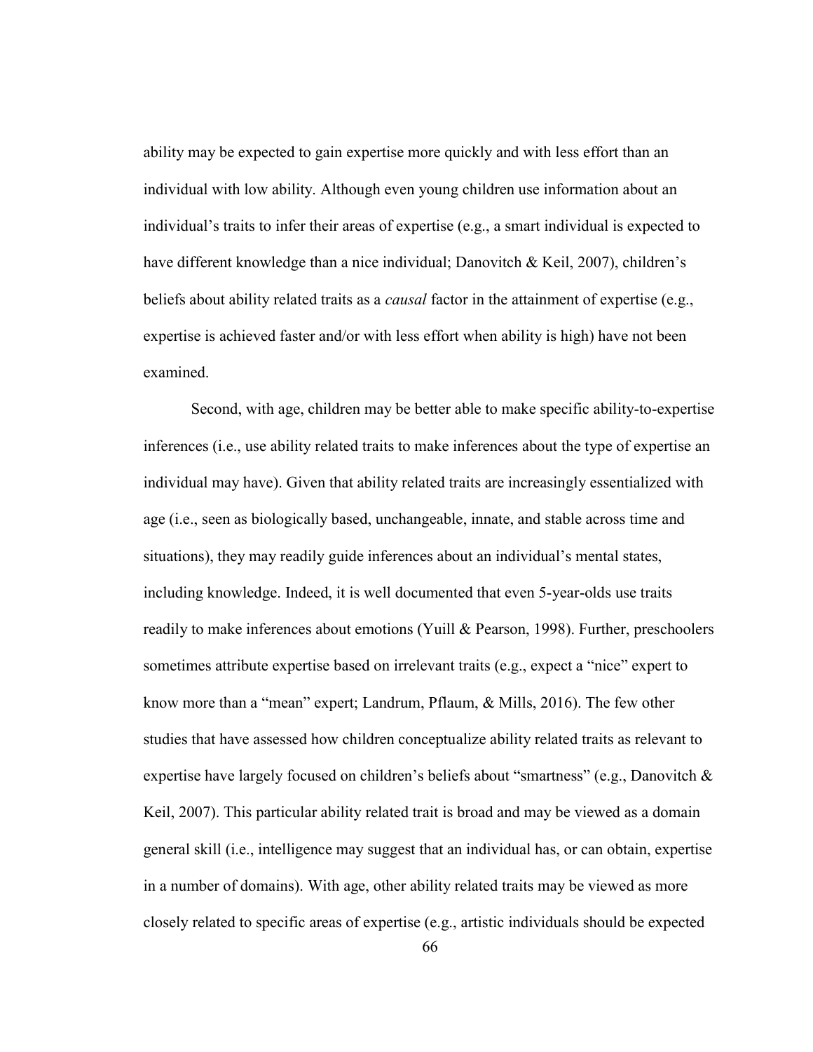ability may be expected to gain expertise more quickly and with less effort than an individual with low ability. Although even young children use information about an individual's traits to infer their areas of expertise (e.g., a smart individual is expected to have different knowledge than a nice individual; Danovitch & Keil, 2007), children's beliefs about ability related traits as a *causal* factor in the attainment of expertise (e.g., expertise is achieved faster and/or with less effort when ability is high) have not been examined.

Second, with age, children may be better able to make specific ability-to-expertise inferences (i.e., use ability related traits to make inferences about the type of expertise an individual may have). Given that ability related traits are increasingly essentialized with age (i.e., seen as biologically based, unchangeable, innate, and stable across time and situations), they may readily guide inferences about an individual's mental states, including knowledge. Indeed, it is well documented that even 5-year-olds use traits readily to make inferences about emotions (Yuill & Pearson, 1998). Further, preschoolers sometimes attribute expertise based on irrelevant traits (e.g., expect a "nice" expert to know more than a "mean" expert; Landrum, Pflaum, & Mills, 2016). The few other studies that have assessed how children conceptualize ability related traits as relevant to expertise have largely focused on children's beliefs about "smartness" (e.g., Danovitch & Keil, 2007). This particular ability related trait is broad and may be viewed as a domain general skill (i.e., intelligence may suggest that an individual has, or can obtain, expertise in a number of domains). With age, other ability related traits may be viewed as more closely related to specific areas of expertise (e.g., artistic individuals should be expected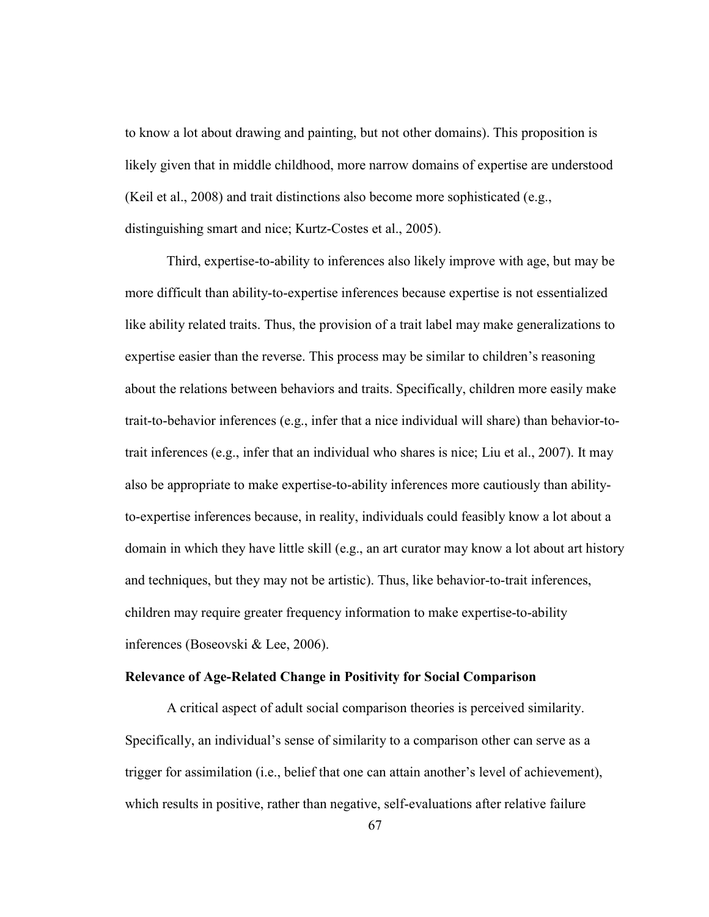to know a lot about drawing and painting, but not other domains). This proposition is likely given that in middle childhood, more narrow domains of expertise are understood (Keil et al., 2008) and trait distinctions also become more sophisticated (e.g., distinguishing smart and nice; Kurtz-Costes et al., 2005).

Third, expertise-to-ability to inferences also likely improve with age, but may be more difficult than ability-to-expertise inferences because expertise is not essentialized like ability related traits. Thus, the provision of a trait label may make generalizations to expertise easier than the reverse. This process may be similar to children's reasoning about the relations between behaviors and traits. Specifically, children more easily make trait-to-behavior inferences (e.g., infer that a nice individual will share) than behavior-to-trait inferences (e.g., infer that an individual who shares is nice; Liu et al., 2007). It may also be appropriate to make expertise-to-ability inferences more cautiously than ability-to-expertise inferences because, in reality, individuals could feasibly know a lot about a domain in which they have little skill (e.g., an art curator may know a lot about art history and techniques, but they may not be artistic). Thus, like behavior-to-trait inferences, children may require greater frequency information to make expertise-to-ability inferences (Boseovski & Lee, 2006).

**Relevance of Age-Related Change in Positivity for Social Comparison**

A critical aspect of adult social comparison theories is perceived similarity. Specifically, an individual's sense of similarity to a comparison other can serve as a trigger for assimilation (i.e., belief that one can attain another's level of achievement), which results in positive, rather than negative, self-evaluations after relative failure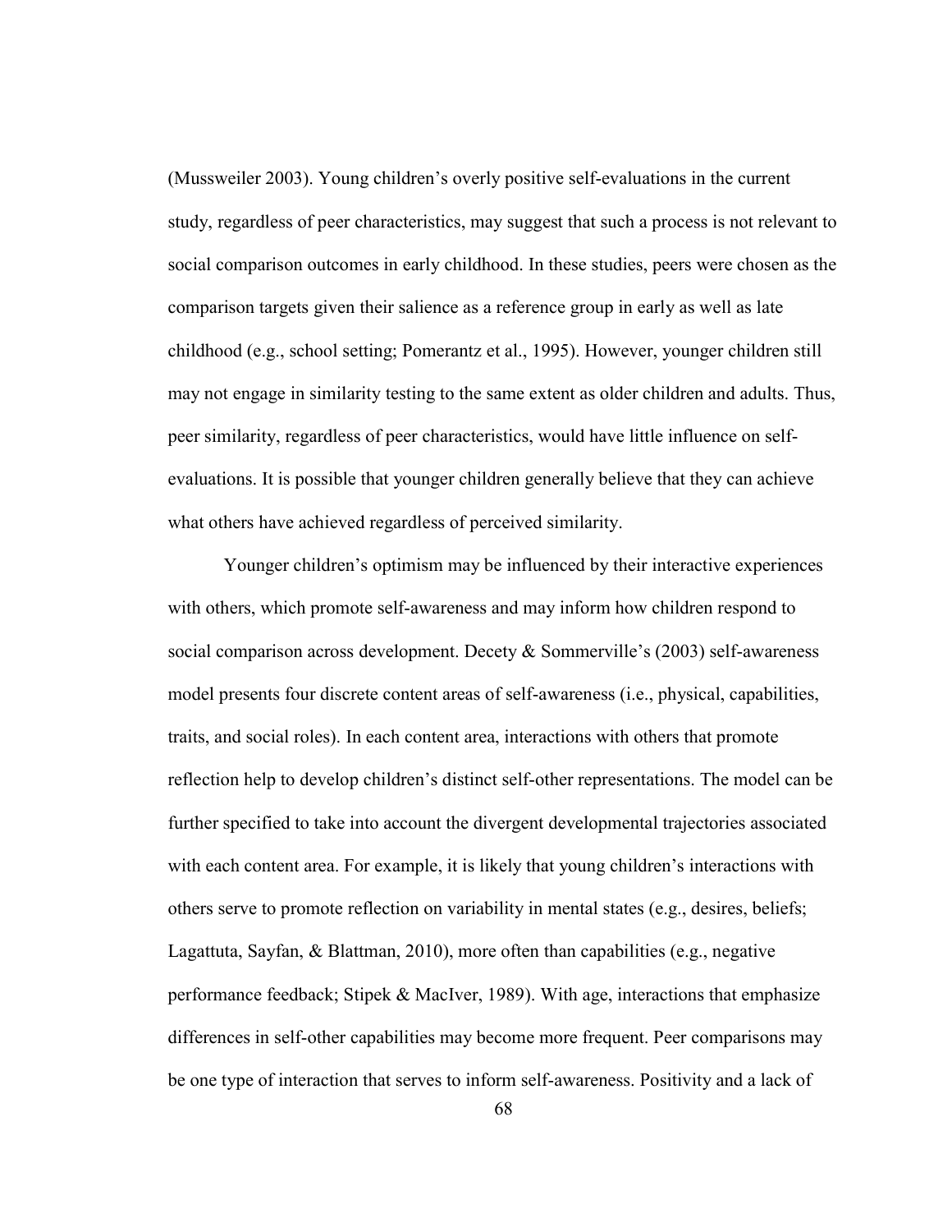(Mussweiler 2003). Young children's overly positive self-evaluations in the current study, regardless of peer characteristics, may suggest that such a process is not relevant to social comparison outcomes in early childhood. In these studies, peers were chosen as the comparison targets given their salience as a reference group in early as well as late childhood (e.g., school setting; Pomerantz et al., 1995). However, younger children still may not engage in similarity testing to the same extent as older children and adults. Thus, peer similarity, regardless of peer characteristics, would have little influence on self-evaluations. It is possible that younger children generally believe that they can achieve what others have achieved regardless of perceived similarity.

Younger children's optimism may be influenced by their interactive experiences with others, which promote self-awareness and may inform how children respond to social comparison across development. Decety & Sommerville's (2003) self-awareness model presents four discrete content areas of self-awareness (i.e., physical, capabilities, traits, and social roles). In each content area, interactions with others that promote reflection help to develop children's distinct self-other representations. The model can be further specified to take into account the divergent developmental trajectories associated with each content area. For example, it is likely that young children's interactions with others serve to promote reflection on variability in mental states (e.g., desires, beliefs; Lagattuta, Sayfan, & Blattman, 2010), more often than capabilities (e.g., negative performance feedback; Stipek & MacIver, 1989). With age, interactions that emphasize differences in self-other capabilities may become more frequent. Peer comparisons may be one type of interaction that serves to inform self-awareness. Positivity and a lack of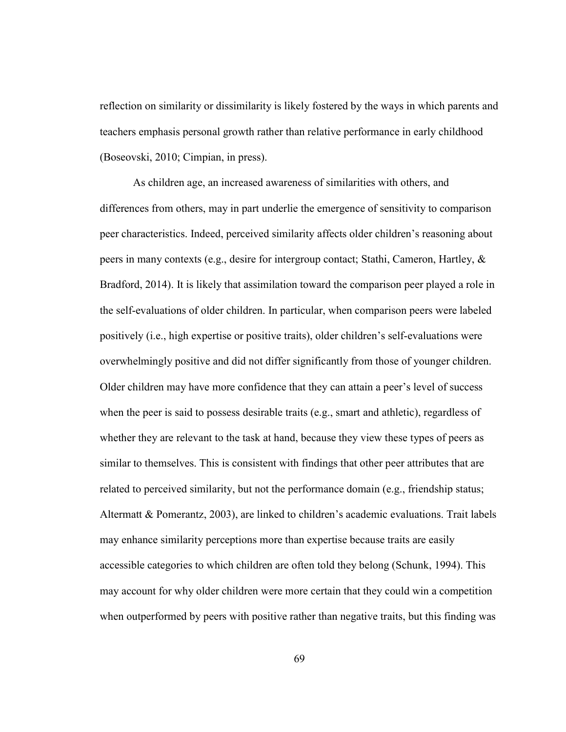reflection on similarity or dissimilarity is likely fostered by the ways in which parents and teachers emphasis personal growth rather than relative performance in early childhood (Boseovski, 2010; Cimpian, in press).

As children age, an increased awareness of similarities with others, and differences from others, may in part underlie the emergence of sensitivity to comparison peer characteristics. Indeed, perceived similarity affects older children's reasoning about peers in many contexts (e.g., desire for intergroup contact; Stathi, Cameron, Hartley, & Bradford, 2014). It is likely that assimilation toward the comparison peer played a role in the self-evaluations of older children. In particular, when comparison peers were labeled positively (i.e., high expertise or positive traits), older children's self-evaluations were overwhelmingly positive and did not differ significantly from those of younger children. Older children may have more confidence that they can attain a peer's level of success when the peer is said to possess desirable traits (e.g., smart and athletic), regardless of whether they are relevant to the task at hand, because they view these types of peers as similar to themselves. This is consistent with findings that other peer attributes that are related to perceived similarity, but not the performance domain (e.g., friendship status; Altermatt & Pomerantz, 2003), are linked to children's academic evaluations. Trait labels may enhance similarity perceptions more than expertise because traits are easily accessible categories to which children are often told they belong (Schunk, 1994). This may account for why older children were more certain that they could win a competition when outperformed by peers with positive rather than negative traits, but this finding was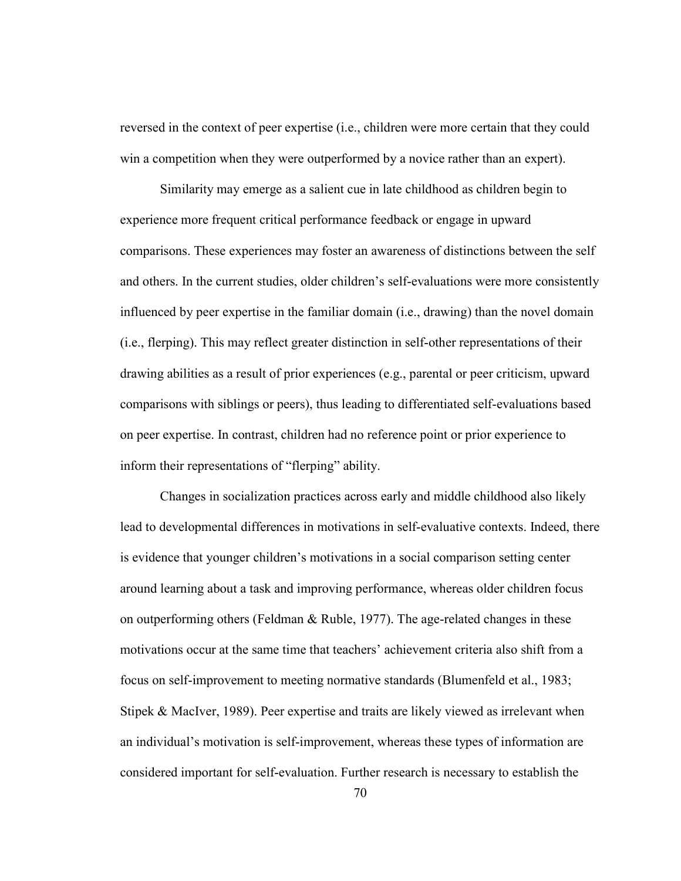reversed in the context of peer expertise (i.e., children were more certain that they could win a competition when they were outperformed by a novice rather than an expert).

Similarity may emerge as a salient cue in late childhood as children begin to experience more frequent critical performance feedback or engage in upward comparisons. These experiences may foster an awareness of distinctions between the self and others. In the current studies, older children's self-evaluations were more consistently influenced by peer expertise in the familiar domain (i.e., drawing) than the novel domain (i.e., flerping). This may reflect greater distinction in self-other representations of their drawing abilities as a result of prior experiences (e.g., parental or peer criticism, upward comparisons with siblings or peers), thus leading to differentiated self-evaluations based on peer expertise. In contrast, children had no reference point or prior experience to inform their representations of "flerping" ability.

Changes in socialization practices across early and middle childhood also likely lead to developmental differences in motivations in self-evaluative contexts. Indeed, there is evidence that younger children's motivations in a social comparison setting center around learning about a task and improving performance, whereas older children focus on outperforming others (Feldman & Ruble, 1977). The age-related changes in these motivations occur at the same time that teachers' achievement criteria also shift from a focus on self-improvement to meeting normative standards (Blumenfeld et al., 1983; Stipek & MacIver, 1989). Peer expertise and traits are likely viewed as irrelevant when an individual's motivation is self-improvement, whereas these types of information are considered important for self-evaluation. Further research is necessary to establish the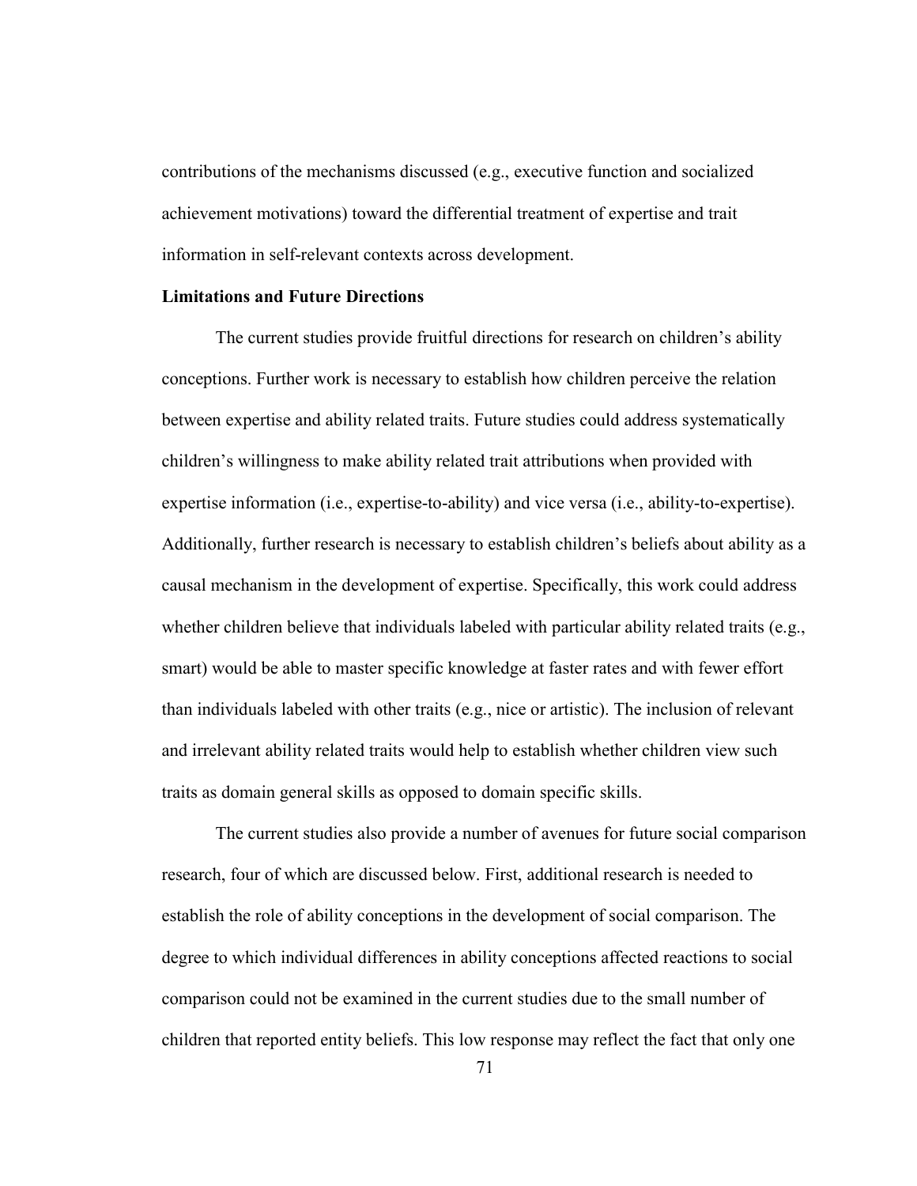contributions of the mechanisms discussed (e.g., executive function and socialized achievement motivations) toward the differential treatment of expertise and trait information in self-relevant contexts across development.

**Limitations and Future Directions**

The current studies provide fruitful directions for research on children's ability conceptions. Further work is necessary to establish how children perceive the relation between expertise and ability related traits. Future studies could address systematically children's willingness to make ability related trait attributions when provided with expertise information (i.e., expertise-to-ability) and vice versa (i.e., ability-to-expertise). Additionally, further research is necessary to establish children's beliefs about ability as a causal mechanism in the development of expertise. Specifically, this work could address whether children believe that individuals labeled with particular ability related traits (e.g., smart) would be able to master specific knowledge at faster rates and with fewer effort than individuals labeled with other traits (e.g., nice or artistic). The inclusion of relevant and irrelevant ability related traits would help to establish whether children view such traits as domain general skills as opposed to domain specific skills.

The current studies also provide a number of avenues for future social comparison research, four of which are discussed below. First, additional research is needed to establish the role of ability conceptions in the development of social comparison. The degree to which individual differences in ability conceptions affected reactions to social comparison could not be examined in the current studies due to the small number of children that reported entity beliefs. This low response may reflect the fact that only one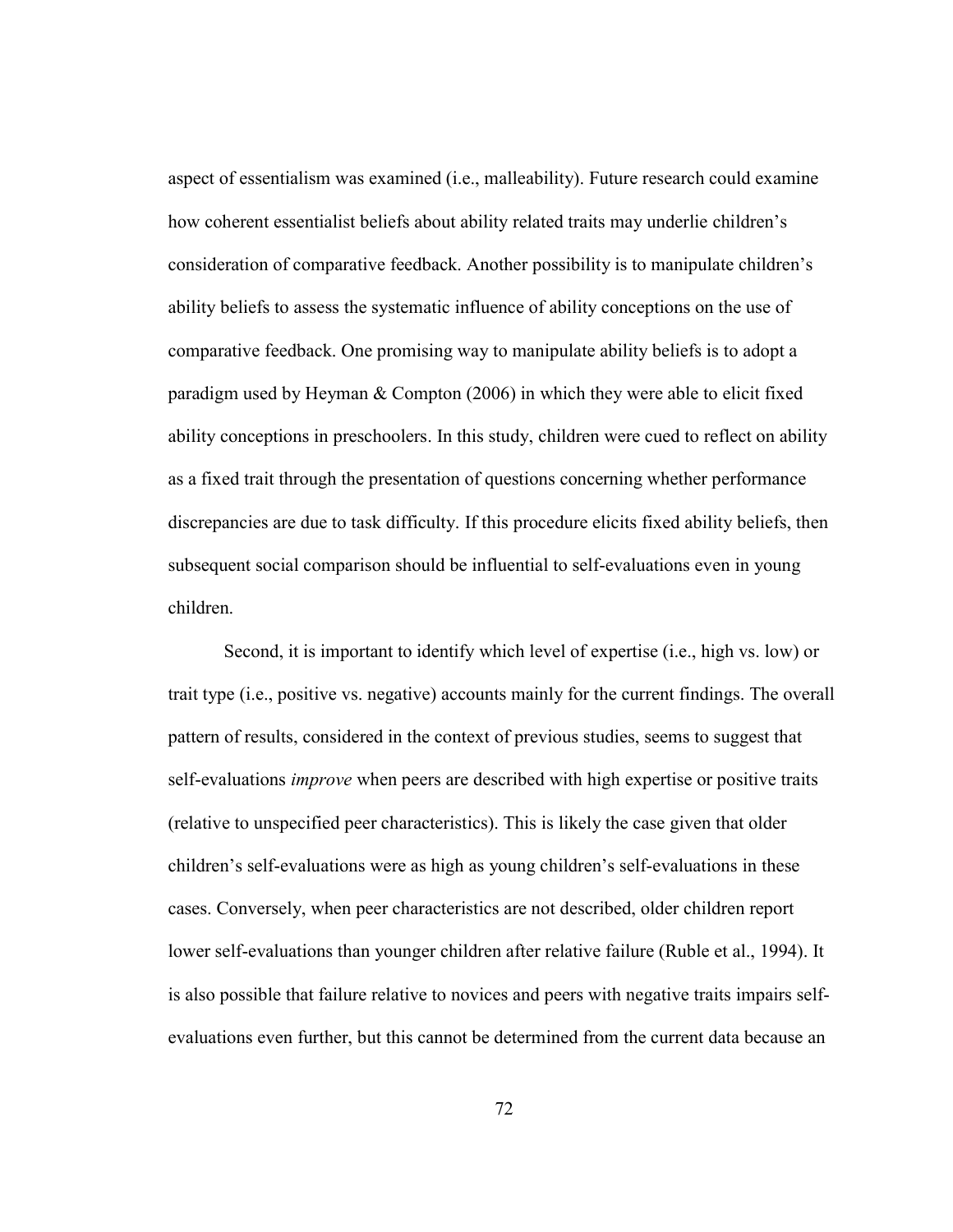aspect of essentialism was examined (i.e., malleability). Future research could examine how coherent essentialist beliefs about ability related traits may underlie children's consideration of comparative feedback. Another possibility is to manipulate children's ability beliefs to assess the systematic influence of ability conceptions on the use of comparative feedback. One promising way to manipulate ability beliefs is to adopt a paradigm used by Heyman & Compton (2006) in which they were able to elicit fixed ability conceptions in preschoolers. In this study, children were cued to reflect on ability as a fixed trait through the presentation of questions concerning whether performance discrepancies are due to task difficulty. If this procedure elicits fixed ability beliefs, then subsequent social comparison should be influential to self-evaluations even in young children.

Second, it is important to identify which level of expertise (i.e., high vs. low) or trait type (i.e., positive vs. negative) accounts mainly for the current findings. The overall pattern of results, considered in the context of previous studies, seems to suggest that self-evaluations *improve* when peers are described with high expertise or positive traits (relative to unspecified peer characteristics). This is likely the case given that older children's self-evaluations were as high as young children's self-evaluations in these cases. Conversely, when peer characteristics are not described, older children report lower self-evaluations than younger children after relative failure (Ruble et al., 1994). It is also possible that failure relative to novices and peers with negative traits impairs self-evaluations even further, but this cannot be determined from the current data because an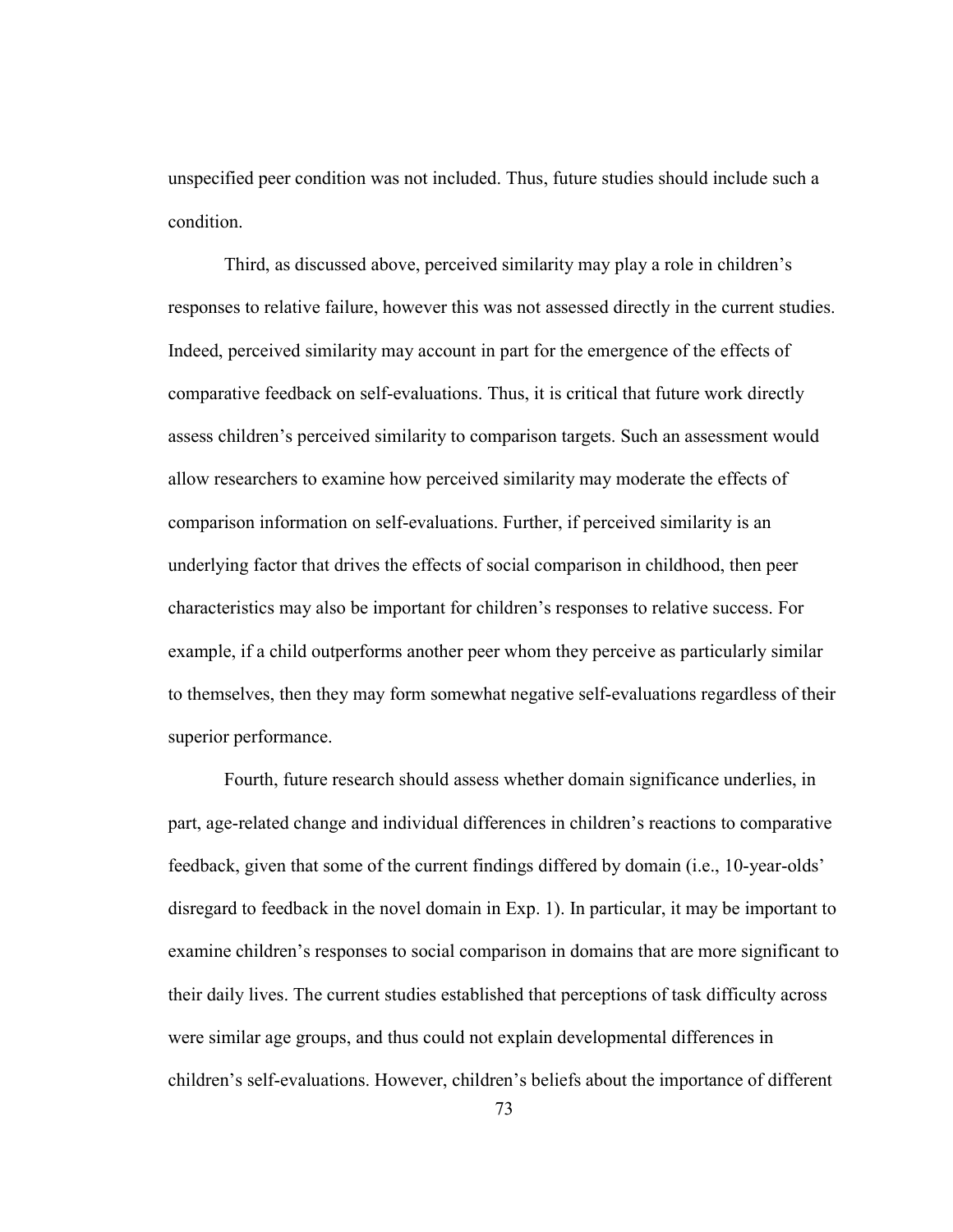unspecified peer condition was not included. Thus, future studies should include such a condition.

Third, as discussed above, perceived similarity may play a role in children's responses to relative failure, however this was not assessed directly in the current studies. Indeed, perceived similarity may account in part for the emergence of the effects of comparative feedback on self-evaluations. Thus, it is critical that future work directly assess children's perceived similarity to comparison targets. Such an assessment would allow researchers to examine how perceived similarity may moderate the effects of comparison information on self-evaluations. Further, if perceived similarity is an underlying factor that drives the effects of social comparison in childhood, then peer characteristics may also be important for children's responses to relative success. For example, if a child outperforms another peer whom they perceive as particularly similar to themselves, then they may form somewhat negative self-evaluations regardless of their superior performance.

Fourth, future research should assess whether domain significance underlies, in part, age-related change and individual differences in children's reactions to comparative feedback, given that some of the current findings differed by domain (i.e., 10-year-olds' disregard to feedback in the novel domain in Exp. 1). In particular, it may be important to examine children's responses to social comparison in domains that are more significant to their daily lives. The current studies established that perceptions of task difficulty across were similar age groups, and thus could not explain developmental differences in children's self-evaluations. However, children's beliefs about the importance of different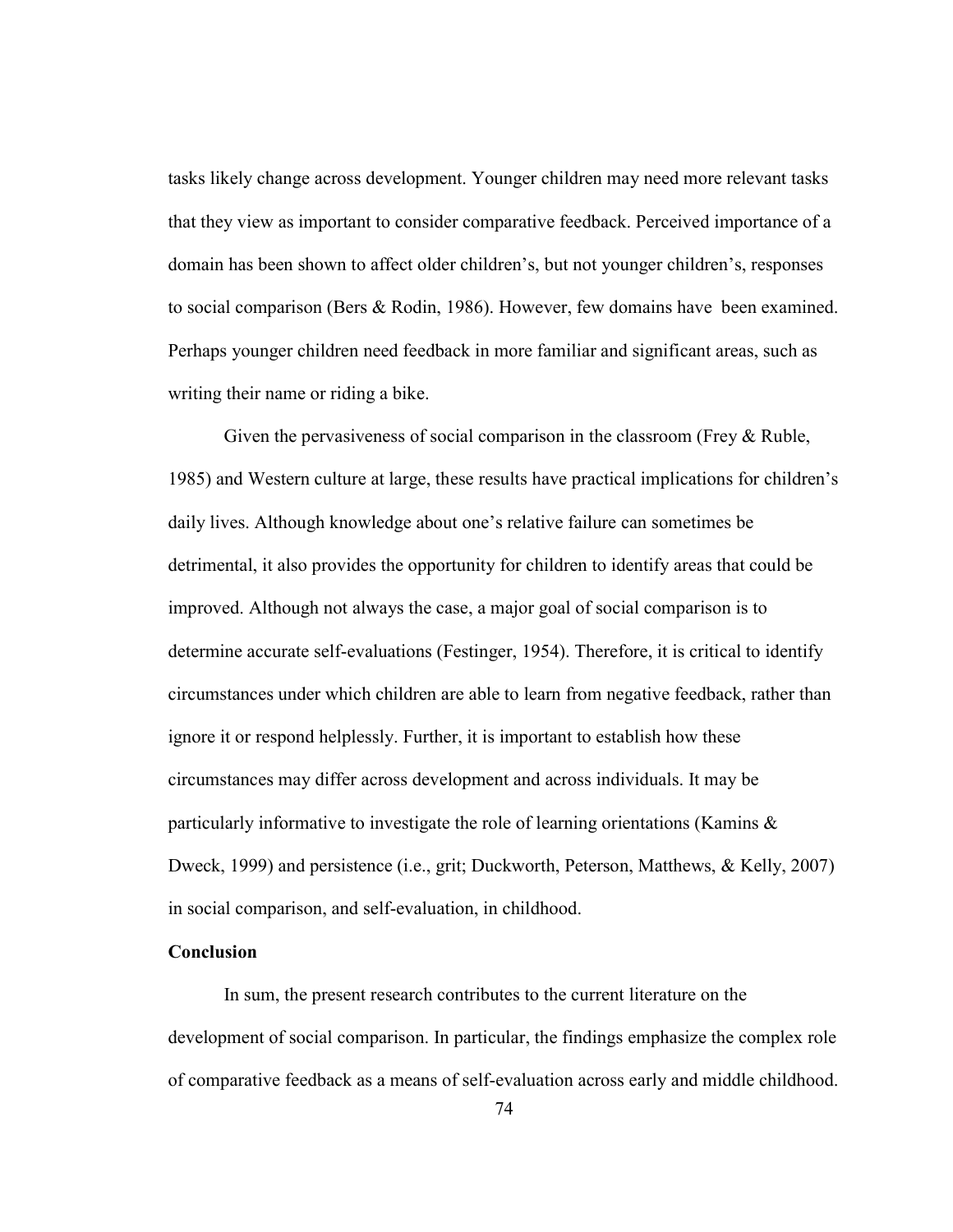tasks likely change across development. Younger children may need more relevant tasks that they view as important to consider comparative feedback. Perceived importance of a domain has been shown to affect older children's, but not younger children's, responses to social comparison (Bers & Rodin, 1986). However, few domains have been examined. Perhaps younger children need feedback in more familiar and significant areas, such as writing their name or riding a bike.

Given the pervasiveness of social comparison in the classroom (Frey & Ruble, 1985) and Western culture at large, these results have practical implications for children's daily lives. Although knowledge about one's relative failure can sometimes be detrimental, it also provides the opportunity for children to identify areas that could be improved. Although not always the case, a major goal of social comparison is to determine accurate self-evaluations (Festinger, 1954). Therefore, it is critical to identify circumstances under which children are able to learn from negative feedback, rather than ignore it or respond helplessly. Further, it is important to establish how these circumstances may differ across development and across individuals. It may be particularly informative to investigate the role of learning orientations (Kamins & Dweck, 1999) and persistence (i.e., grit; Duckworth, Peterson, Matthews, & Kelly, 2007) in social comparison, and self-evaluation, in childhood.

**Conclusion**

In sum, the present research contributes to the current literature on the development of social comparison. In particular, the findings emphasize the complex role of comparative feedback as a means of self-evaluation across early and middle childhood.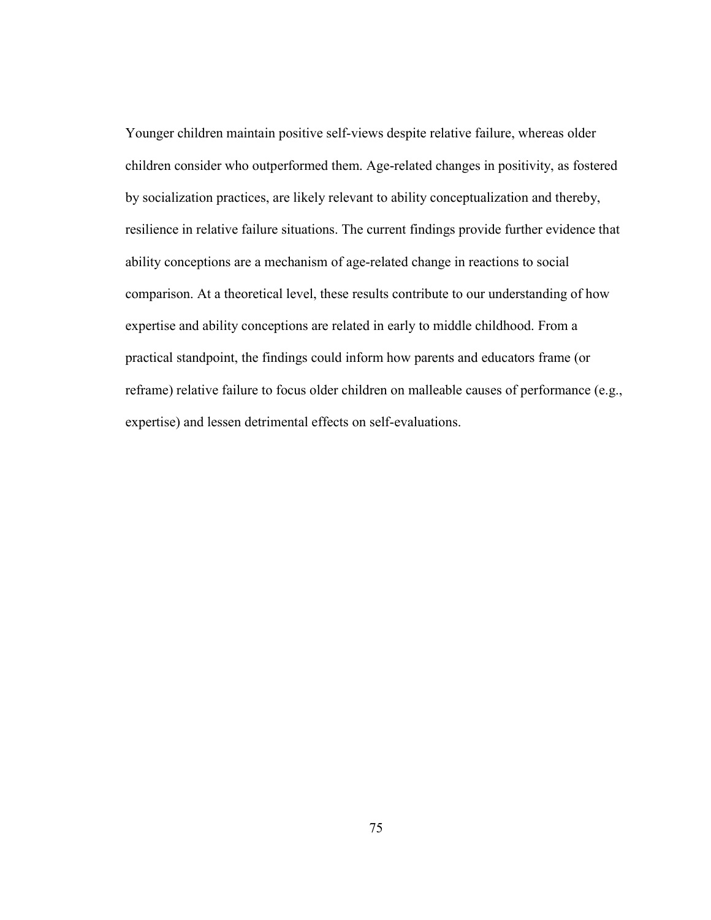Younger children maintain positive self-views despite relative failure, whereas older children consider who outperformed them. Age-related changes in positivity, as fostered by socialization practices, are likely relevant to ability conceptualization and thereby, resilience in relative failure situations. The current findings provide further evidence that ability conceptions are a mechanism of age-related change in reactions to social comparison. At a theoretical level, these results contribute to our understanding of how expertise and ability conceptions are related in early to middle childhood. From a practical standpoint, the findings could inform how parents and educators frame (or reframe) relative failure to focus older children on malleable causes of performance (e.g., expertise) and lessen detrimental effects on self-evaluations.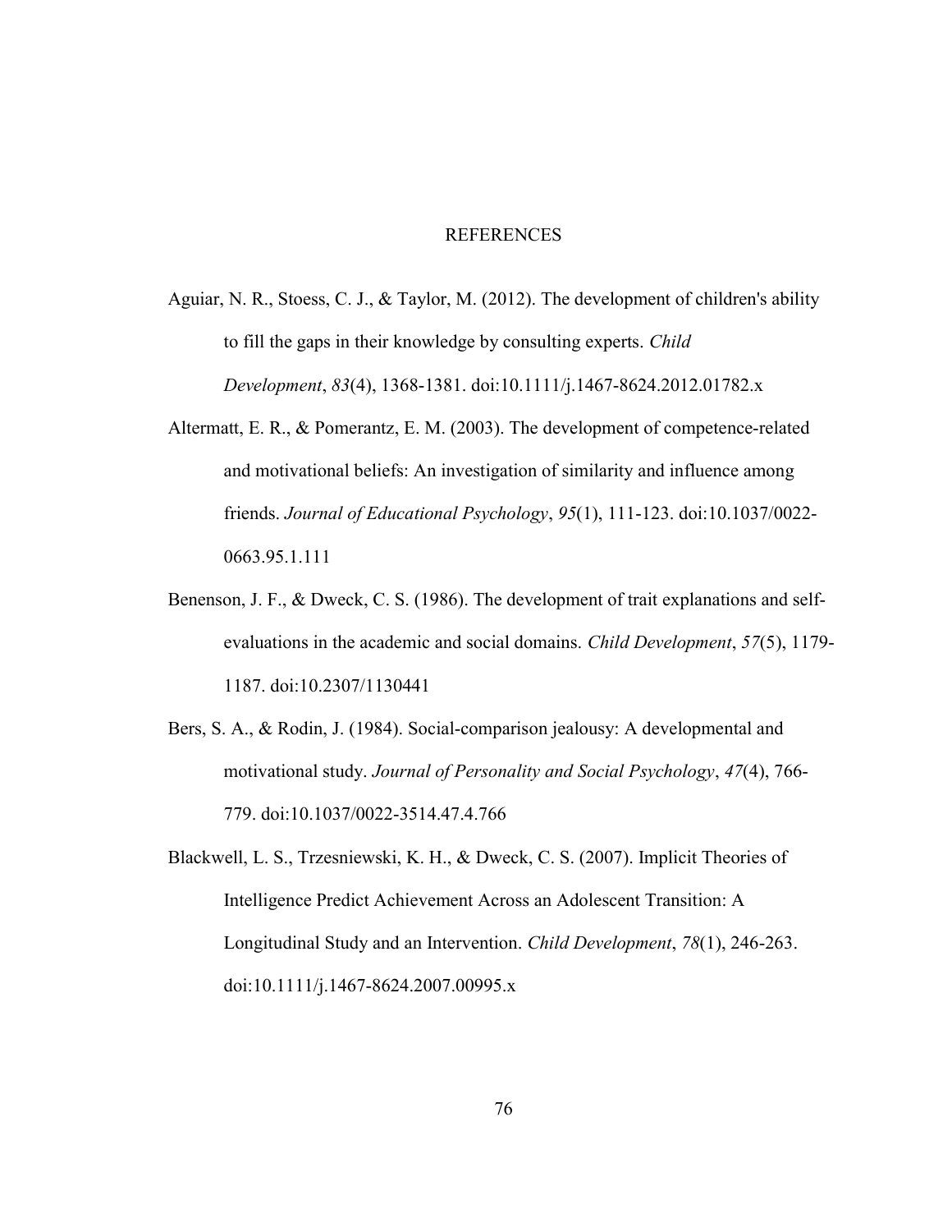# REFERENCES

Aguiar, N. R., Stoess, C. J., & Taylor, M. (2012). The development of children's ability to fill the gaps in their knowledge by consulting experts. *Child Development*, *83*(4), 1368-1381. doi:10.1111/j.1467-8624.2012.01782.x

Altermatt, E. R., & Pomerantz, E. M. (2003). The development of competence-related and motivational beliefs: An investigation of similarity and influence among friends. *Journal of Educational Psychology*, *95*(1), 111-123. doi:10.1037/0022-0663.95.1.111

Benenson, J. F., & Dweck, C. S. (1986). The development of trait explanations and self-evaluations in the academic and social domains. *Child Development*, *57*(5), 1179-1187. doi:10.2307/1130441

Bers, S. A., & Rodin, J. (1984). Social-comparison jealousy: A developmental and motivational study. *Journal of Personality and Social Psychology*, *47*(4), 766-779. doi:10.1037/0022-3514.47.4.766

Blackwell, L. S., Trzesniewski, K. H., & Dweck, C. S. (2007). Implicit Theories of Intelligence Predict Achievement Across an Adolescent Transition: A Longitudinal Study and an Intervention. *Child Development*, *78*(1), 246-263. doi:10.1111/j.1467-8624.2007.00995.x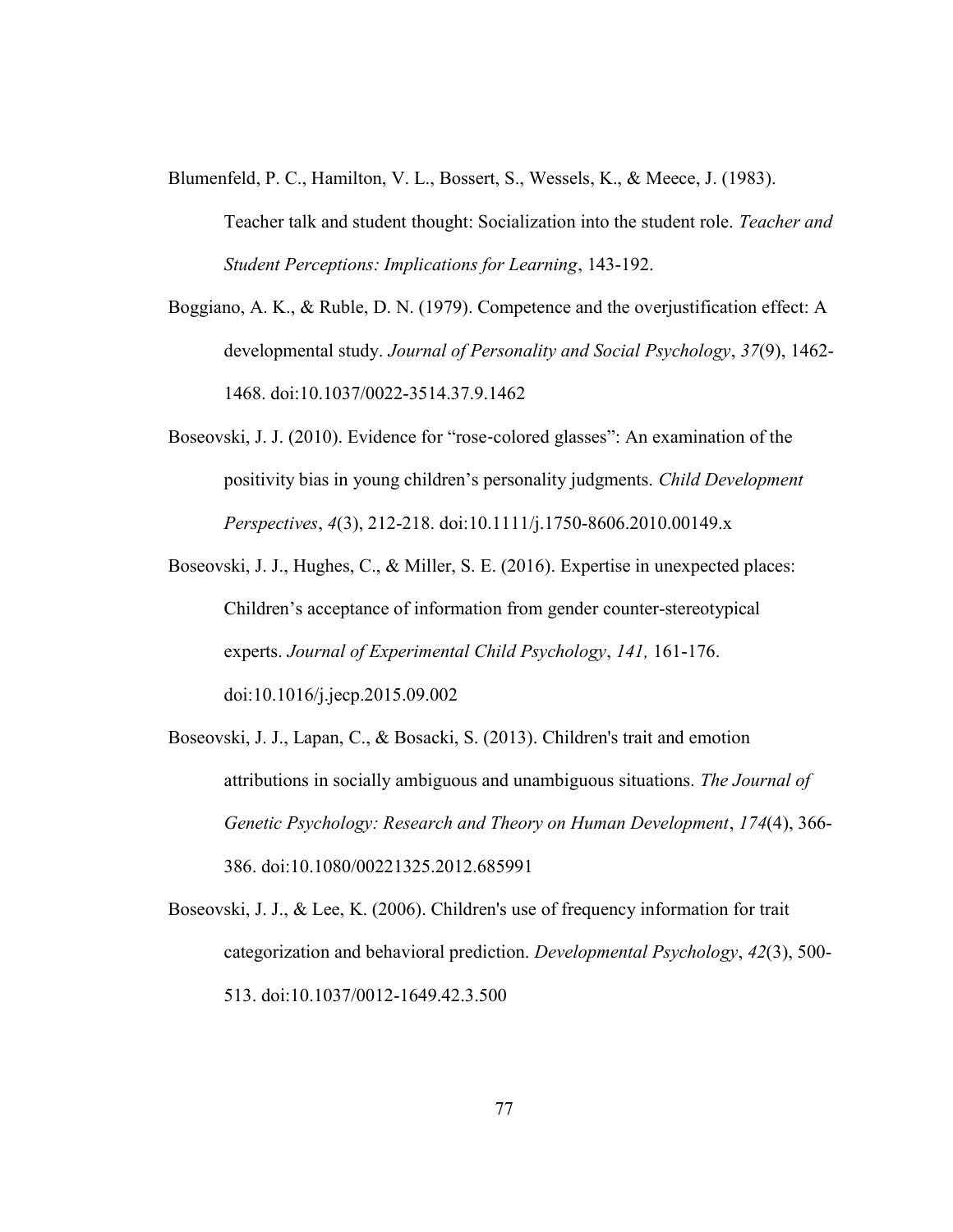Blumenfeld, P. C., Hamilton, V. L., Bossert, S., Wessels, K., & Meece, J. (1983). Teacher talk and student thought: Socialization into the student role. *Teacher and Student Perceptions: Implications for Learning*, 143-192.

Boggiano, A. K., & Ruble, D. N. (1979). Competence and the overjustification effect: A developmental study. *Journal of Personality and Social Psychology*, *37*(9), 1462-1468. doi:10.1037/0022-3514.37.9.1462

Boseovski, J. J. (2010). Evidence for "rose-colored glasses": An examination of the positivity bias in young children's personality judgments. *Child Development Perspectives*, *4*(3), 212-218. doi:10.1111/j.1750-8606.2010.00149.x

Boseovski, J. J., Hughes, C., & Miller, S. E. (2016). Expertise in unexpected places: Children's acceptance of information from gender counter-stereotypical experts. *Journal of Experimental Child Psychology*, *141,* 161-176. doi:10.1016/j.jecp.2015.09.002

Boseovski, J. J., Lapan, C., & Bosacki, S. (2013). Children's trait and emotion attributions in socially ambiguous and unambiguous situations. *The Journal of Genetic Psychology: Research and Theory on Human Development*, *174*(4), 366-386. doi:10.1080/00221325.2012.685991

Boseovski, J. J., & Lee, K. (2006). Children's use of frequency information for trait categorization and behavioral prediction. *Developmental Psychology*, *42*(3), 500-513. doi:10.1037/0012-1649.42.3.500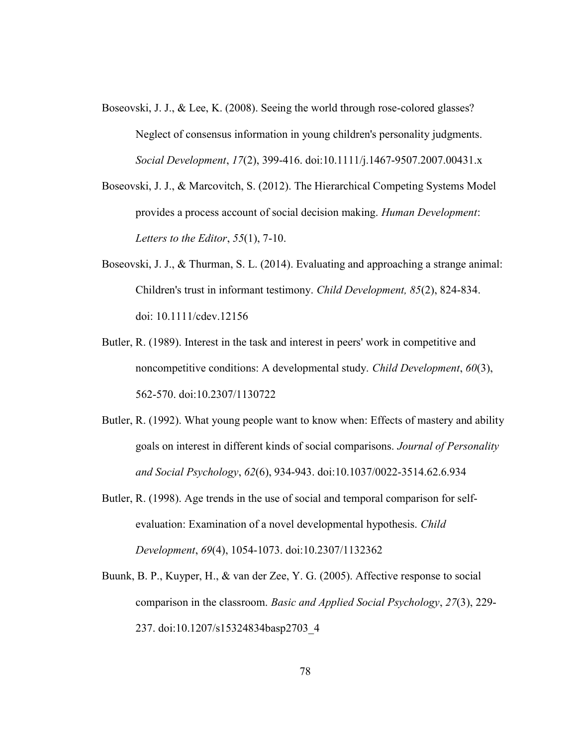Boseovski, J. J., & Lee, K. (2008). Seeing the world through rose-colored glasses? Neglect of consensus information in young children's personality judgments. *Social Development*, *17*(2), 399-416. doi:10.1111/j.1467-9507.2007.00431.x

Boseovski, J. J., & Marcovitch, S. (2012). The Hierarchical Competing Systems Model provides a process account of social decision making. *Human Development*: *Letters to the Editor*, *55*(1), 7-10.

Boseovski, J. J., & Thurman, S. L. (2014). Evaluating and approaching a strange animal: Children's trust in informant testimony. *Child Development, 85*(2), 824-834. doi: 10.1111/cdev.12156

Butler, R. (1989). Interest in the task and interest in peers' work in competitive and noncompetitive conditions: A developmental study. *Child Development*, *60*(3), 562-570. doi:10.2307/1130722

Butler, R. (1992). What young people want to know when: Effects of mastery and ability goals on interest in different kinds of social comparisons. *Journal of Personality and Social Psychology*, *62*(6), 934-943. doi:10.1037/0022-3514.62.6.934

Butler, R. (1998). Age trends in the use of social and temporal comparison for self-evaluation: Examination of a novel developmental hypothesis. *Child Development*, *69*(4), 1054-1073. doi:10.2307/1132362

Buunk, B. P., Kuyper, H., & van der Zee, Y. G. (2005). Affective response to social comparison in the classroom. *Basic and Applied Social Psychology*, *27*(3), 229-237. doi:10.1207/s15324834basp2703_4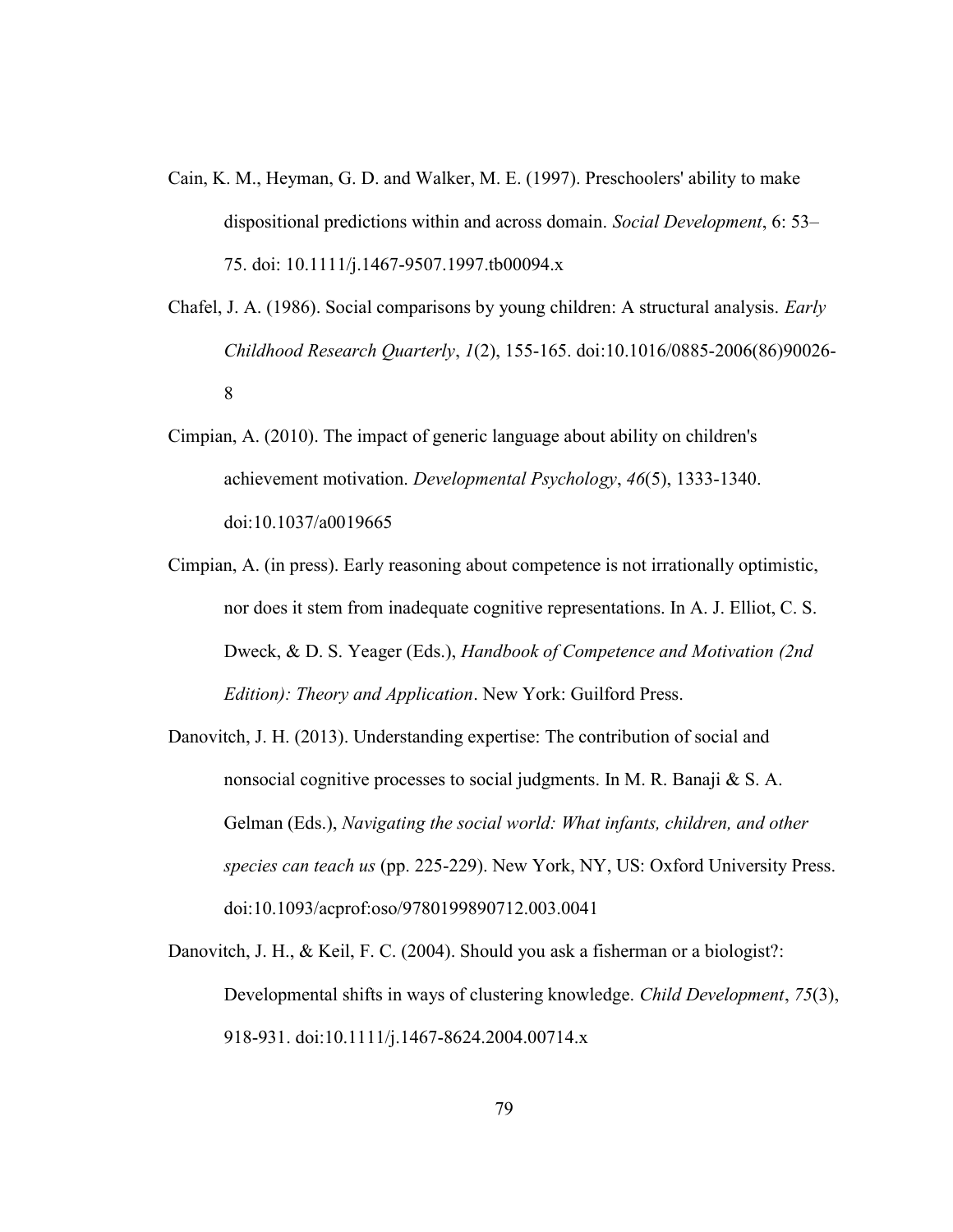Cain, K. M., Heyman, G. D. and Walker, M. E. (1997). Preschoolers' ability to make dispositional predictions within and across domain. *Social Development*, 6: 53–75. doi: 10.1111/j.1467-9507.1997.tb00094.x

Chafel, J. A. (1986). Social comparisons by young children: A structural analysis. *Early Childhood Research Quarterly*, *1*(2), 155-165. doi:10.1016/0885-2006(86)90026-8

Cimpian, A. (2010). The impact of generic language about ability on children's achievement motivation. *Developmental Psychology*, *46*(5), 1333-1340. doi:10.1037/a0019665

Cimpian, A. (in press). Early reasoning about competence is not irrationally optimistic, nor does it stem from inadequate cognitive representations. In A. J. Elliot, C. S. Dweck, & D. S. Yeager (Eds.), *Handbook of Competence and Motivation (2nd Edition): Theory and Application*. New York: Guilford Press.

Danovitch, J. H. (2013). Understanding expertise: The contribution of social and nonsocial cognitive processes to social judgments. In M. R. Banaji & S. A. Gelman (Eds.), *Navigating the social world: What infants, children, and other species can teach us* (pp. 225-229). New York, NY, US: Oxford University Press. doi:10.1093/acprof:oso/9780199890712.003.0041

Danovitch, J. H., & Keil, F. C. (2004). Should you ask a fisherman or a biologist?: Developmental shifts in ways of clustering knowledge. *Child Development*, *75*(3), 918-931. doi:10.1111/j.1467-8624.2004.00714.x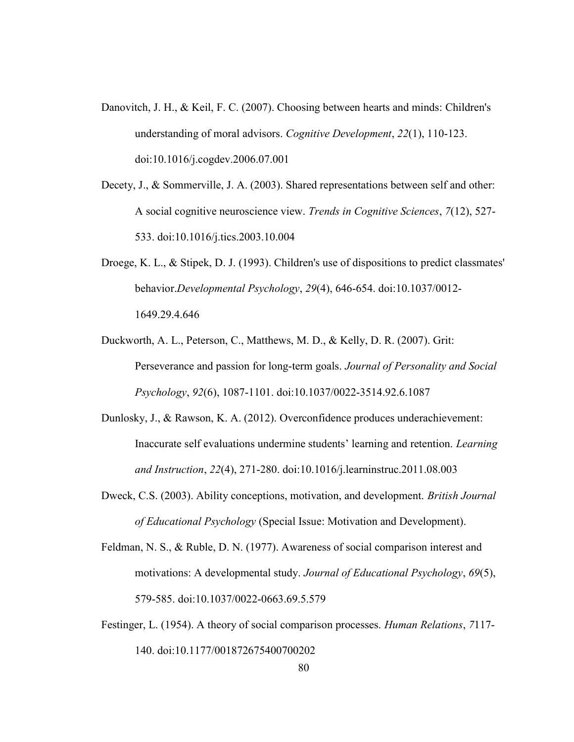Danovitch, J. H., & Keil, F. C. (2007). Choosing between hearts and minds: Children's understanding of moral advisors. *Cognitive Development*, *22*(1), 110-123. doi:10.1016/j.cogdev.2006.07.001

Decety, J., & Sommerville, J. A. (2003). Shared representations between self and other: A social cognitive neuroscience view. *Trends in Cognitive Sciences*, *7*(12), 527-533. doi:10.1016/j.tics.2003.10.004

Droege, K. L., & Stipek, D. J. (1993). Children's use of dispositions to predict classmates' behavior.*Developmental Psychology*, *29*(4), 646-654. doi:10.1037/0012-1649.29.4.646

Duckworth, A. L., Peterson, C., Matthews, M. D., & Kelly, D. R. (2007). Grit: Perseverance and passion for long-term goals. *Journal of Personality and Social Psychology*, *92*(6), 1087-1101. doi:10.1037/0022-3514.92.6.1087

Dunlosky, J., & Rawson, K. A. (2012). Overconfidence produces underachievement: Inaccurate self evaluations undermine students' learning and retention. *Learning and Instruction*, *22*(4), 271-280. doi:10.1016/j.learninstruc.2011.08.003

Dweck, C.S. (2003). Ability conceptions, motivation, and development. *British Journal of Educational Psychology* (Special Issue: Motivation and Development).

Feldman, N. S., & Ruble, D. N. (1977). Awareness of social comparison interest and motivations: A developmental study. *Journal of Educational Psychology*, *69*(5), 579-585. doi:10.1037/0022-0663.69.5.579

Festinger, L. (1954). A theory of social comparison processes. *Human Relations*, *7*117-140. doi:10.1177/001872675400700202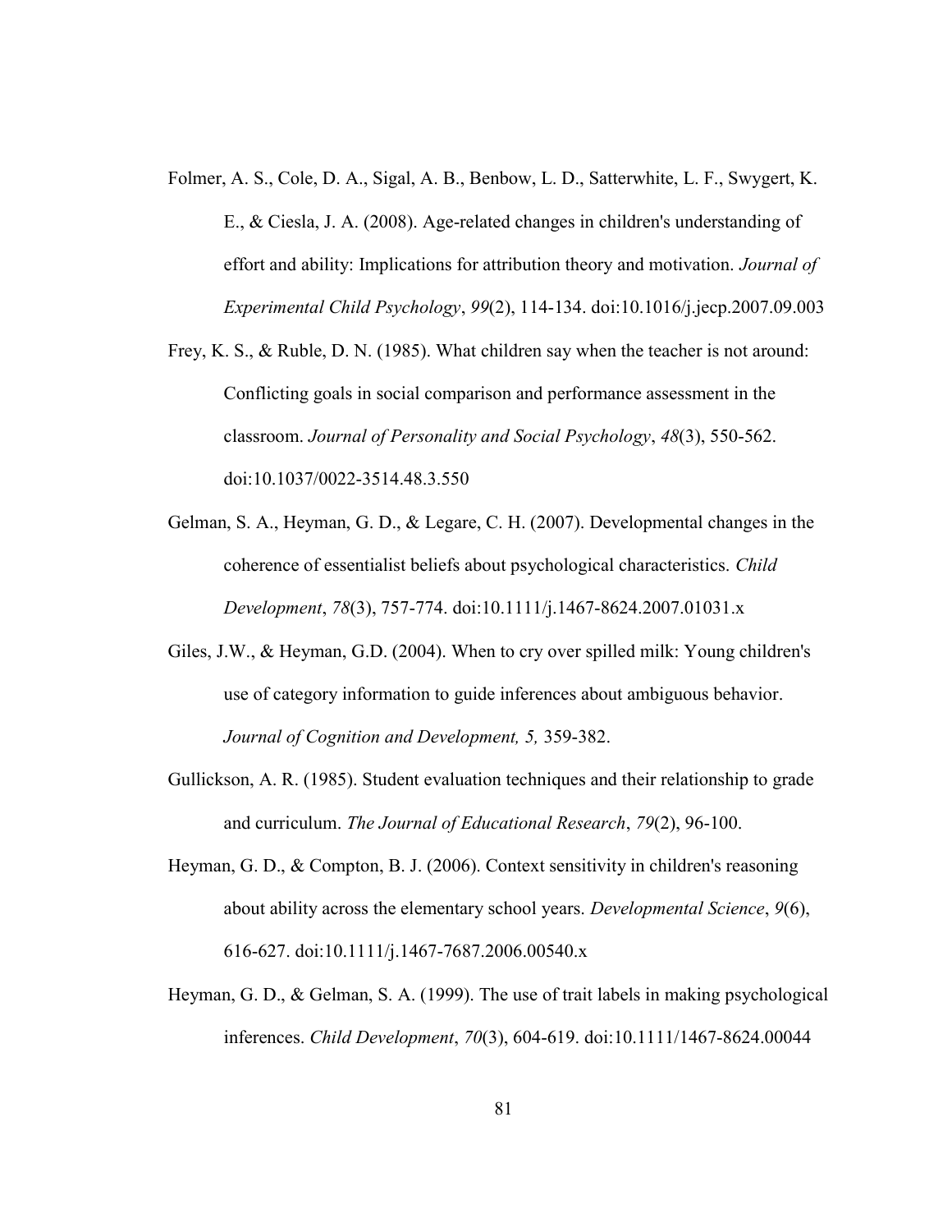Folmer, A. S., Cole, D. A., Sigal, A. B., Benbow, L. D., Satterwhite, L. F., Swygert, K. E., & Ciesla, J. A. (2008). Age-related changes in children's understanding of effort and ability: Implications for attribution theory and motivation. *Journal of Experimental Child Psychology*, *99*(2), 114-134. doi:10.1016/j.jecp.2007.09.003

Frey, K. S., & Ruble, D. N. (1985). What children say when the teacher is not around: Conflicting goals in social comparison and performance assessment in the classroom. *Journal of Personality and Social Psychology*, *48*(3), 550-562. doi:10.1037/0022-3514.48.3.550

Gelman, S. A., Heyman, G. D., & Legare, C. H. (2007). Developmental changes in the coherence of essentialist beliefs about psychological characteristics. *Child Development*, *78*(3), 757-774. doi:10.1111/j.1467-8624.2007.01031.x

Giles, J.W., & Heyman, G.D. (2004). When to cry over spilled milk: Young children's use of category information to guide inferences about ambiguous behavior. *Journal of Cognition and Development, 5,* 359-382.

Gullickson, A. R. (1985). Student evaluation techniques and their relationship to grade and curriculum. *The Journal of Educational Research*, *79*(2), 96-100.

Heyman, G. D., & Compton, B. J. (2006). Context sensitivity in children's reasoning about ability across the elementary school years. *Developmental Science*, *9*(6), 616-627. doi:10.1111/j.1467-7687.2006.00540.x

Heyman, G. D., & Gelman, S. A. (1999). The use of trait labels in making psychological inferences. *Child Development*, *70*(3), 604-619. doi:10.1111/1467-8624.00044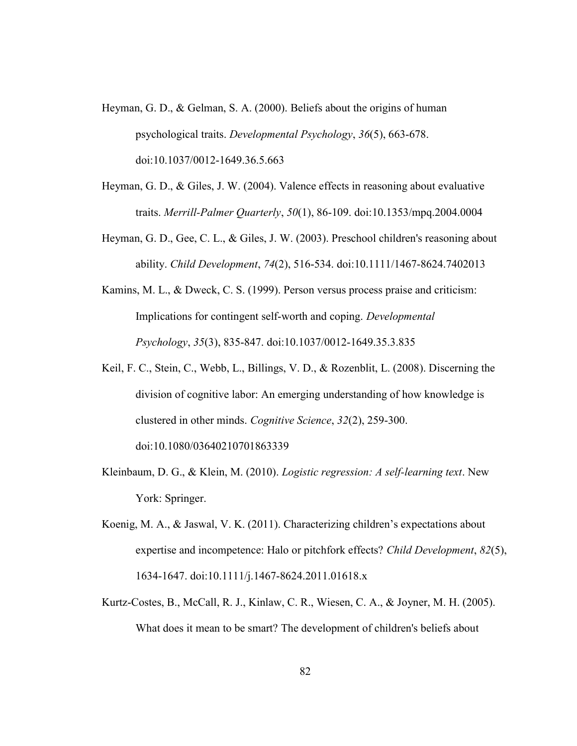Heyman, G. D., & Gelman, S. A. (2000). Beliefs about the origins of human psychological traits. *Developmental Psychology*, *36*(5), 663-678. doi:10.1037/0012-1649.36.5.663

Heyman, G. D., & Giles, J. W. (2004). Valence effects in reasoning about evaluative traits. *Merrill-Palmer Quarterly*, *50*(1), 86-109. doi:10.1353/mpq.2004.0004

Heyman, G. D., Gee, C. L., & Giles, J. W. (2003). Preschool children's reasoning about ability. *Child Development*, *74*(2), 516-534. doi:10.1111/1467-8624.7402013

Kamins, M. L., & Dweck, C. S. (1999). Person versus process praise and criticism: Implications for contingent self-worth and coping. *Developmental Psychology*, *35*(3), 835-847. doi:10.1037/0012-1649.35.3.835

Keil, F. C., Stein, C., Webb, L., Billings, V. D., & Rozenblit, L. (2008). Discerning the division of cognitive labor: An emerging understanding of how knowledge is clustered in other minds. *Cognitive Science*, *32*(2), 259-300. doi:10.1080/03640210701863339

Kleinbaum, D. G., & Klein, M. (2010). *Logistic regression: A self-learning text*. New York: Springer.

Koenig, M. A., & Jaswal, V. K. (2011). Characterizing children's expectations about expertise and incompetence: Halo or pitchfork effects? *Child Development*, *82*(5), 1634-1647. doi:10.1111/j.1467-8624.2011.01618.x

Kurtz-Costes, B., McCall, R. J., Kinlaw, C. R., Wiesen, C. A., & Joyner, M. H. (2005). What does it mean to be smart? The development of children's beliefs about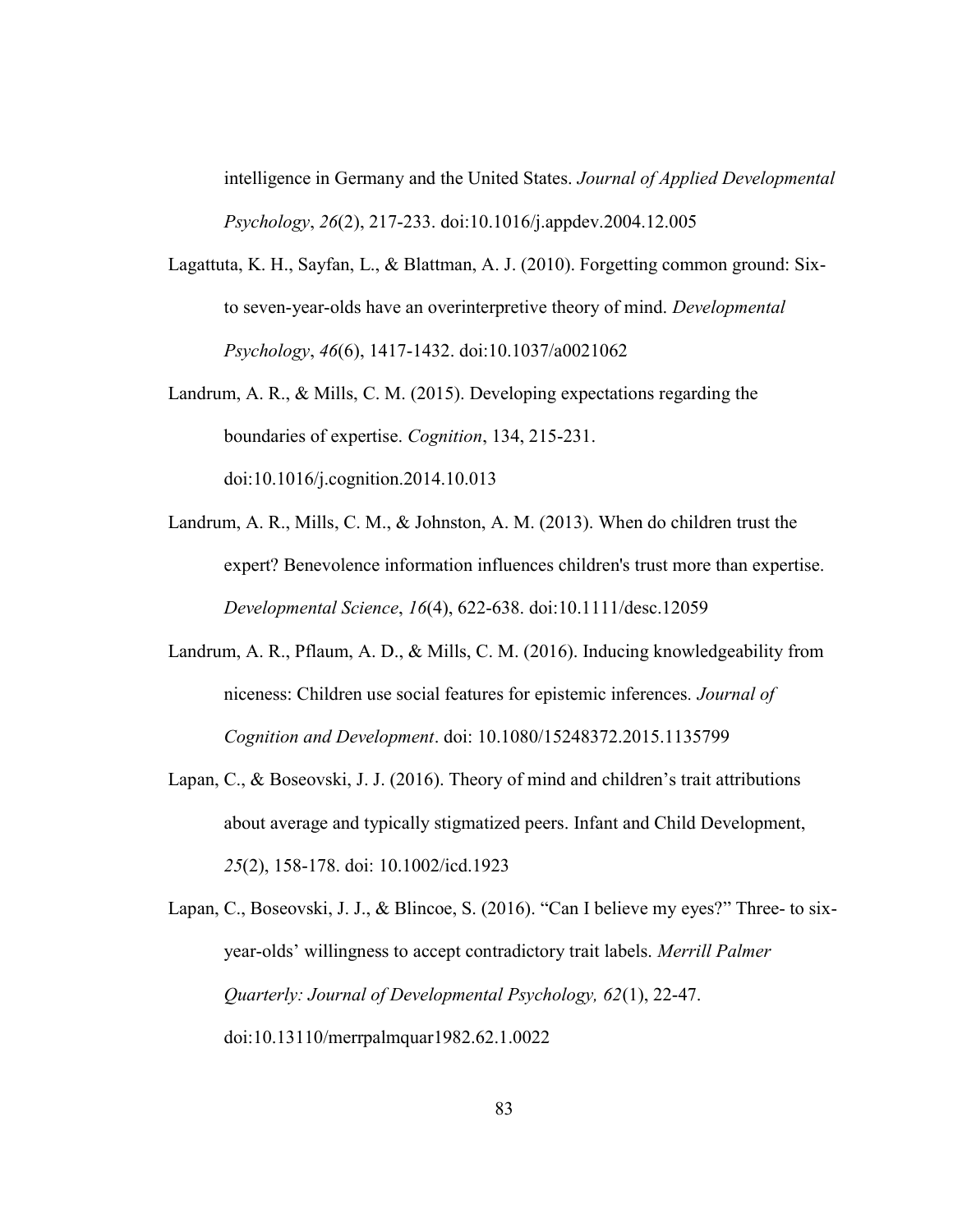intelligence in Germany and the United States. *Journal of Applied Developmental Psychology*, *26*(2), 217-233. doi:10.1016/j.appdev.2004.12.005

Lagattuta, K. H., Sayfan, L., & Blattman, A. J. (2010). Forgetting common ground: Six- to seven-year-olds have an overinterpretive theory of mind. *Developmental Psychology*, *46*(6), 1417-1432. doi:10.1037/a0021062

Landrum, A. R., & Mills, C. M. (2015). Developing expectations regarding the boundaries of expertise. *Cognition*, 134, 215-231. doi:10.1016/j.cognition.2014.10.013

Landrum, A. R., Mills, C. M., & Johnston, A. M. (2013). When do children trust the expert? Benevolence information influences children's trust more than expertise. *Developmental Science*, *16*(4), 622-638. doi:10.1111/desc.12059

Landrum, A. R., Pflaum, A. D., & Mills, C. M. (2016). Inducing knowledgeability from niceness: Children use social features for epistemic inferences. *Journal of Cognition and Development*. doi: 10.1080/15248372.2015.1135799

Lapan, C., & Boseovski, J. J. (2016). Theory of mind and children's trait attributions about average and typically stigmatized peers. Infant and Child Development, *25*(2), 158-178. doi: 10.1002/icd.1923

Lapan, C., Boseovski, J. J., & Blincoe, S. (2016). "Can I believe my eyes?" Three- to six-year-olds' willingness to accept contradictory trait labels. *Merrill Palmer Quarterly: Journal of Developmental Psychology, 62*(1), 22-47. doi:10.13110/merrpalmquar1982.62.1.0022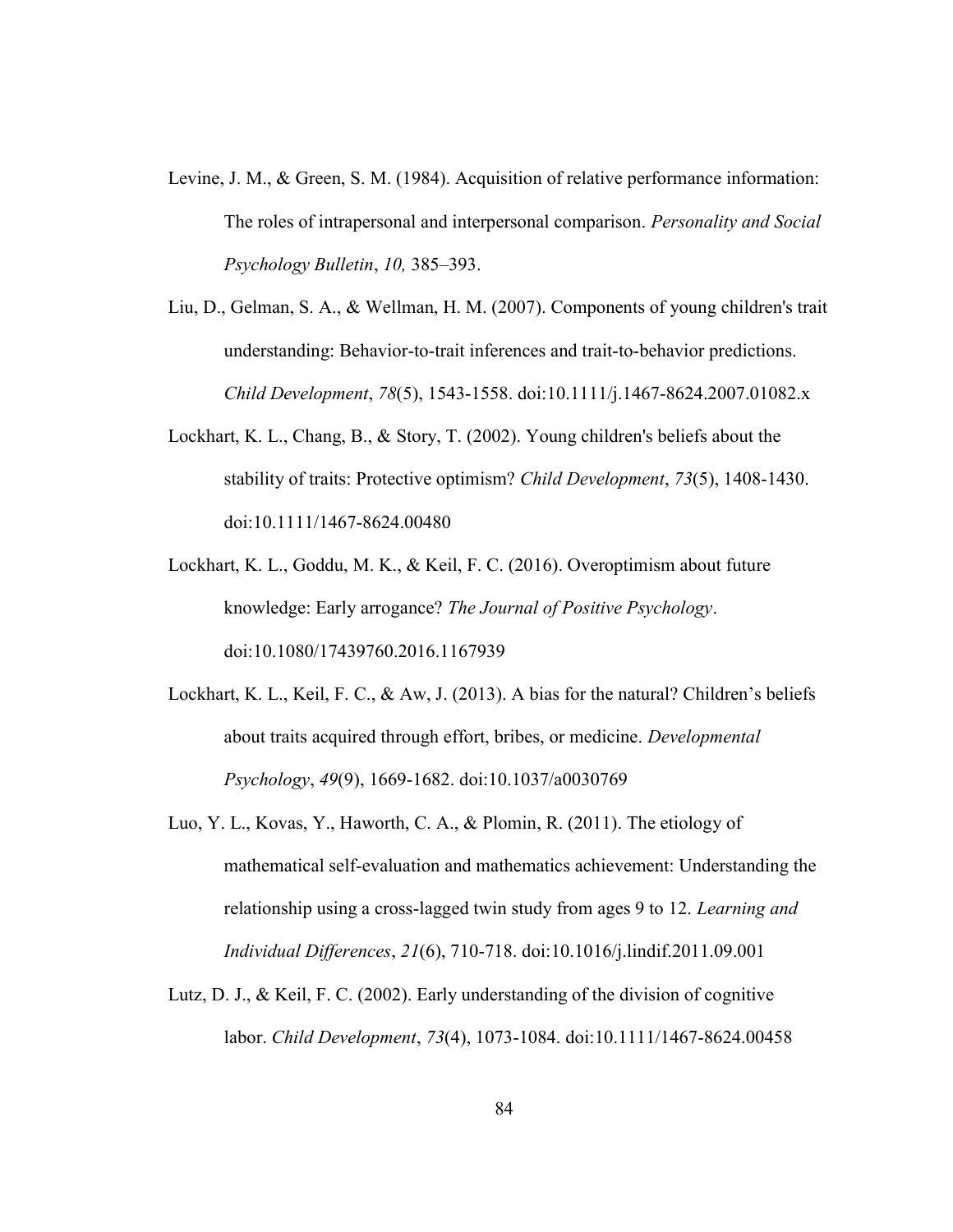Levine, J. M., & Green, S. M. (1984). Acquisition of relative performance information: The roles of intrapersonal and interpersonal comparison. *Personality and Social Psychology Bulletin*, *10,* 385–393.

Liu, D., Gelman, S. A., & Wellman, H. M. (2007). Components of young children's trait understanding: Behavior-to-trait inferences and trait-to-behavior predictions. *Child Development*, *78*(5), 1543-1558. doi:10.1111/j.1467-8624.2007.01082.x

Lockhart, K. L., Chang, B., & Story, T. (2002). Young children's beliefs about the stability of traits: Protective optimism? *Child Development*, *73*(5), 1408-1430. doi:10.1111/1467-8624.00480

Lockhart, K. L., Goddu, M. K., & Keil, F. C. (2016). Overoptimism about future knowledge: Early arrogance? *The Journal of Positive Psychology*. doi:10.1080/17439760.2016.1167939

Lockhart, K. L., Keil, F. C., & Aw, J. (2013). A bias for the natural? Children's beliefs about traits acquired through effort, bribes, or medicine. *Developmental Psychology*, *49*(9), 1669-1682. doi:10.1037/a0030769

Luo, Y. L., Kovas, Y., Haworth, C. A., & Plomin, R. (2011). The etiology of mathematical self-evaluation and mathematics achievement: Understanding the relationship using a cross-lagged twin study from ages 9 to 12. *Learning and Individual Differences*, *21*(6), 710-718. doi:10.1016/j.lindif.2011.09.001

Lutz, D. J., & Keil, F. C. (2002). Early understanding of the division of cognitive labor. *Child Development*, *73*(4), 1073-1084. doi:10.1111/1467-8624.00458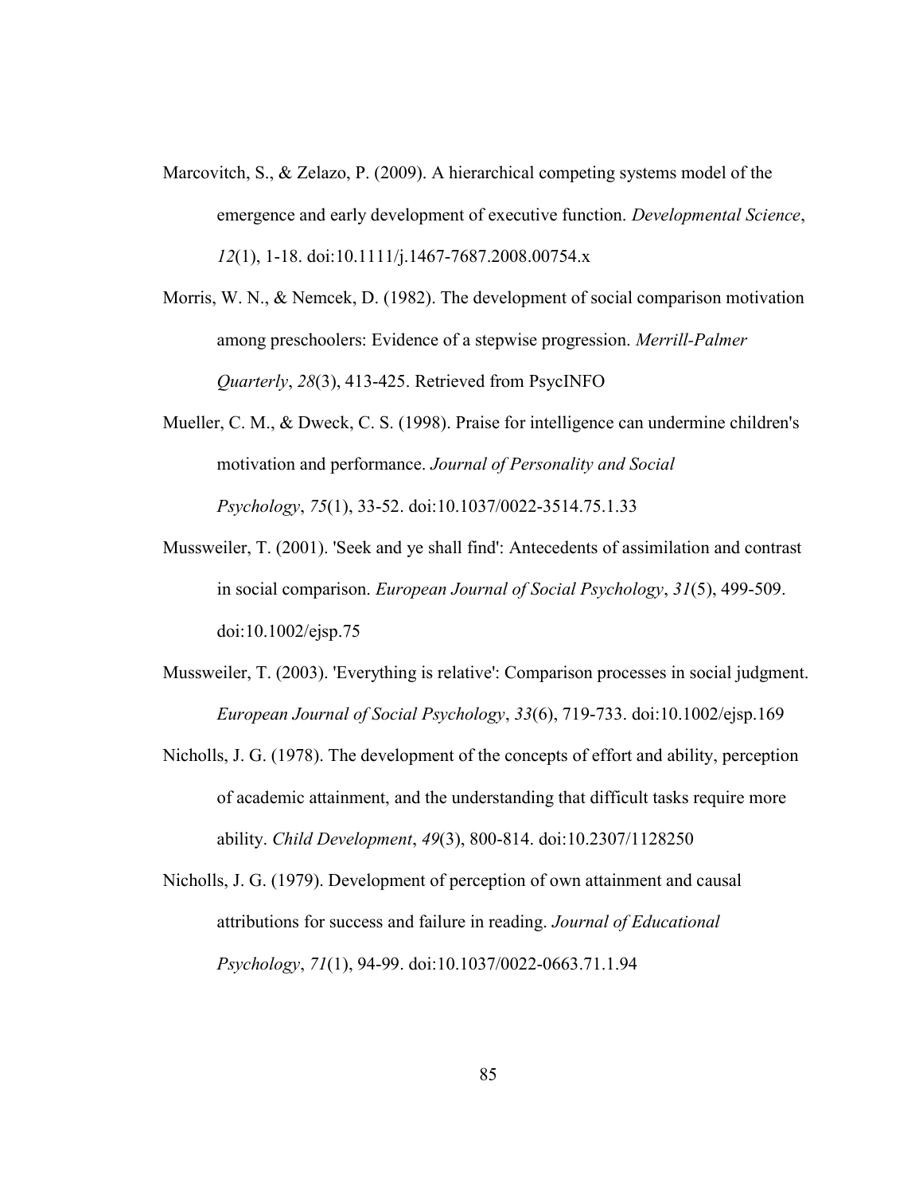Marcovitch, S., & Zelazo, P. (2009). A hierarchical competing systems model of the emergence and early development of executive function. *Developmental Science*, *12*(1), 1-18. doi:10.1111/j.1467-7687.2008.00754.x

Morris, W. N., & Nemcek, D. (1982). The development of social comparison motivation among preschoolers: Evidence of a stepwise progression. *Merrill-Palmer Quarterly*, *28*(3), 413-425. Retrieved from PsycINFO

Mueller, C. M., & Dweck, C. S. (1998). Praise for intelligence can undermine children's motivation and performance. *Journal of Personality and Social Psychology*, *75*(1), 33-52. doi:10.1037/0022-3514.75.1.33

Mussweiler, T. (2001). 'Seek and ye shall find': Antecedents of assimilation and contrast in social comparison. *European Journal of Social Psychology*, *31*(5), 499-509. doi:10.1002/ejsp.75

Mussweiler, T. (2003). 'Everything is relative': Comparison processes in social judgment. *European Journal of Social Psychology*, *33*(6), 719-733. doi:10.1002/ejsp.169

Nicholls, J. G. (1978). The development of the concepts of effort and ability, perception of academic attainment, and the understanding that difficult tasks require more ability. *Child Development*, *49*(3), 800-814. doi:10.2307/1128250

Nicholls, J. G. (1979). Development of perception of own attainment and causal attributions for success and failure in reading. *Journal of Educational Psychology*, *71*(1), 94-99. doi:10.1037/0022-0663.71.1.94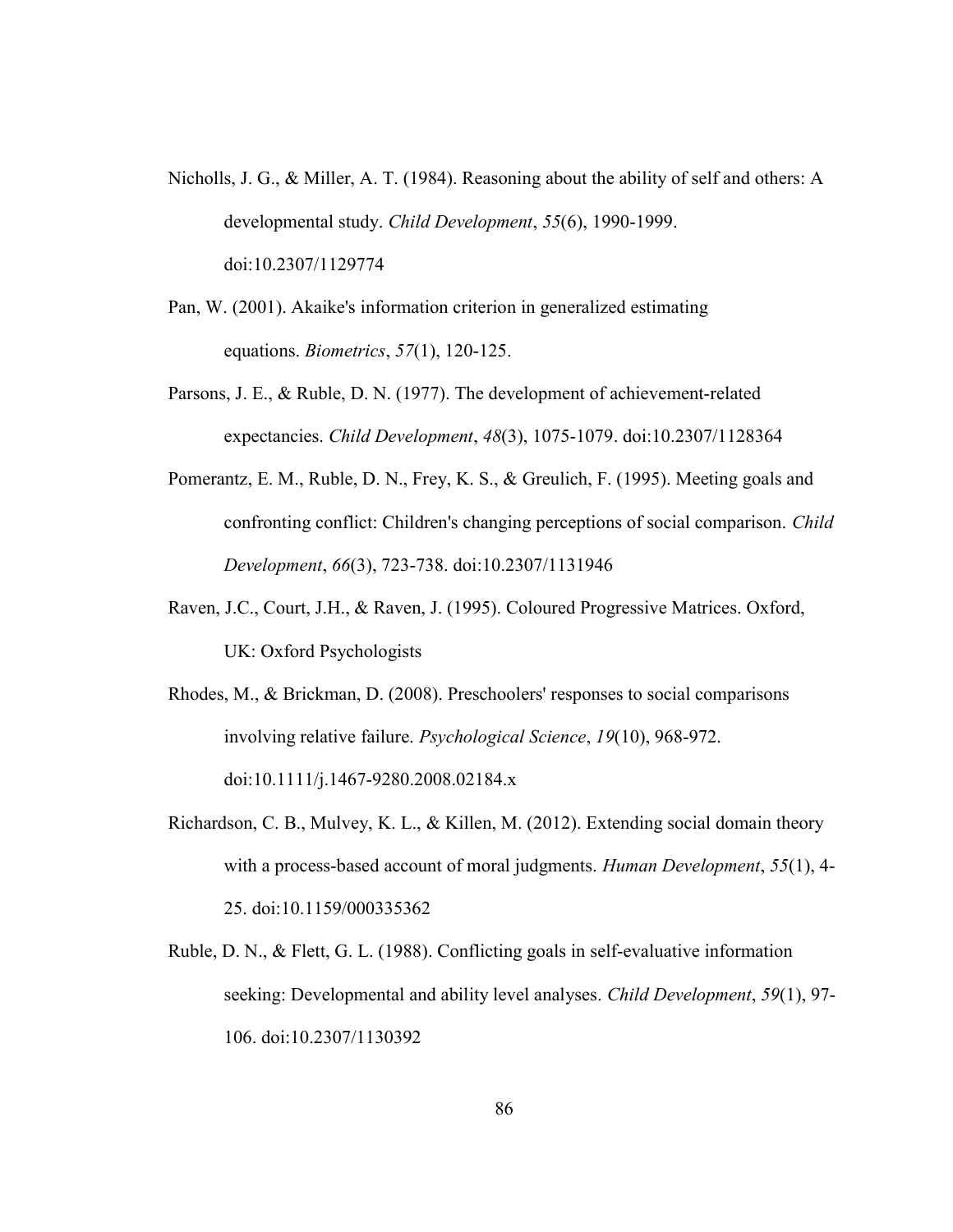Nicholls, J. G., & Miller, A. T. (1984). Reasoning about the ability of self and others: A developmental study. *Child Development*, *55*(6), 1990-1999. doi:10.2307/1129774

Pan, W. (2001). Akaike's information criterion in generalized estimating equations. *Biometrics*, *57*(1), 120-125.

Parsons, J. E., & Ruble, D. N. (1977). The development of achievement-related expectancies. *Child Development*, *48*(3), 1075-1079. doi:10.2307/1128364

Pomerantz, E. M., Ruble, D. N., Frey, K. S., & Greulich, F. (1995). Meeting goals and confronting conflict: Children's changing perceptions of social comparison. *Child Development*, *66*(3), 723-738. doi:10.2307/1131946

Raven, J.C., Court, J.H., & Raven, J. (1995). Coloured Progressive Matrices. Oxford, UK: Oxford Psychologists

Rhodes, M., & Brickman, D. (2008). Preschoolers' responses to social comparisons involving relative failure. *Psychological Science*, *19*(10), 968-972. doi:10.1111/j.1467-9280.2008.02184.x

Richardson, C. B., Mulvey, K. L., & Killen, M. (2012). Extending social domain theory with a process-based account of moral judgments. *Human Development*, *55*(1), 4-25. doi:10.1159/000335362

Ruble, D. N., & Flett, G. L. (1988). Conflicting goals in self-evaluative information seeking: Developmental and ability level analyses. *Child Development*, *59*(1), 97-106. doi:10.2307/1130392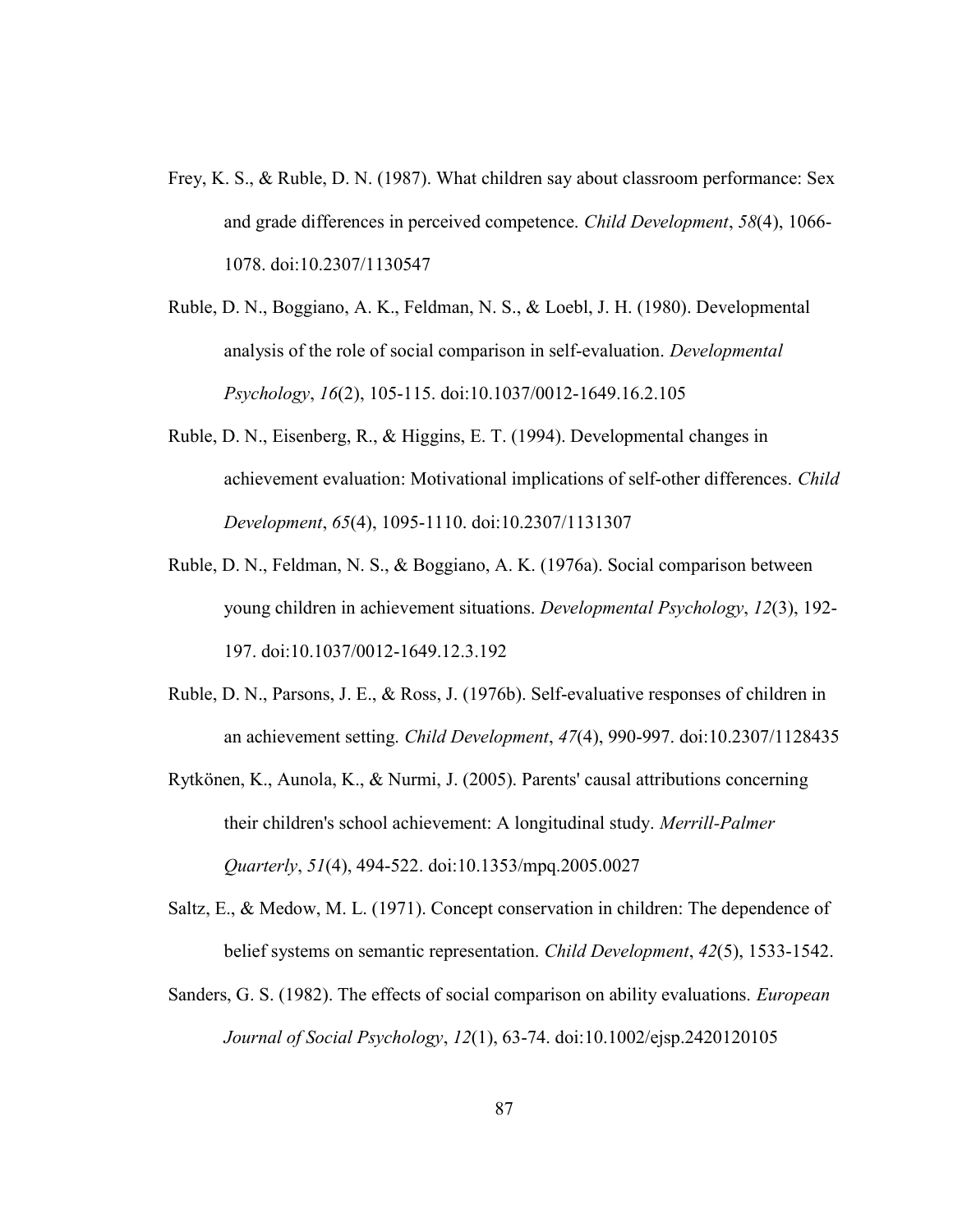Frey, K. S., & Ruble, D. N. (1987). What children say about classroom performance: Sex and grade differences in perceived competence. *Child Development*, *58*(4), 1066-1078. doi:10.2307/1130547

Ruble, D. N., Boggiano, A. K., Feldman, N. S., & Loebl, J. H. (1980). Developmental analysis of the role of social comparison in self-evaluation. *Developmental Psychology*, *16*(2), 105-115. doi:10.1037/0012-1649.16.2.105

Ruble, D. N., Eisenberg, R., & Higgins, E. T. (1994). Developmental changes in achievement evaluation: Motivational implications of self-other differences. *Child Development*, *65*(4), 1095-1110. doi:10.2307/1131307

Ruble, D. N., Feldman, N. S., & Boggiano, A. K. (1976a). Social comparison between young children in achievement situations. *Developmental Psychology*, *12*(3), 192-197. doi:10.1037/0012-1649.12.3.192

Ruble, D. N., Parsons, J. E., & Ross, J. (1976b). Self-evaluative responses of children in an achievement setting. *Child Development*, *47*(4), 990-997. doi:10.2307/1128435

Rytkönen, K., Aunola, K., & Nurmi, J. (2005). Parents' causal attributions concerning their children's school achievement: A longitudinal study. *Merrill-Palmer Quarterly*, *51*(4), 494-522. doi:10.1353/mpq.2005.0027

Saltz, E., & Medow, M. L. (1971). Concept conservation in children: The dependence of belief systems on semantic representation. *Child Development*, *42*(5), 1533-1542.

Sanders, G. S. (1982). The effects of social comparison on ability evaluations. *European Journal of Social Psychology*, *12*(1), 63-74. doi:10.1002/ejsp.2420120105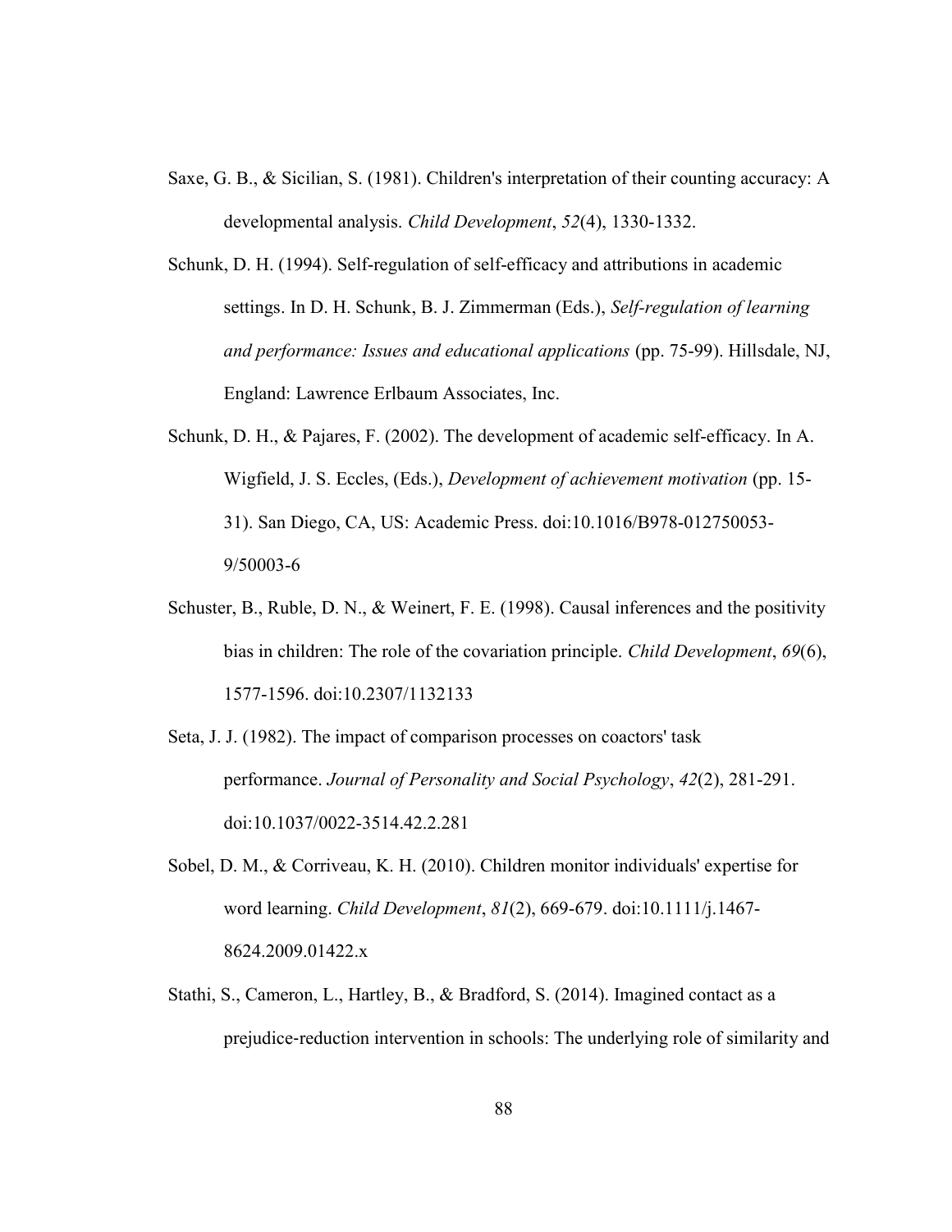Saxe, G. B., & Sicilian, S. (1981). Children's interpretation of their counting accuracy: A developmental analysis. *Child Development*, *52*(4), 1330-1332.

Schunk, D. H. (1994). Self-regulation of self-efficacy and attributions in academic settings. In D. H. Schunk, B. J. Zimmerman (Eds.), *Self-regulation of learning and performance: Issues and educational applications* (pp. 75-99). Hillsdale, NJ, England: Lawrence Erlbaum Associates, Inc.

Schunk, D. H., & Pajares, F. (2002). The development of academic self-efficacy. In A. Wigfield, J. S. Eccles, (Eds.), *Development of achievement motivation* (pp. 15-31). San Diego, CA, US: Academic Press. doi:10.1016/B978-012750053-9/50003-6

Schuster, B., Ruble, D. N., & Weinert, F. E. (1998). Causal inferences and the positivity bias in children: The role of the covariation principle. *Child Development*, *69*(6), 1577-1596. doi:10.2307/1132133

Seta, J. J. (1982). The impact of comparison processes on coactors' task performance. *Journal of Personality and Social Psychology*, *42*(2), 281-291. doi:10.1037/0022-3514.42.2.281

Sobel, D. M., & Corriveau, K. H. (2010). Children monitor individuals' expertise for word learning. *Child Development*, *81*(2), 669-679. doi:10.1111/j.1467-8624.2009.01422.x

Stathi, S., Cameron, L., Hartley, B., & Bradford, S. (2014). Imagined contact as a prejudice-reduction intervention in schools: The underlying role of similarity and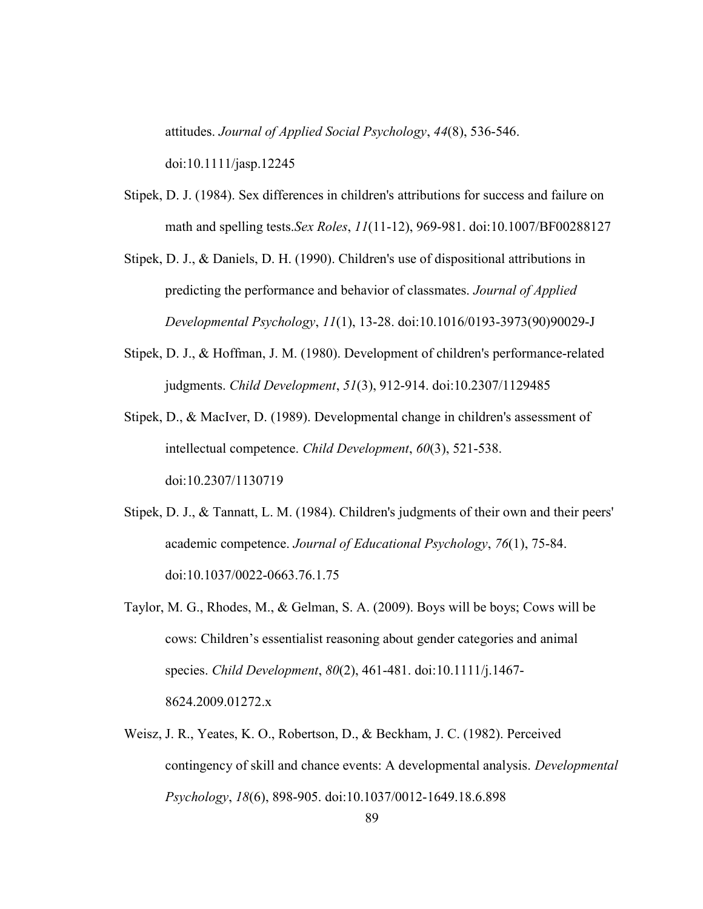attitudes. *Journal of Applied Social Psychology*, *44*(8), 536-546. doi:10.1111/jasp.12245

Stipek, D. J. (1984). Sex differences in children's attributions for success and failure on math and spelling tests.*Sex Roles*, *11*(11-12), 969-981. doi:10.1007/BF00288127

Stipek, D. J., & Daniels, D. H. (1990). Children's use of dispositional attributions in predicting the performance and behavior of classmates. *Journal of Applied Developmental Psychology*, *11*(1), 13-28. doi:10.1016/0193-3973(90)90029-J

Stipek, D. J., & Hoffman, J. M. (1980). Development of children's performance-related judgments. *Child Development*, *51*(3), 912-914. doi:10.2307/1129485

Stipek, D., & MacIver, D. (1989). Developmental change in children's assessment of intellectual competence. *Child Development*, *60*(3), 521-538. doi:10.2307/1130719

Stipek, D. J., & Tannatt, L. M. (1984). Children's judgments of their own and their peers' academic competence. *Journal of Educational Psychology*, *76*(1), 75-84. doi:10.1037/0022-0663.76.1.75

Taylor, M. G., Rhodes, M., & Gelman, S. A. (2009). Boys will be boys; Cows will be cows: Children's essentialist reasoning about gender categories and animal species. *Child Development*, *80*(2), 461-481. doi:10.1111/j.1467-8624.2009.01272.x

Weisz, J. R., Yeates, K. O., Robertson, D., & Beckham, J. C. (1982). Perceived contingency of skill and chance events: A developmental analysis. *Developmental Psychology*, *18*(6), 898-905. doi:10.1037/0012-1649.18.6.898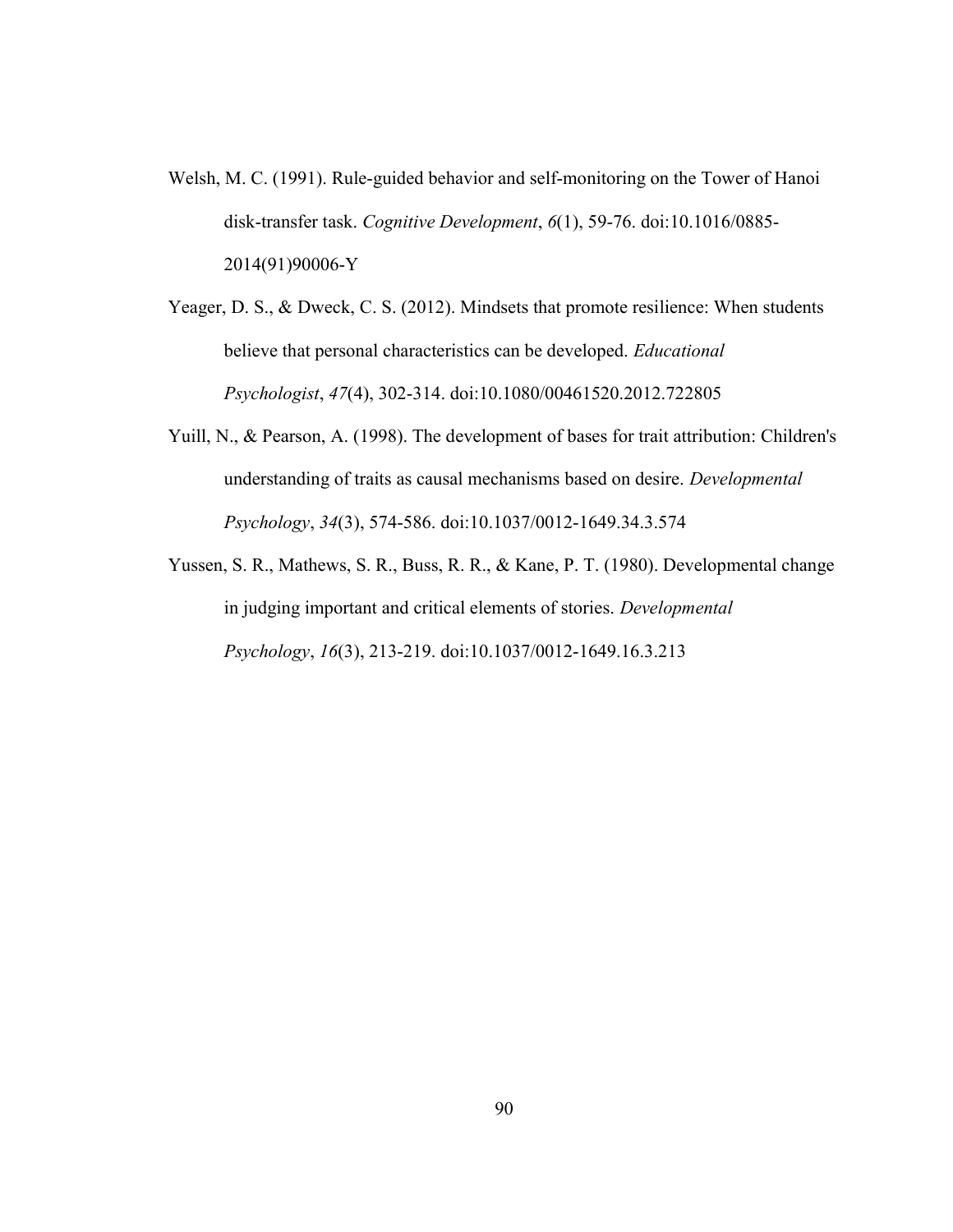Welsh, M. C. (1991). Rule-guided behavior and self-monitoring on the Tower of Hanoi disk-transfer task. *Cognitive Development*, *6*(1), 59-76. doi:10.1016/0885-2014(91)90006-Y

Yeager, D. S., & Dweck, C. S. (2012). Mindsets that promote resilience: When students believe that personal characteristics can be developed. *Educational Psychologist*, *47*(4), 302-314. doi:10.1080/00461520.2012.722805

Yuill, N., & Pearson, A. (1998). The development of bases for trait attribution: Children's understanding of traits as causal mechanisms based on desire. *Developmental Psychology*, *34*(3), 574-586. doi:10.1037/0012-1649.34.3.574

Yussen, S. R., Mathews, S. R., Buss, R. R., & Kane, P. T. (1980). Developmental change in judging important and critical elements of stories. *Developmental Psychology*, *16*(3), 213-219. doi:10.1037/0012-1649.16.3.213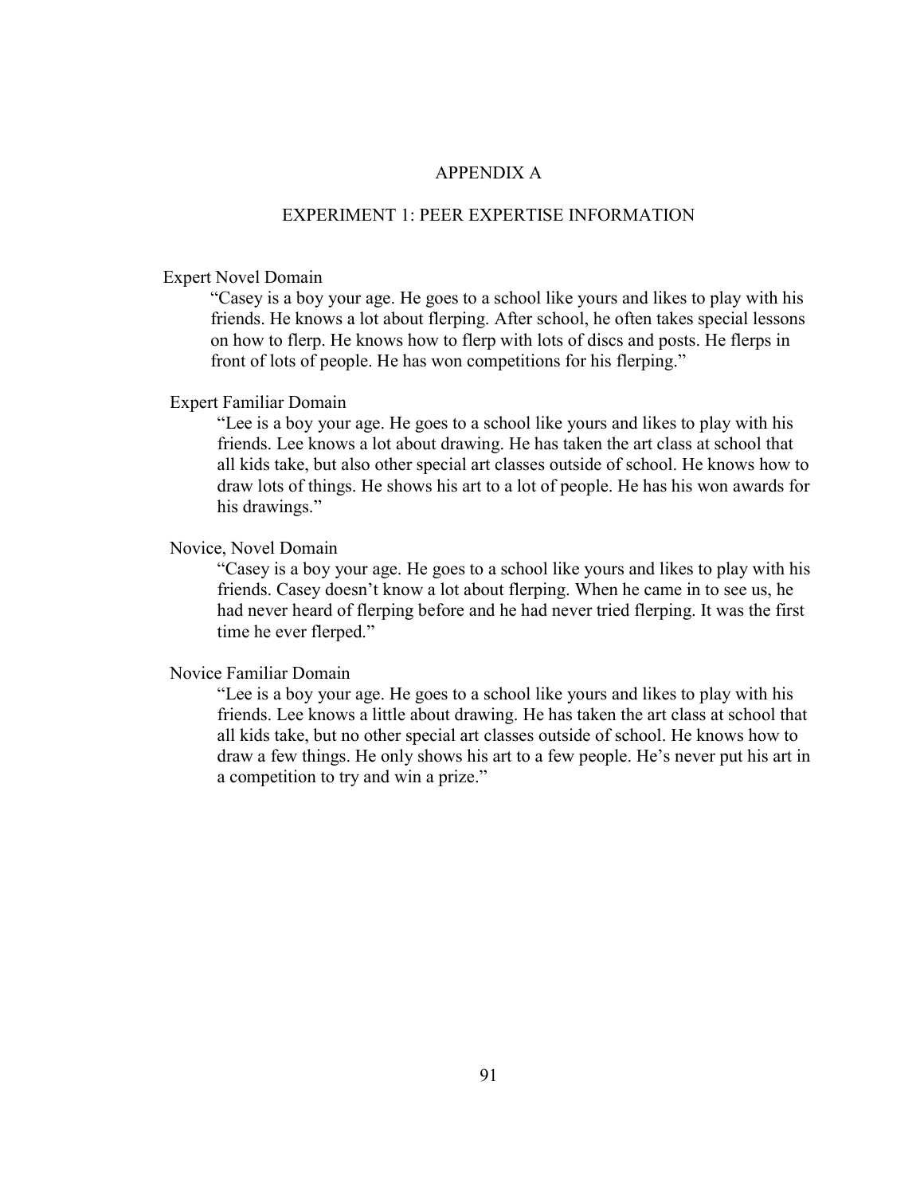# APPENDIX A

## EXPERIMENT 1: PEER EXPERTISE INFORMATION

Expert Novel Domain

> "Casey is a boy your age. He goes to a school like yours and likes to play with his friends. He knows a lot about flerping. After school, he often takes special lessons on how to flerp. He knows how to flerp with lots of discs and posts. He flerps in front of lots of people. He has won competitions for his flerping."

Expert Familiar Domain

> "Lee is a boy your age. He goes to a school like yours and likes to play with his friends. Lee knows a lot about drawing. He has taken the art class at school that all kids take, but also other special art classes outside of school. He knows how to draw lots of things. He shows his art to a lot of people. He has his won awards for his drawings."

Novice, Novel Domain

> "Casey is a boy your age. He goes to a school like yours and likes to play with his friends. Casey doesn't know a lot about flerping. When he came in to see us, he had never heard of flerping before and he had never tried flerping. It was the first time he ever flerped."

Novice Familiar Domain

> "Lee is a boy your age. He goes to a school like yours and likes to play with his friends. Lee knows a little about drawing. He has taken the art class at school that all kids take, but no other special art classes outside of school. He knows how to draw a few things. He only shows his art to a few people. He's never put his art in a competition to try and win a prize."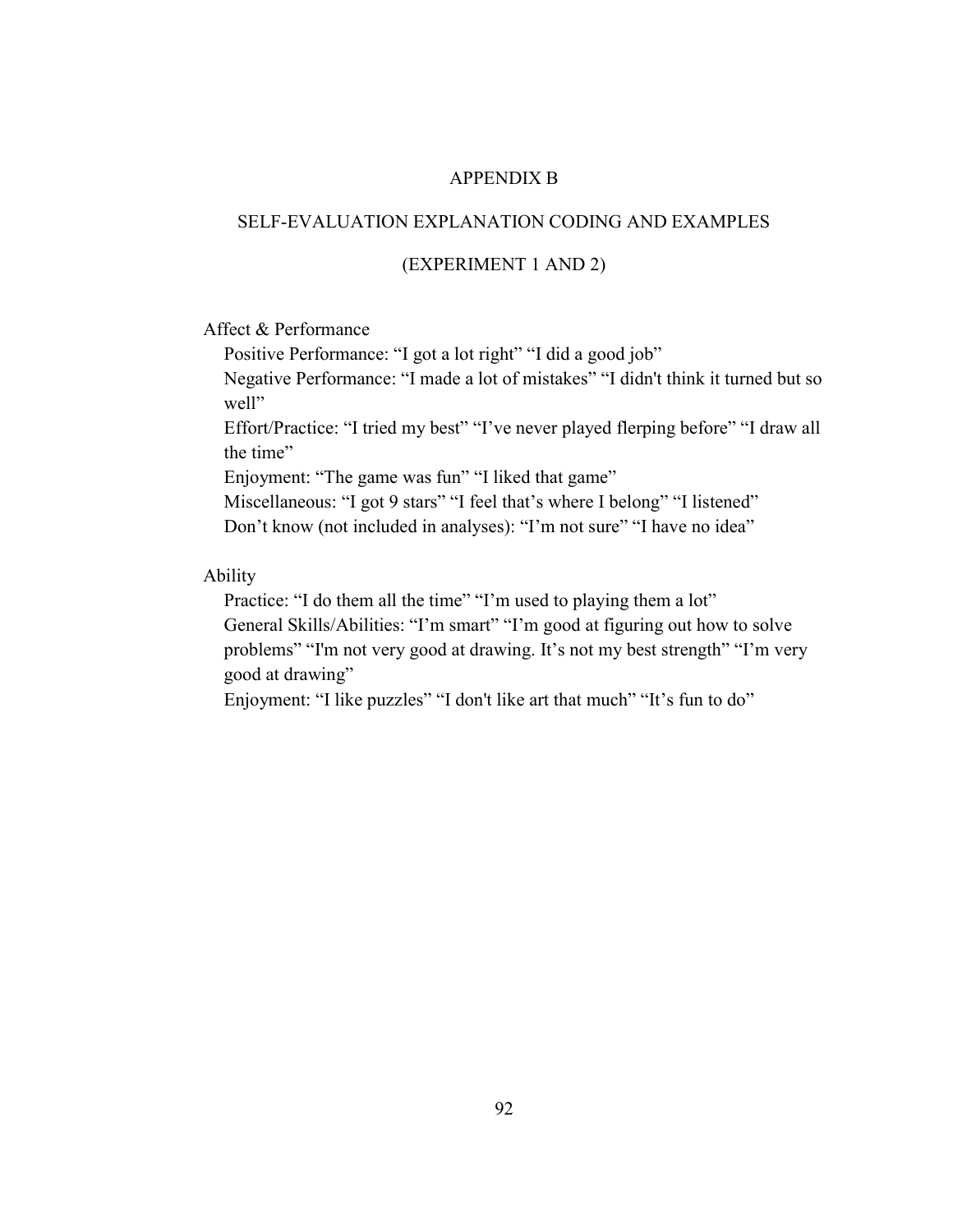# APPENDIX B

## SELF-EVALUATION EXPLANATION CODING AND EXAMPLES

## (EXPERIMENT 1 AND 2)

Affect & Performance

- Positive Performance: “I got a lot right” “I did a good job”
- Negative Performance: “I made a lot of mistakes” “I didn't think it turned but so well”
- Effort/Practice: “I tried my best” “I’ve never played flerping before” “I draw all the time”
- Enjoyment: “The game was fun” “I liked that game”
- Miscellaneous: “I got 9 stars” “I feel that’s where I belong” “I listened”
- Don’t know (not included in analyses): “I’m not sure” “I have no idea”

Ability

- Practice: “I do them all the time” “I’m used to playing them a lot”
- General Skills/Abilities: “I’m smart” “I’m good at figuring out how to solve problems” “I'm not very good at drawing. It’s not my best strength” “I’m very good at drawing”
- Enjoyment: “I like puzzles” “I don't like art that much” “It’s fun to do”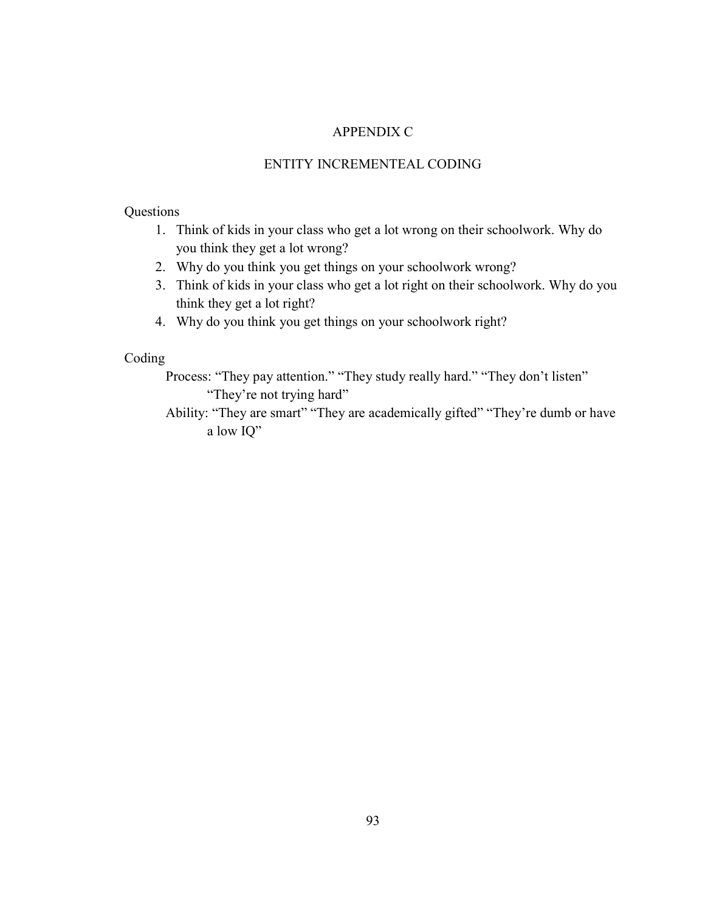# APPENDIX C

## ENTITY INCREMENTEAL CODING

Questions

1. Think of kids in your class who get a lot wrong on their schoolwork. Why do you think they get a lot wrong?
2. Why do you think you get things on your schoolwork wrong?
3. Think of kids in your class who get a lot right on their schoolwork. Why do you think they get a lot right?
4. Why do you think you get things on your schoolwork right?

Coding

Process: "They pay attention." "They study really hard." "They don't listen" "They're not trying hard"

Ability: "They are smart" "They are academically gifted" "They're dumb or have a low IQ"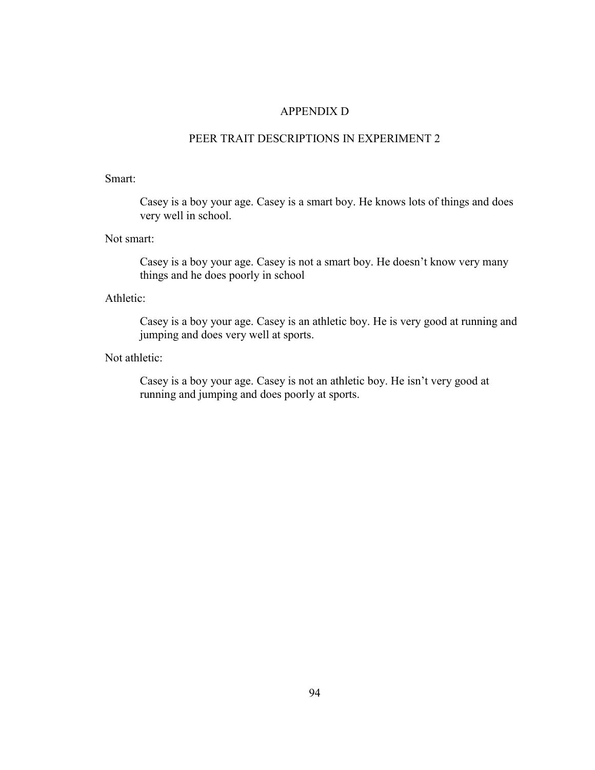# APPENDIX D

## PEER TRAIT DESCRIPTIONS IN EXPERIMENT 2

Smart:

> Casey is a boy your age. Casey is a smart boy. He knows lots of things and does very well in school.

Not smart:

> Casey is a boy your age. Casey is not a smart boy. He doesn't know very many things and he does poorly in school

Athletic:

> Casey is a boy your age. Casey is an athletic boy. He is very good at running and jumping and does very well at sports.

Not athletic:

> Casey is a boy your age. Casey is not an athletic boy. He isn't very good at running and jumping and does poorly at sports.